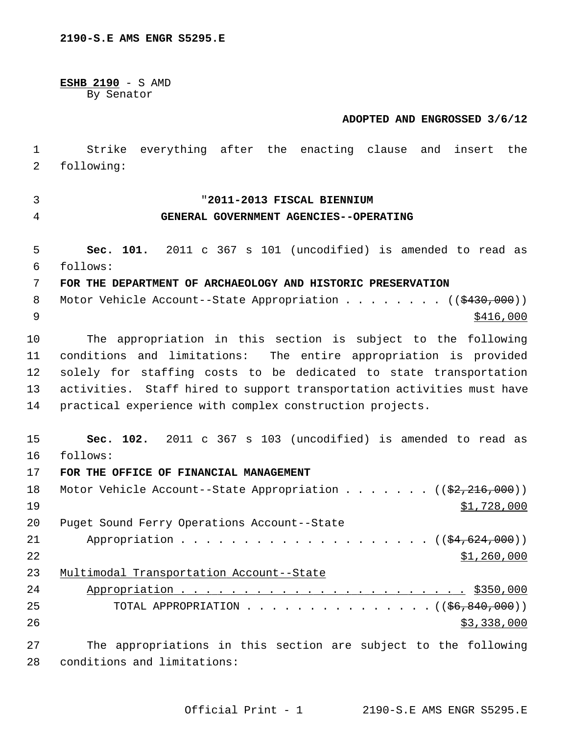2190-S.E AMS ENGR S5295.E

**ESHB 2190** - S AMD
By Senator

**ADOPTED AND ENGROSSED 3/6/12**

Strike everything after the enacting clause and insert the following:

"**2011-2013 FISCAL BIENNIUM**
**GENERAL GOVERNMENT AGENCIES--OPERATING**

**Sec. 101.** 2011 c 367 s 101 (uncodified) is amended to read as follows:

**FOR THE DEPARTMENT OF ARCHAEOLOGY AND HISTORIC PRESERVATION**

Motor Vehicle Account--State Appropriation . . . . . . . . (( ~~$430,000~~ ))
$416,000

The appropriation in this section is subject to the following conditions and limitations: The entire appropriation is provided solely for staffing costs to be dedicated to state transportation activities. Staff hired to support transportation activities must have practical experience with complex construction projects.

**Sec. 102.** 2011 c 367 s 103 (uncodified) is amended to read as follows:

**FOR THE OFFICE OF FINANCIAL MANAGEMENT**

Motor Vehicle Account--State Appropriation . . . . . . . (( ~~$2,216,000~~ ))
$1,728,000

Puget Sound Ferry Operations Account--State
Appropriation . . . . . . . . . . . . . . . . . . . . (( ~~$4,624,000~~ ))
$1,260,000

Multimodal Transportation Account--State
Appropriation . . . . . . . . . . . . . . . . . . . . . . . $350,000

TOTAL APPROPRIATION . . . . . . . . . . . . . . . (( ~~$6,840,000~~ ))
$3,338,000

The appropriations in this section are subject to the following conditions and limitations: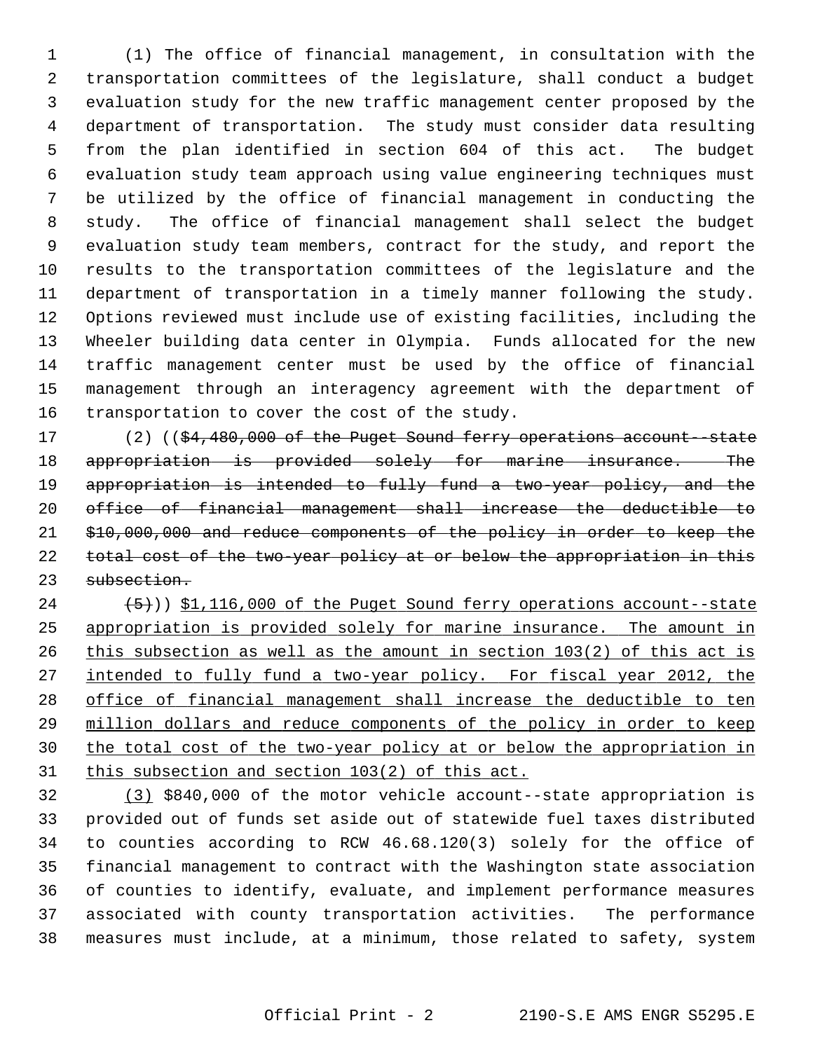(1) The office of financial management, in consultation with the transportation committees of the legislature, shall conduct a budget evaluation study for the new traffic management center proposed by the department of transportation. The study must consider data resulting from the plan identified in section 604 of this act. The budget evaluation study team approach using value engineering techniques must be utilized by the office of financial management in conducting the study. The office of financial management shall select the budget evaluation study team members, contract for the study, and report the results to the transportation committees of the legislature and the department of transportation in a timely manner following the study. Options reviewed must include use of existing facilities, including the Wheeler building data center in Olympia. Funds allocated for the new traffic management center must be used by the office of financial management through an interagency agreement with the department of transportation to cover the cost of the study.

(2) ((~~$4,480,000 of the Puget Sound ferry operations account--state appropriation is provided solely for marine insurance. The appropriation is intended to fully fund a two-year policy, and the office of financial management shall increase the deductible to $10,000,000 and reduce components of the policy in order to keep the total cost of the two-year policy at or below the appropriation in this subsection.~~

~~(5)~~)) <u>$1,116,000 of the Puget Sound ferry operations account--state appropriation is provided solely for marine insurance. The amount in this subsection as well as the amount in section 103(2) of this act is intended to fully fund a two-year policy. For fiscal year 2012, the office of financial management shall increase the deductible to ten million dollars and reduce components of the policy in order to keep the total cost of the two-year policy at or below the appropriation in this subsection and section 103(2) of this act.</u>

<u>(3)</u> $840,000 of the motor vehicle account--state appropriation is provided out of funds set aside out of statewide fuel taxes distributed to counties according to RCW 46.68.120(3) solely for the office of financial management to contract with the Washington state association of counties to identify, evaluate, and implement performance measures associated with county transportation activities. The performance measures must include, at a minimum, those related to safety, system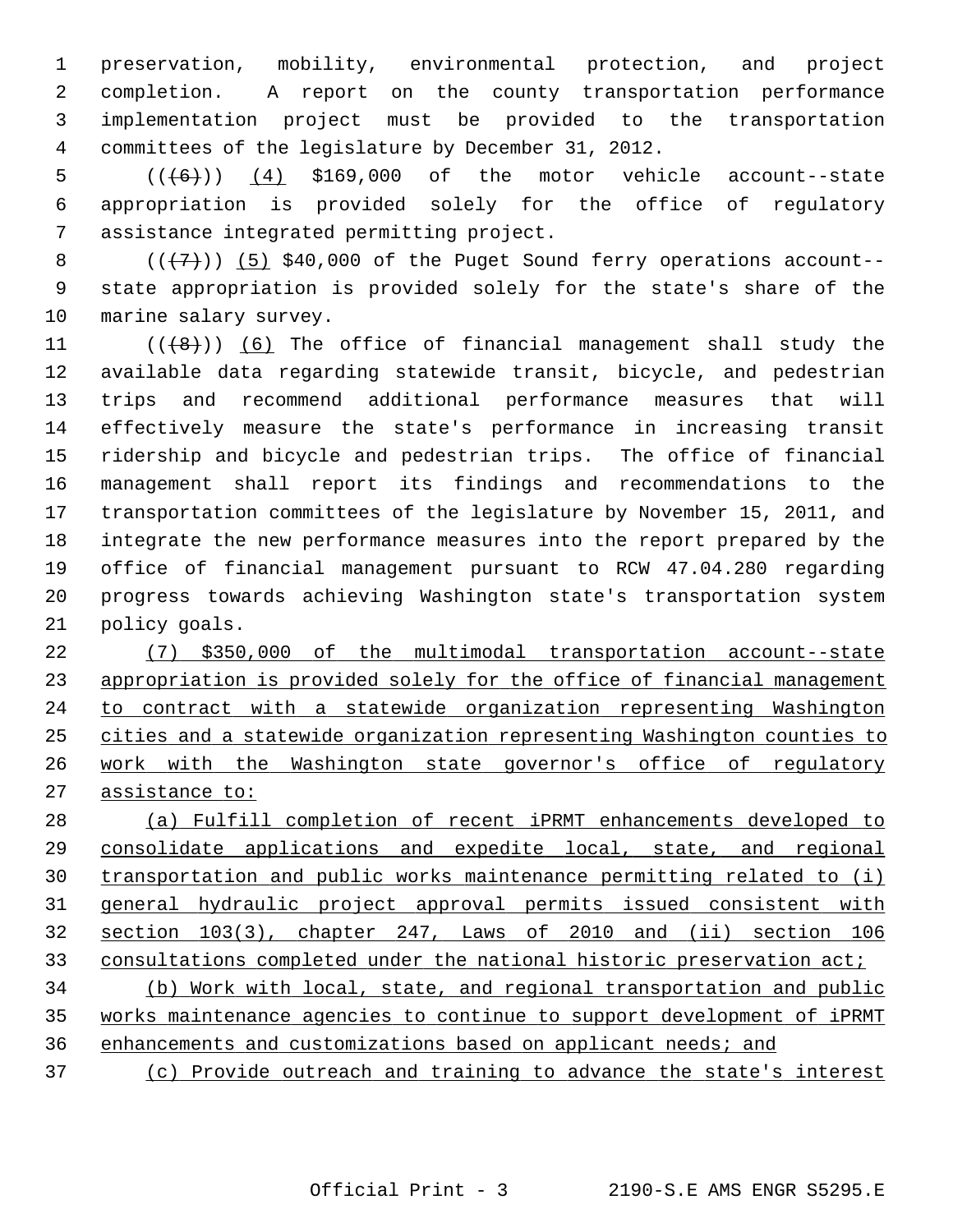preservation, mobility, environmental protection, and project completion. A report on the county transportation performance implementation project must be provided to the transportation committees of the legislature by December 31, 2012.

((~~(6)~~)) <u>(4)</u> $169,000 of the motor vehicle account--state appropriation is provided solely for the office of regulatory assistance integrated permitting project.

((~~(7)~~)) <u>(5)</u> $40,000 of the Puget Sound ferry operations account--state appropriation is provided solely for the state's share of the marine salary survey.

((~~(8)~~)) <u>(6)</u> The office of financial management shall study the available data regarding statewide transit, bicycle, and pedestrian trips and recommend additional performance measures that will effectively measure the state's performance in increasing transit ridership and bicycle and pedestrian trips. The office of financial management shall report its findings and recommendations to the transportation committees of the legislature by November 15, 2011, and integrate the new performance measures into the report prepared by the office of financial management pursuant to RCW 47.04.280 regarding progress towards achieving Washington state's transportation system policy goals.

<u>(7) $350,000 of the multimodal transportation account--state appropriation is provided solely for the office of financial management to contract with a statewide organization representing Washington cities and a statewide organization representing Washington counties to work with the Washington state governor's office of regulatory assistance to:</u>

<u>(a) Fulfill completion of recent iPRMT enhancements developed to consolidate applications and expedite local, state, and regional transportation and public works maintenance permitting related to (i) general hydraulic project approval permits issued consistent with section 103(3), chapter 247, Laws of 2010 and (ii) section 106 consultations completed under the national historic preservation act;</u>

<u>(b) Work with local, state, and regional transportation and public works maintenance agencies to continue to support development of iPRMT enhancements and customizations based on applicant needs; and</u>

<u>(c) Provide outreach and training to advance the state's interest</u>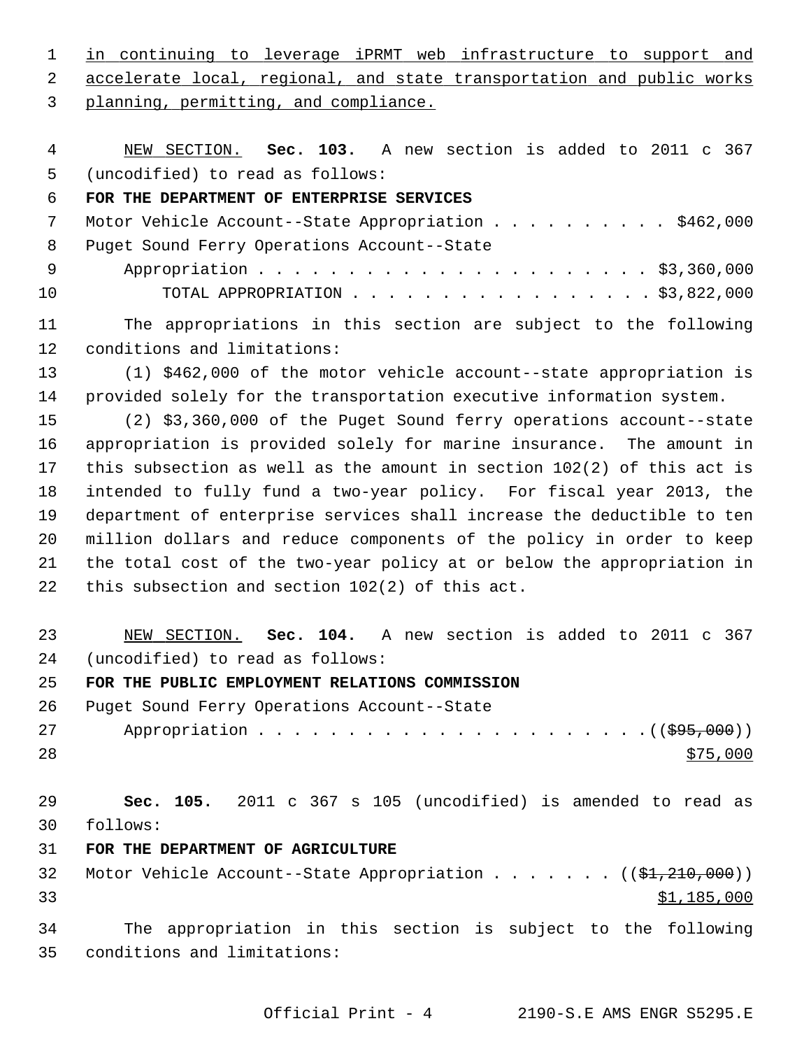in continuing to leverage iPRMT web infrastructure to support and accelerate local, regional, and state transportation and public works planning, permitting, and compliance.

NEW SECTION. **Sec. 103.** A new section is added to 2011 c 367 (uncodified) to read as follows:

**FOR THE DEPARTMENT OF ENTERPRISE SERVICES**

Motor Vehicle Account--State Appropriation . . . . . . . . . . $462,000

Puget Sound Ferry Operations Account--State Appropriation . . . . . . . . . . . . . . . . . . . . . . . $3,360,000

TOTAL APPROPRIATION . . . . . . . . . . . . . . . . . $3,822,000

The appropriations in this section are subject to the following conditions and limitations:

(1) $462,000 of the motor vehicle account--state appropriation is provided solely for the transportation executive information system.

(2) $3,360,000 of the Puget Sound ferry operations account--state appropriation is provided solely for marine insurance. The amount in this subsection as well as the amount in section 102(2) of this act is intended to fully fund a two-year policy. For fiscal year 2013, the department of enterprise services shall increase the deductible to ten million dollars and reduce components of the policy in order to keep the total cost of the two-year policy at or below the appropriation in this subsection and section 102(2) of this act.

NEW SECTION. **Sec. 104.** A new section is added to 2011 c 367 (uncodified) to read as follows:

**FOR THE PUBLIC EMPLOYMENT RELATIONS COMMISSION**

Puget Sound Ferry Operations Account--State Appropriation . . . . . . . . . . . . . . . . . . . . . . ((~~$95,000~~)) $75,000

**Sec. 105.** 2011 c 367 s 105 (uncodified) is amended to read as follows:

**FOR THE DEPARTMENT OF AGRICULTURE**

Motor Vehicle Account--State Appropriation . . . . . . . ((~~$1,210,000~~)) $1,185,000

The appropriation in this section is subject to the following conditions and limitations: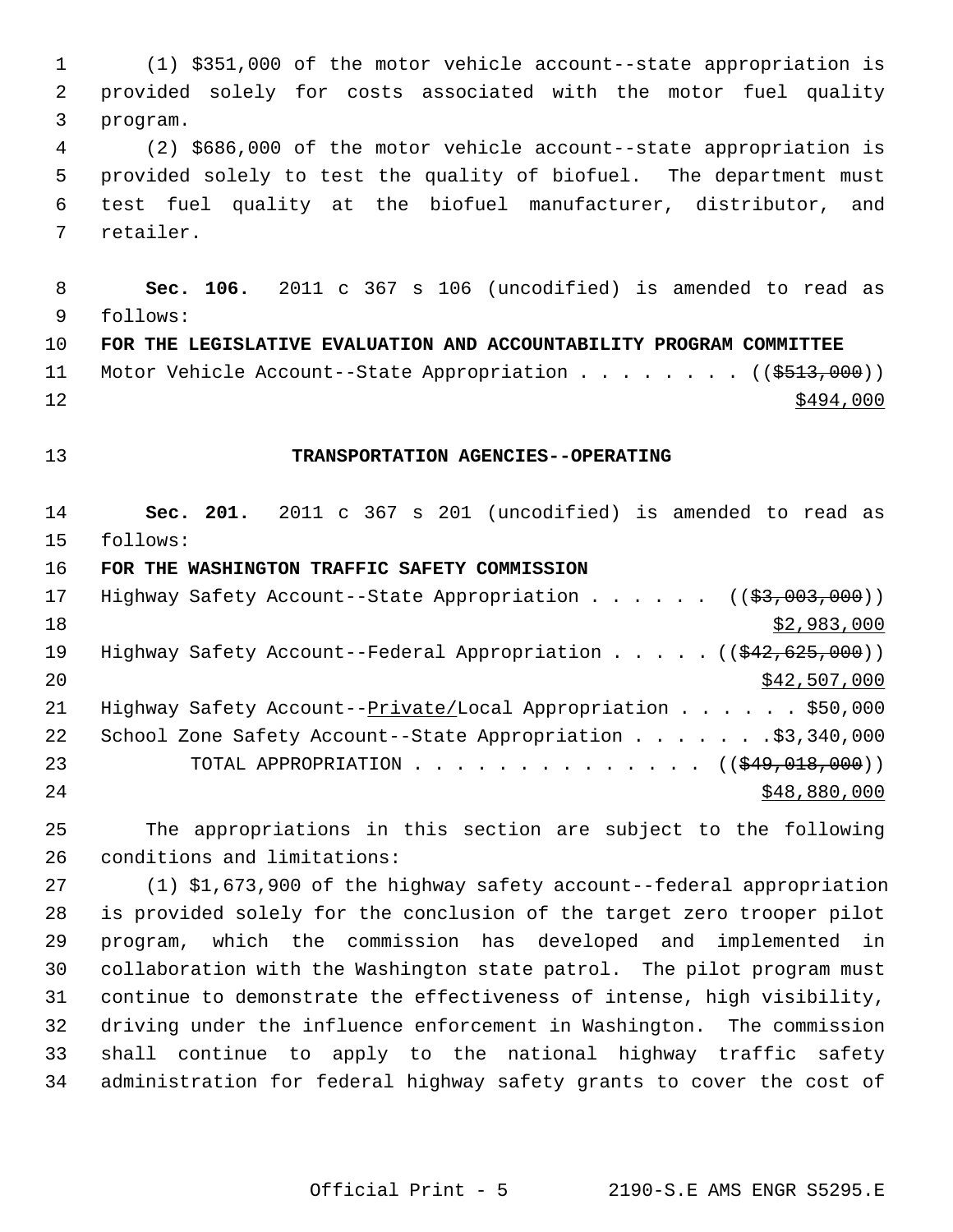(1) $351,000 of the motor vehicle account--state appropriation is provided solely for costs associated with the motor fuel quality program.

(2) $686,000 of the motor vehicle account--state appropriation is provided solely to test the quality of biofuel. The department must test fuel quality at the biofuel manufacturer, distributor, and retailer.

**Sec. 106.** 2011 c 367 s 106 (uncodified) is amended to read as follows:

**FOR THE LEGISLATIVE EVALUATION AND ACCOUNTABILITY PROGRAM COMMITTEE**

Motor Vehicle Account--State Appropriation . . . . . . . . ((~~$513,000~~)) $494,000

**TRANSPORTATION AGENCIES--OPERATING**

**Sec. 201.** 2011 c 367 s 201 (uncodified) is amended to read as follows:

**FOR THE WASHINGTON TRAFFIC SAFETY COMMISSION**

Highway Safety Account--State Appropriation . . . . . . ((~~$3,003,000~~)) $2,983,000

Highway Safety Account--Federal Appropriation . . . . . (( ~~$42,625,000~~)) $42,507,000

Highway Safety Account--Private/Local Appropriation . . . . . . $50,000

School Zone Safety Account--State Appropriation . . . . . . .$3,340,000

TOTAL APPROPRIATION . . . . . . . . . . . . . . (( ~~$49,018,000~~)) $48,880,000

The appropriations in this section are subject to the following conditions and limitations:

(1) $1,673,900 of the highway safety account--federal appropriation is provided solely for the conclusion of the target zero trooper pilot program, which the commission has developed and implemented in collaboration with the Washington state patrol. The pilot program must continue to demonstrate the effectiveness of intense, high visibility, driving under the influence enforcement in Washington. The commission shall continue to apply to the national highway traffic safety administration for federal highway safety grants to cover the cost of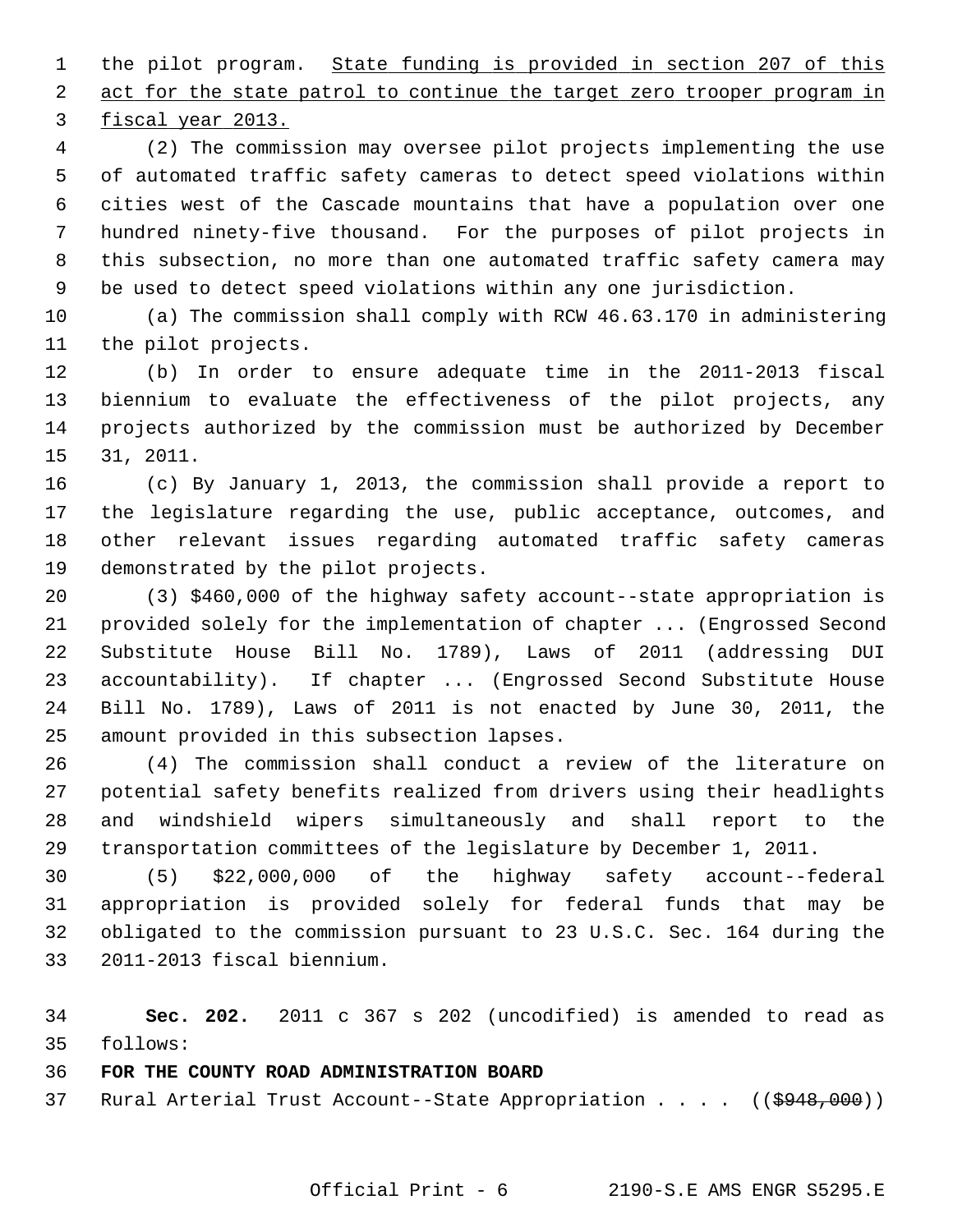the pilot program. <u>State funding is provided in section 207 of this act for the state patrol to continue the target zero trooper program in fiscal year 2013.</u>

(2) The commission may oversee pilot projects implementing the use of automated traffic safety cameras to detect speed violations within cities west of the Cascade mountains that have a population over one hundred ninety-five thousand. For the purposes of pilot projects in this subsection, no more than one automated traffic safety camera may be used to detect speed violations within any one jurisdiction.

(a) The commission shall comply with RCW 46.63.170 in administering the pilot projects.

(b) In order to ensure adequate time in the 2011-2013 fiscal biennium to evaluate the effectiveness of the pilot projects, any projects authorized by the commission must be authorized by December 31, 2011.

(c) By January 1, 2013, the commission shall provide a report to the legislature regarding the use, public acceptance, outcomes, and other relevant issues regarding automated traffic safety cameras demonstrated by the pilot projects.

(3) $460,000 of the highway safety account--state appropriation is provided solely for the implementation of chapter ... (Engrossed Second Substitute House Bill No. 1789), Laws of 2011 (addressing DUI accountability). If chapter ... (Engrossed Second Substitute House Bill No. 1789), Laws of 2011 is not enacted by June 30, 2011, the amount provided in this subsection lapses.

(4) The commission shall conduct a review of the literature on potential safety benefits realized from drivers using their headlights and windshield wipers simultaneously and shall report to the transportation committees of the legislature by December 1, 2011.

(5) $22,000,000 of the highway safety account--federal appropriation is provided solely for federal funds that may be obligated to the commission pursuant to 23 U.S.C. Sec. 164 during the 2011-2013 fiscal biennium.

**Sec. 202.** 2011 c 367 s 202 (uncodified) is amended to read as follows:

**FOR THE COUNTY ROAD ADMINISTRATION BOARD**

Rural Arterial Trust Account--State Appropriation . . . . ((~~$948,000~~))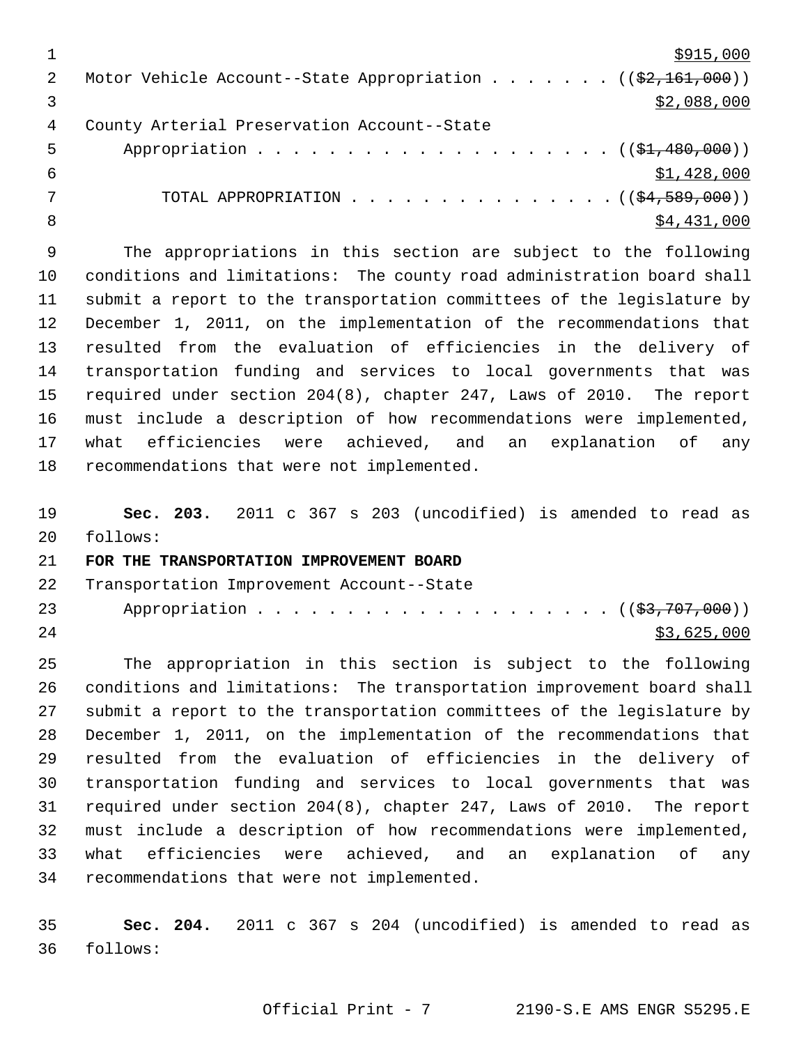$915,000

Motor Vehicle Account--State Appropriation . . . . . . . ((~~$2,161,000~~))

$2,088,000

County Arterial Preservation Account--State

Appropriation . . . . . . . . . . . . . . . . . . . . . ((~~$1,480,000~~))

$1,428,000

TOTAL APPROPRIATION . . . . . . . . . . . . . . . . ((~~$4,589,000~~))

$4,431,000

The appropriations in this section are subject to the following conditions and limitations: The county road administration board shall submit a report to the transportation committees of the legislature by December 1, 2011, on the implementation of the recommendations that resulted from the evaluation of efficiencies in the delivery of transportation funding and services to local governments that was required under section 204(8), chapter 247, Laws of 2010. The report must include a description of how recommendations were implemented, what efficiencies were achieved, and an explanation of any recommendations that were not implemented.

**Sec. 203.** 2011 c 367 s 203 (uncodified) is amended to read as follows:

**FOR THE TRANSPORTATION IMPROVEMENT BOARD**

Transportation Improvement Account--State

Appropriation . . . . . . . . . . . . . . . . . . . . . ((~~$3,707,000~~))

$3,625,000

The appropriation in this section is subject to the following conditions and limitations: The transportation improvement board shall submit a report to the transportation committees of the legislature by December 1, 2011, on the implementation of the recommendations that resulted from the evaluation of efficiencies in the delivery of transportation funding and services to local governments that was required under section 204(8), chapter 247, Laws of 2010. The report must include a description of how recommendations were implemented, what efficiencies were achieved, and an explanation of any recommendations that were not implemented.

**Sec. 204.** 2011 c 367 s 204 (uncodified) is amended to read as follows: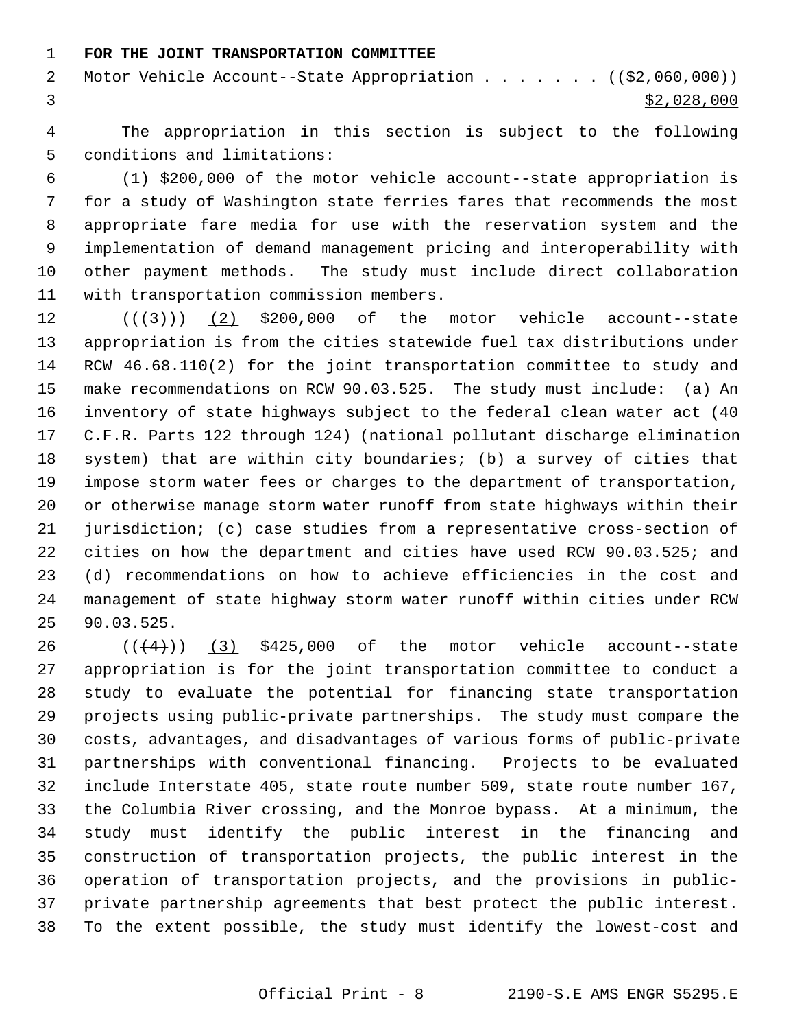**FOR THE JOINT TRANSPORTATION COMMITTEE**

Motor Vehicle Account--State Appropriation . . . . . . . (($2,060,000))

$2,028,000

The appropriation in this section is subject to the following conditions and limitations:

(1) $200,000 of the motor vehicle account--state appropriation is for a study of Washington state ferries fares that recommends the most appropriate fare media for use with the reservation system and the implementation of demand management pricing and interoperability with other payment methods. The study must include direct collaboration with transportation commission members.

(((3))) (2) $200,000 of the motor vehicle account--state appropriation is from the cities statewide fuel tax distributions under RCW 46.68.110(2) for the joint transportation committee to study and make recommendations on RCW 90.03.525. The study must include: (a) An inventory of state highways subject to the federal clean water act (40 C.F.R. Parts 122 through 124) (national pollutant discharge elimination system) that are within city boundaries; (b) a survey of cities that impose storm water fees or charges to the department of transportation, or otherwise manage storm water runoff from state highways within their jurisdiction; (c) case studies from a representative cross-section of cities on how the department and cities have used RCW 90.03.525; and (d) recommendations on how to achieve efficiencies in the cost and management of state highway storm water runoff within cities under RCW 90.03.525.

(((4))) (3) $425,000 of the motor vehicle account--state appropriation is for the joint transportation committee to conduct a study to evaluate the potential for financing state transportation projects using public-private partnerships. The study must compare the costs, advantages, and disadvantages of various forms of public-private partnerships with conventional financing. Projects to be evaluated include Interstate 405, state route number 509, state route number 167, the Columbia River crossing, and the Monroe bypass. At a minimum, the study must identify the public interest in the financing and construction of transportation projects, the public interest in the operation of transportation projects, and the provisions in public-private partnership agreements that best protect the public interest. To the extent possible, the study must identify the lowest-cost and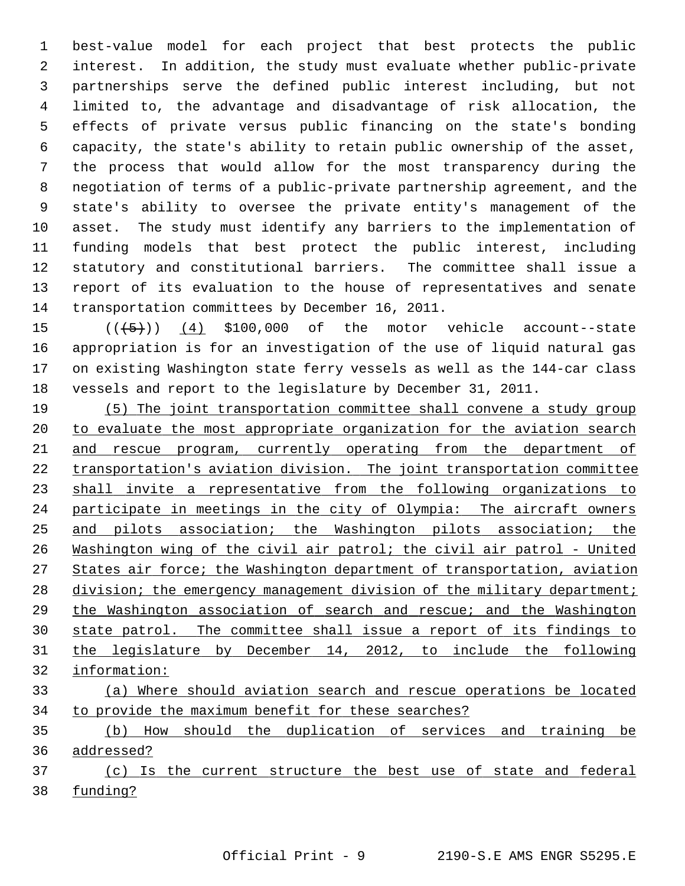best-value model for each project that best protects the public interest. In addition, the study must evaluate whether public-private partnerships serve the defined public interest including, but not limited to, the advantage and disadvantage of risk allocation, the effects of private versus public financing on the state's bonding capacity, the state's ability to retain public ownership of the asset, the process that would allow for the most transparency during the negotiation of terms of a public-private partnership agreement, and the state's ability to oversee the private entity's management of the asset. The study must identify any barriers to the implementation of funding models that best protect the public interest, including statutory and constitutional barriers. The committee shall issue a report of its evaluation to the house of representatives and senate transportation committees by December 16, 2011.

(( ~~(5)~~ )) <u>(4)</u> $100,000 of the motor vehicle account--state appropriation is for an investigation of the use of liquid natural gas on existing Washington state ferry vessels as well as the 144-car class vessels and report to the legislature by December 31, 2011.

<u>(5) The joint transportation committee shall convene a study group to evaluate the most appropriate organization for the aviation search and rescue program, currently operating from the department of transportation's aviation division. The joint transportation committee shall invite a representative from the following organizations to participate in meetings in the city of Olympia: The aircraft owners and pilots association; the Washington pilots association; the Washington wing of the civil air patrol; the civil air patrol - United States air force; the Washington department of transportation, aviation division; the emergency management division of the military department; the Washington association of search and rescue; and the Washington state patrol. The committee shall issue a report of its findings to the legislature by December 14, 2012, to include the following information:</u>

<u>(a) Where should aviation search and rescue operations be located to provide the maximum benefit for these searches?</u>

<u>(b) How should the duplication of services and training be addressed?</u>

<u>(c) Is the current structure the best use of state and federal funding?</u>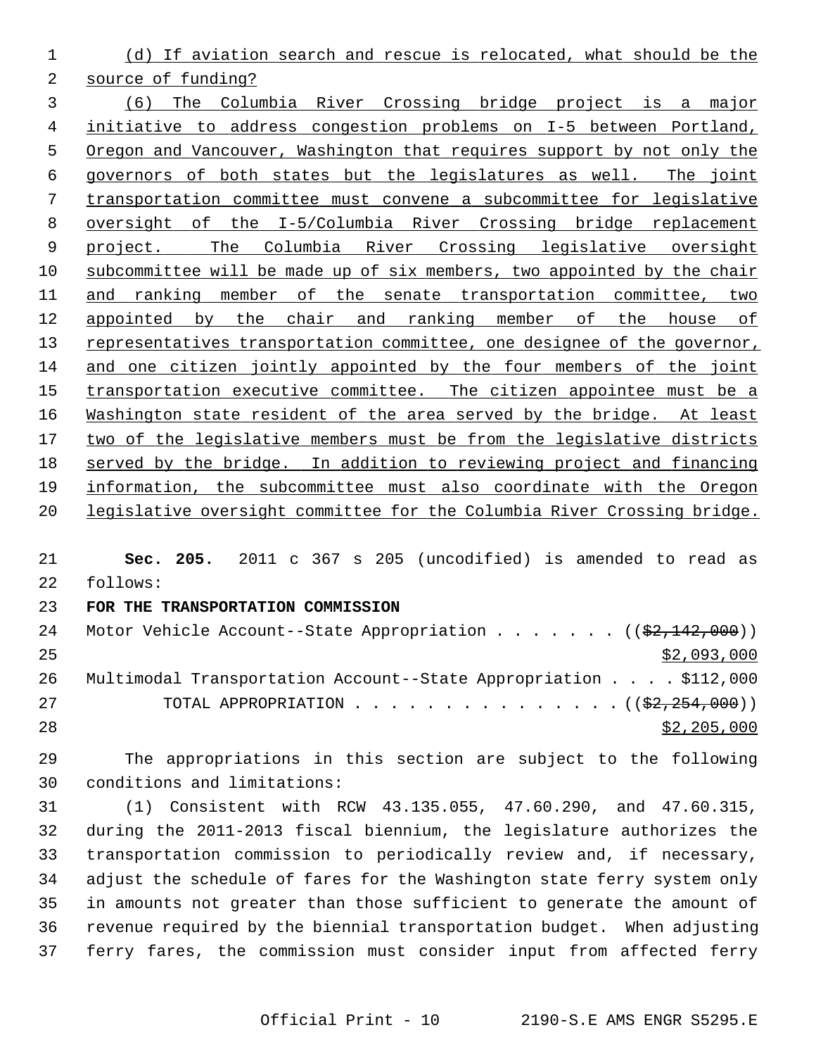(d) If aviation search and rescue is relocated, what should be the source of funding?

(6) The Columbia River Crossing bridge project is a major initiative to address congestion problems on I-5 between Portland, Oregon and Vancouver, Washington that requires support by not only the governors of both states but the legislatures as well. The joint transportation committee must convene a subcommittee for legislative oversight of the I-5/Columbia River Crossing bridge replacement project. The Columbia River Crossing legislative oversight subcommittee will be made up of six members, two appointed by the chair and ranking member of the senate transportation committee, two appointed by the chair and ranking member of the house of representatives transportation committee, one designee of the governor, and one citizen jointly appointed by the four members of the joint transportation executive committee. The citizen appointee must be a Washington state resident of the area served by the bridge. At least two of the legislative members must be from the legislative districts served by the bridge. In addition to reviewing project and financing information, the subcommittee must also coordinate with the Oregon legislative oversight committee for the Columbia River Crossing bridge.

**Sec. 205.** 2011 c 367 s 205 (uncodified) is amended to read as follows:

**FOR THE TRANSPORTATION COMMISSION**

Motor Vehicle Account--State Appropriation . . . . . . . (($2,142,000)) $2,093,000

Multimodal Transportation Account--State Appropriation . . . . $112,000

TOTAL APPROPRIATION . . . . . . . . . . . . . . . (($2,254,000)) $2,205,000

The appropriations in this section are subject to the following conditions and limitations:

(1) Consistent with RCW 43.135.055, 47.60.290, and 47.60.315, during the 2011-2013 fiscal biennium, the legislature authorizes the transportation commission to periodically review and, if necessary, adjust the schedule of fares for the Washington state ferry system only in amounts not greater than those sufficient to generate the amount of revenue required by the biennial transportation budget. When adjusting ferry fares, the commission must consider input from affected ferry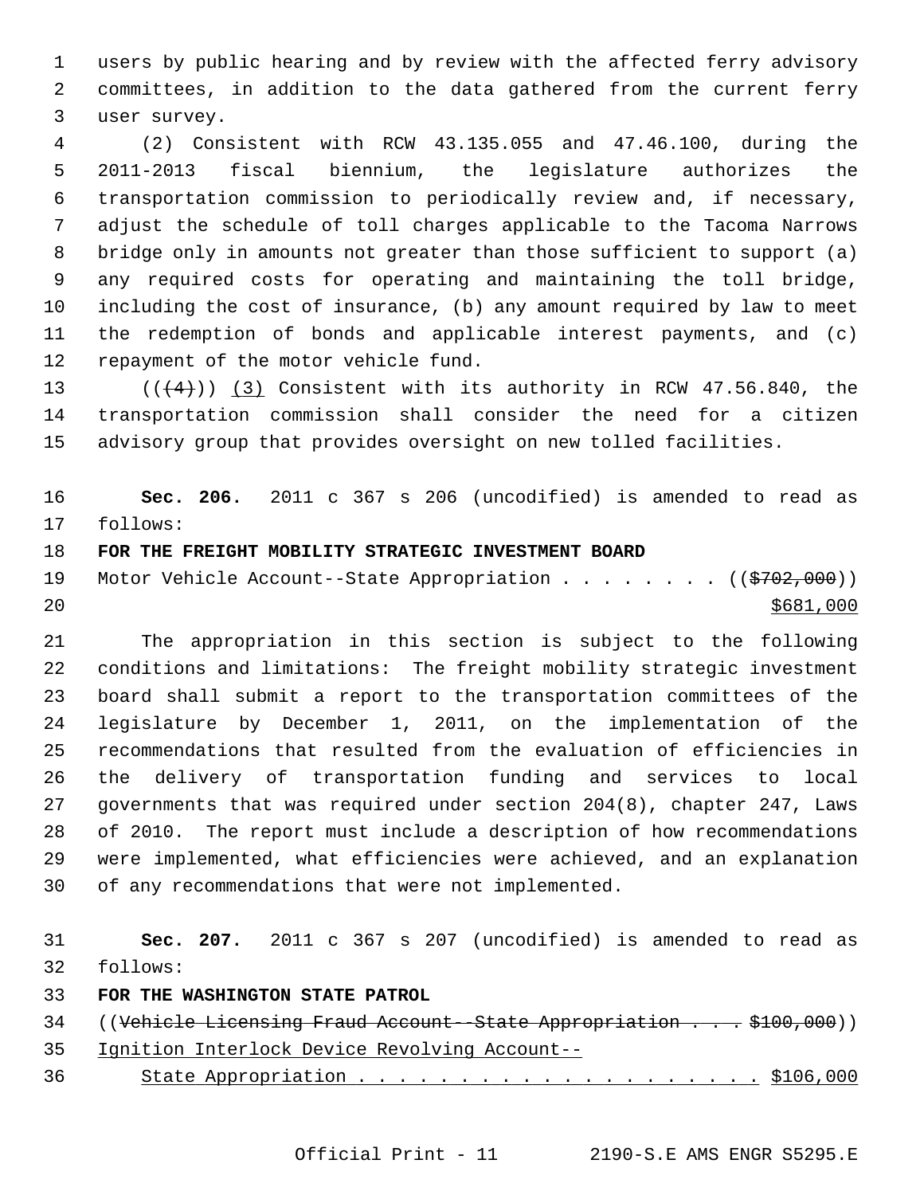users by public hearing and by review with the affected ferry advisory committees, in addition to the data gathered from the current ferry user survey.

(2) Consistent with RCW 43.135.055 and 47.46.100, during the 2011-2013 fiscal biennium, the legislature authorizes the transportation commission to periodically review and, if necessary, adjust the schedule of toll charges applicable to the Tacoma Narrows bridge only in amounts not greater than those sufficient to support (a) any required costs for operating and maintaining the toll bridge, including the cost of insurance, (b) any amount required by law to meet the redemption of bonds and applicable interest payments, and (c) repayment of the motor vehicle fund.

~~((4))~~ (3) Consistent with its authority in RCW 47.56.840, the transportation commission shall consider the need for a citizen advisory group that provides oversight on new tolled facilities.

**Sec. 206.** 2011 c 367 s 206 (uncodified) is amended to read as follows:

**FOR THE FREIGHT MOBILITY STRATEGIC INVESTMENT BOARD**

Motor Vehicle Account--State Appropriation . . . . . . . . ((~~$702,000~~)) $681,000

The appropriation in this section is subject to the following conditions and limitations: The freight mobility strategic investment board shall submit a report to the transportation committees of the legislature by December 1, 2011, on the implementation of the recommendations that resulted from the evaluation of efficiencies in the delivery of transportation funding and services to local governments that was required under section 204(8), chapter 247, Laws of 2010. The report must include a description of how recommendations were implemented, what efficiencies were achieved, and an explanation of any recommendations that were not implemented.

**Sec. 207.** 2011 c 367 s 207 (uncodified) is amended to read as follows:

**FOR THE WASHINGTON STATE PATROL**

((~~Vehicle Licensing Fraud Account--State Appropriation . . . $100,000~~))

Ignition Interlock Device Revolving Account--
State Appropriation . . . . . . . . . . . . . . . . . . . . $106,000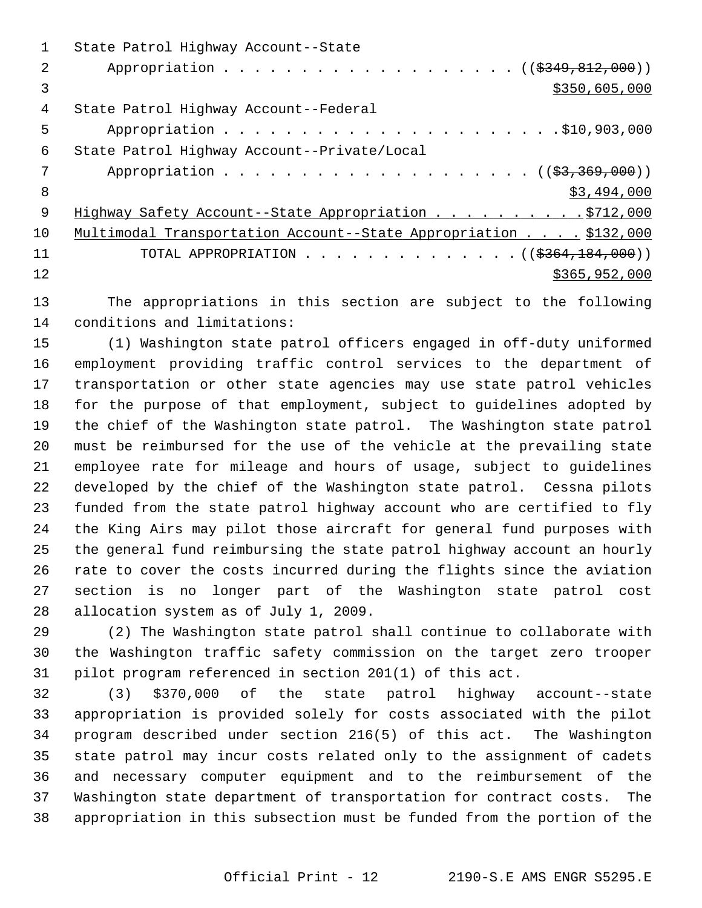State Patrol Highway Account--State
Appropriation . . . . . . . . . . . . . . . . . . . . (( ~~$349,812,000~~ ))
$350,605,000

State Patrol Highway Account--Federal
Appropriation . . . . . . . . . . . . . . . . . . . . . . $10,903,000

State Patrol Highway Account--Private/Local
Appropriation . . . . . . . . . . . . . . . . . . . . (( ~~$3,369,000~~ ))
$3,494,000

Highway Safety Account--State Appropriation . . . . . . . . . . $712,000

Multimodal Transportation Account--State Appropriation . . . . $132,000

TOTAL APPROPRIATION . . . . . . . . . . . . . . (( ~~$364,184,000~~ ))
$365,952,000

The appropriations in this section are subject to the following conditions and limitations:

(1) Washington state patrol officers engaged in off-duty uniformed employment providing traffic control services to the department of transportation or other state agencies may use state patrol vehicles for the purpose of that employment, subject to guidelines adopted by the chief of the Washington state patrol. The Washington state patrol must be reimbursed for the use of the vehicle at the prevailing state employee rate for mileage and hours of usage, subject to guidelines developed by the chief of the Washington state patrol. Cessna pilots funded from the state patrol highway account who are certified to fly the King Airs may pilot those aircraft for general fund purposes with the general fund reimbursing the state patrol highway account an hourly rate to cover the costs incurred during the flights since the aviation section is no longer part of the Washington state patrol cost allocation system as of July 1, 2009.

(2) The Washington state patrol shall continue to collaborate with the Washington traffic safety commission on the target zero trooper pilot program referenced in section 201(1) of this act.

(3) $370,000 of the state patrol highway account--state appropriation is provided solely for costs associated with the pilot program described under section 216(5) of this act. The Washington state patrol may incur costs related only to the assignment of cadets and necessary computer equipment and to the reimbursement of the Washington state department of transportation for contract costs. The appropriation in this subsection must be funded from the portion of the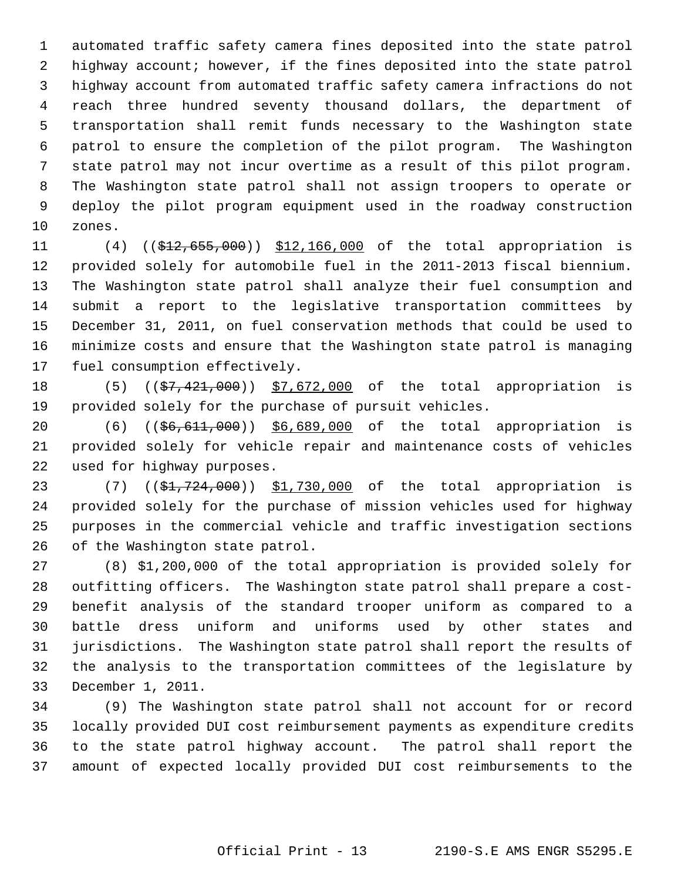automated traffic safety camera fines deposited into the state patrol highway account; however, if the fines deposited into the state patrol highway account from automated traffic safety camera infractions do not reach three hundred seventy thousand dollars, the department of transportation shall remit funds necessary to the Washington state patrol to ensure the completion of the pilot program. The Washington state patrol may not incur overtime as a result of this pilot program. The Washington state patrol shall not assign troopers to operate or deploy the pilot program equipment used in the roadway construction zones.

(4) ((~~$12,655,000~~)) <u>$12,166,000</u> of the total appropriation is provided solely for automobile fuel in the 2011-2013 fiscal biennium. The Washington state patrol shall analyze their fuel consumption and submit a report to the legislative transportation committees by December 31, 2011, on fuel conservation methods that could be used to minimize costs and ensure that the Washington state patrol is managing fuel consumption effectively.

(5) ((~~$7,421,000~~)) <u>$7,672,000</u> of the total appropriation is provided solely for the purchase of pursuit vehicles.

(6) ((~~$6,611,000~~)) <u>$6,689,000</u> of the total appropriation is provided solely for vehicle repair and maintenance costs of vehicles used for highway purposes.

(7) ((~~$1,724,000~~)) <u>$1,730,000</u> of the total appropriation is provided solely for the purchase of mission vehicles used for highway purposes in the commercial vehicle and traffic investigation sections of the Washington state patrol.

(8) $1,200,000 of the total appropriation is provided solely for outfitting officers. The Washington state patrol shall prepare a cost-benefit analysis of the standard trooper uniform as compared to a battle dress uniform and uniforms used by other states and jurisdictions. The Washington state patrol shall report the results of the analysis to the transportation committees of the legislature by December 1, 2011.

(9) The Washington state patrol shall not account for or record locally provided DUI cost reimbursement payments as expenditure credits to the state patrol highway account. The patrol shall report the amount of expected locally provided DUI cost reimbursements to the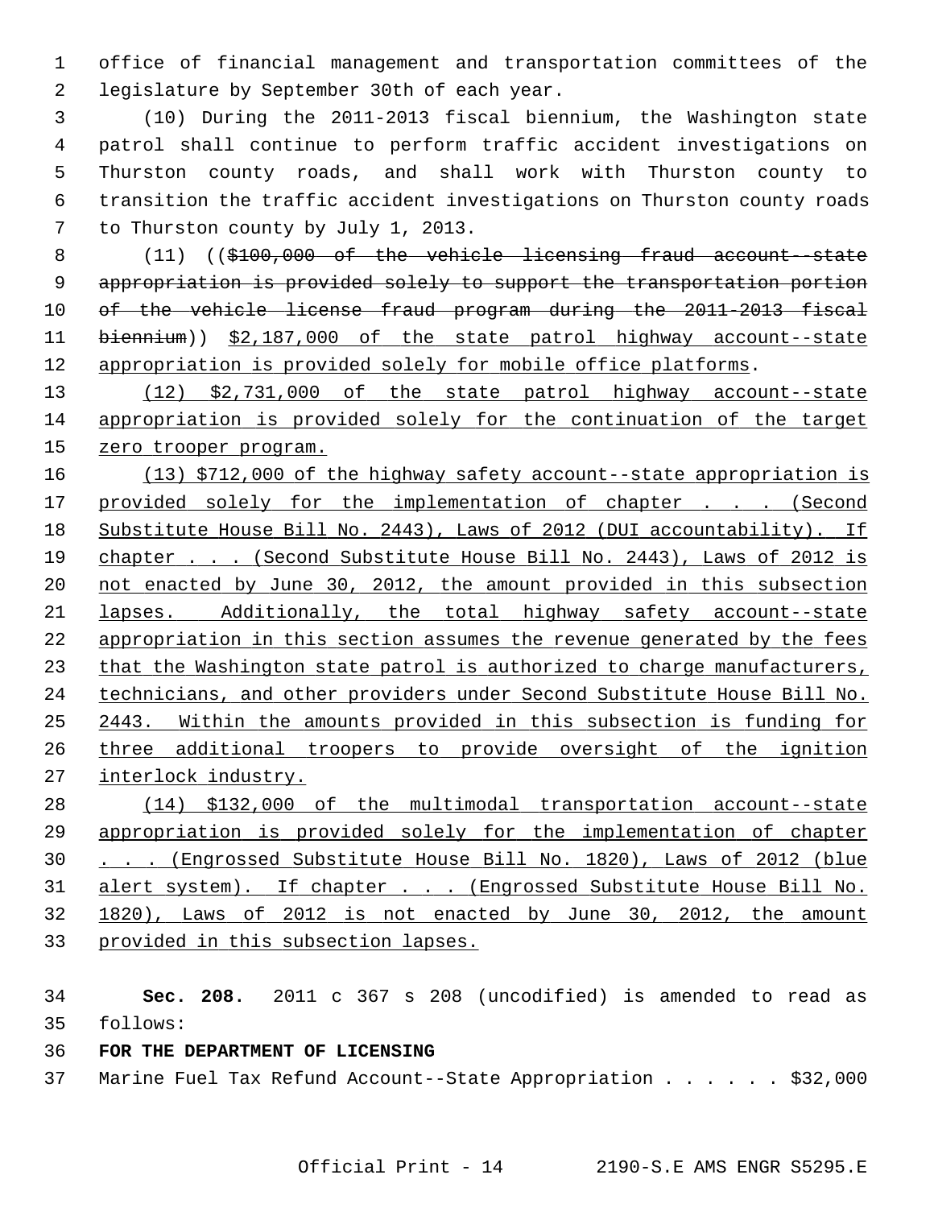office of financial management and transportation committees of the legislature by September 30th of each year.

(10) During the 2011-2013 fiscal biennium, the Washington state patrol shall continue to perform traffic accident investigations on Thurston county roads, and shall work with Thurston county to transition the traffic accident investigations on Thurston county roads to Thurston county by July 1, 2013.

(11) ((~~$100,000 of the vehicle licensing fraud account--state appropriation is provided solely to support the transportation portion of the vehicle license fraud program during the 2011-2013 fiscal biennium~~)) <u>$2,187,000 of the state patrol highway account--state appropriation is provided solely for mobile office platforms</u>.

<u>(12) $2,731,000 of the state patrol highway account--state appropriation is provided solely for the continuation of the target zero trooper program.</u>

<u>(13) $712,000 of the highway safety account--state appropriation is provided solely for the implementation of chapter . . . (Second Substitute House Bill No. 2443), Laws of 2012 (DUI accountability). If chapter . . . (Second Substitute House Bill No. 2443), Laws of 2012 is not enacted by June 30, 2012, the amount provided in this subsection lapses. Additionally, the total highway safety account--state appropriation in this section assumes the revenue generated by the fees that the Washington state patrol is authorized to charge manufacturers, technicians, and other providers under Second Substitute House Bill No. 2443. Within the amounts provided in this subsection is funding for three additional troopers to provide oversight of the ignition interlock industry.</u>

<u>(14) $132,000 of the multimodal transportation account--state appropriation is provided solely for the implementation of chapter . . . (Engrossed Substitute House Bill No. 1820), Laws of 2012 (blue alert system). If chapter . . . (Engrossed Substitute House Bill No. 1820), Laws of 2012 is not enacted by June 30, 2012, the amount provided in this subsection lapses.</u>

**Sec. 208.** 2011 c 367 s 208 (uncodified) is amended to read as follows:

**FOR THE DEPARTMENT OF LICENSING**

Marine Fuel Tax Refund Account--State Appropriation . . . . . . $32,000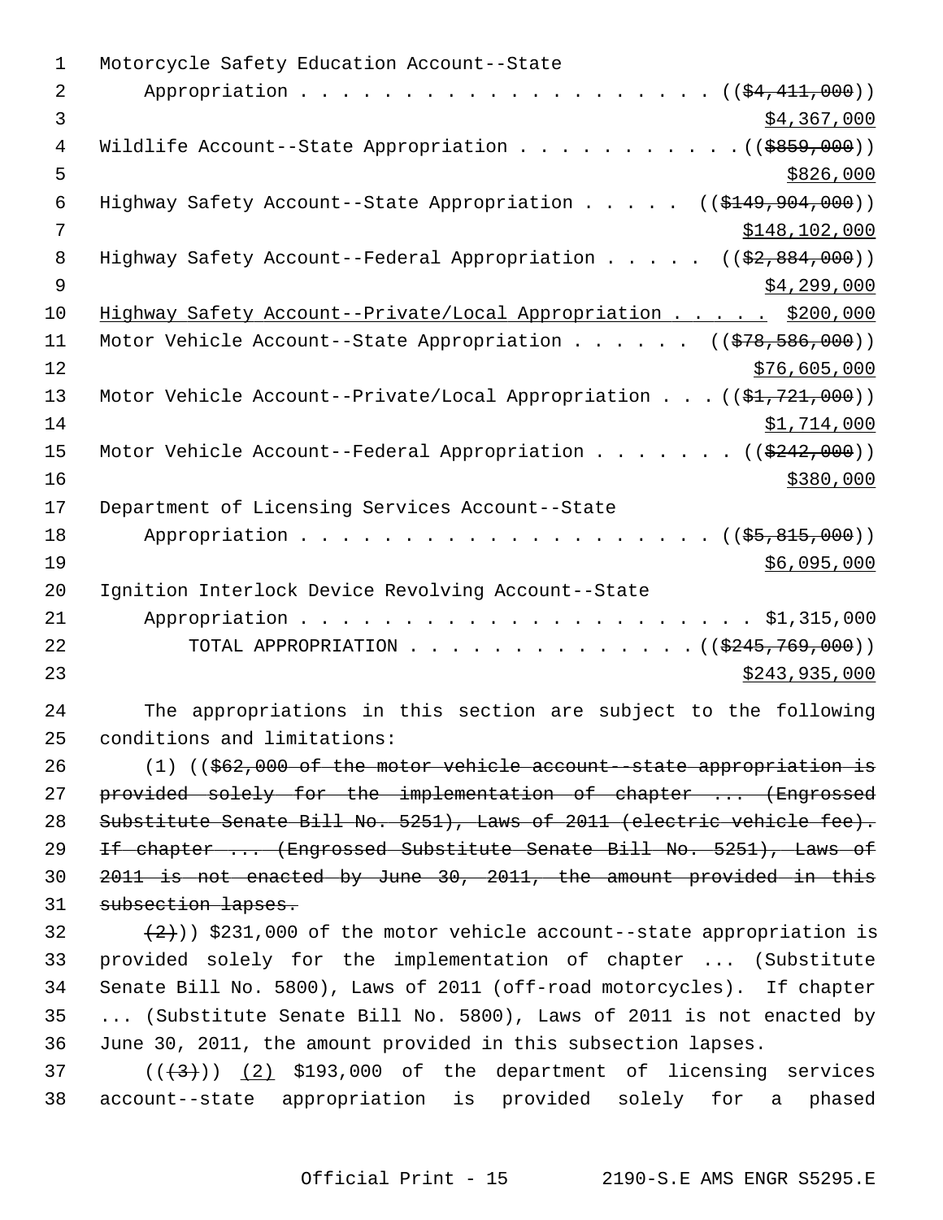Motorcycle Safety Education Account--State Appropriation . . . . . . . . . . . . . . . . . . . . ((~~$4,411,000~~)) <u>$4,367,000</u>

Wildlife Account--State Appropriation . . . . . . . . . . . ((~~$859,000~~)) <u>$826,000</u>

Highway Safety Account--State Appropriation . . . . . ((~~$149,904,000~~)) <u>$148,102,000</u>

Highway Safety Account--Federal Appropriation . . . . . ((~~$2,884,000~~)) <u>$4,299,000</u>

<u>Highway Safety Account--Private/Local Appropriation . . . . . $200,000</u>

Motor Vehicle Account--State Appropriation . . . . . . ((~~$78,586,000~~)) <u>$76,605,000</u>

Motor Vehicle Account--Private/Local Appropriation . . . ((~~$1,721,000~~)) <u>$1,714,000</u>

Motor Vehicle Account--Federal Appropriation . . . . . . . ((~~$242,000~~)) <u>$380,000</u>

Department of Licensing Services Account--State Appropriation . . . . . . . . . . . . . . . . . . . . ((~~$5,815,000~~)) <u>$6,095,000</u>

Ignition Interlock Device Revolving Account--State Appropriation . . . . . . . . . . . . . . . . . . . . . . $1,315,000

TOTAL APPROPRIATION . . . . . . . . . . . . . . ((~~$245,769,000~~)) <u>$243,935,000</u>

The appropriations in this section are subject to the following conditions and limitations:

(1) ((~~$62,000 of the motor vehicle account--state appropriation is provided solely for the implementation of chapter ... (Engrossed Substitute Senate Bill No. 5251), Laws of 2011 (electric vehicle fee). If chapter ... (Engrossed Substitute Senate Bill No. 5251), Laws of 2011 is not enacted by June 30, 2011, the amount provided in this subsection lapses.~~

~~(2)~~)) $231,000 of the motor vehicle account--state appropriation is provided solely for the implementation of chapter ... (Substitute Senate Bill No. 5800), Laws of 2011 (off-road motorcycles). If chapter ... (Substitute Senate Bill No. 5800), Laws of 2011 is not enacted by June 30, 2011, the amount provided in this subsection lapses.

((~~(3)~~)) <u>(2)</u> $193,000 of the department of licensing services account--state appropriation is provided solely for a phased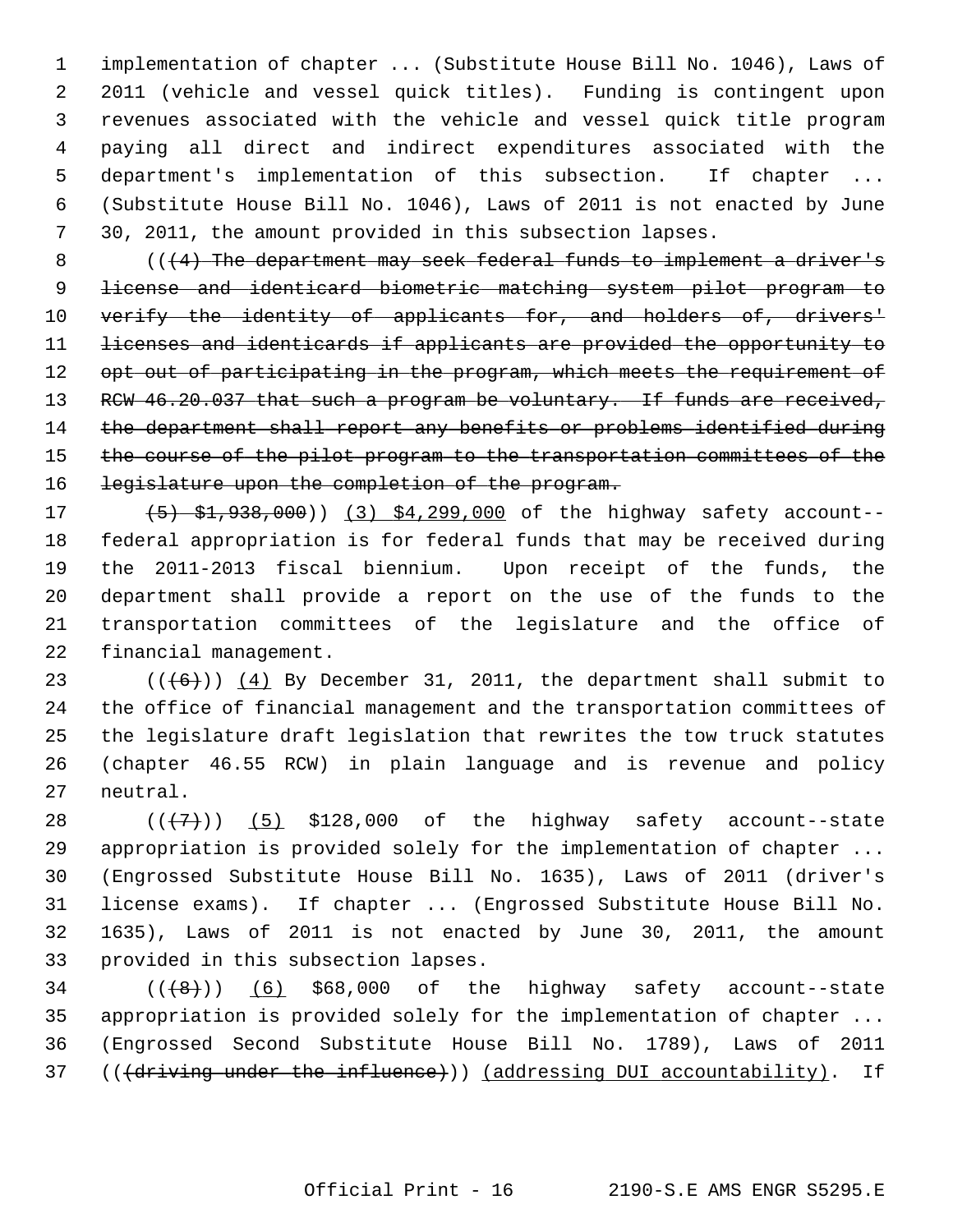implementation of chapter ... (Substitute House Bill No. 1046), Laws of 2011 (vehicle and vessel quick titles). Funding is contingent upon revenues associated with the vehicle and vessel quick title program paying all direct and indirect expenditures associated with the department's implementation of this subsection. If chapter ... (Substitute House Bill No. 1046), Laws of 2011 is not enacted by June 30, 2011, the amount provided in this subsection lapses.

((~~(4) The department may seek federal funds to implement a driver's license and identicard biometric matching system pilot program to verify the identity of applicants for, and holders of, drivers' licenses and identicards if applicants are provided the opportunity to opt out of participating in the program, which meets the requirement of RCW 46.20.037 that such a program be voluntary. If funds are received, the department shall report any benefits or problems identified during the course of the pilot program to the transportation committees of the legislature upon the completion of the program.~~

~~(5) $1,938,000~~)) <u>(3) $4,299,000</u> of the highway safety account--federal appropriation is for federal funds that may be received during the 2011-2013 fiscal biennium. Upon receipt of the funds, the department shall provide a report on the use of the funds to the transportation committees of the legislature and the office of financial management.

((~~(6)~~)) <u>(4)</u> By December 31, 2011, the department shall submit to the office of financial management and the transportation committees of the legislature draft legislation that rewrites the tow truck statutes (chapter 46.55 RCW) in plain language and is revenue and policy neutral.

((~~(7)~~)) <u>(5)</u> $128,000 of the highway safety account--state appropriation is provided solely for the implementation of chapter ... (Engrossed Substitute House Bill No. 1635), Laws of 2011 (driver's license exams). If chapter ... (Engrossed Substitute House Bill No. 1635), Laws of 2011 is not enacted by June 30, 2011, the amount provided in this subsection lapses.

((~~(8)~~)) <u>(6)</u> $68,000 of the highway safety account--state appropriation is provided solely for the implementation of chapter ... (Engrossed Second Substitute House Bill No. 1789), Laws of 2011 ((~~(driving under the influence)~~)) <u>(addressing DUI accountability)</u>. If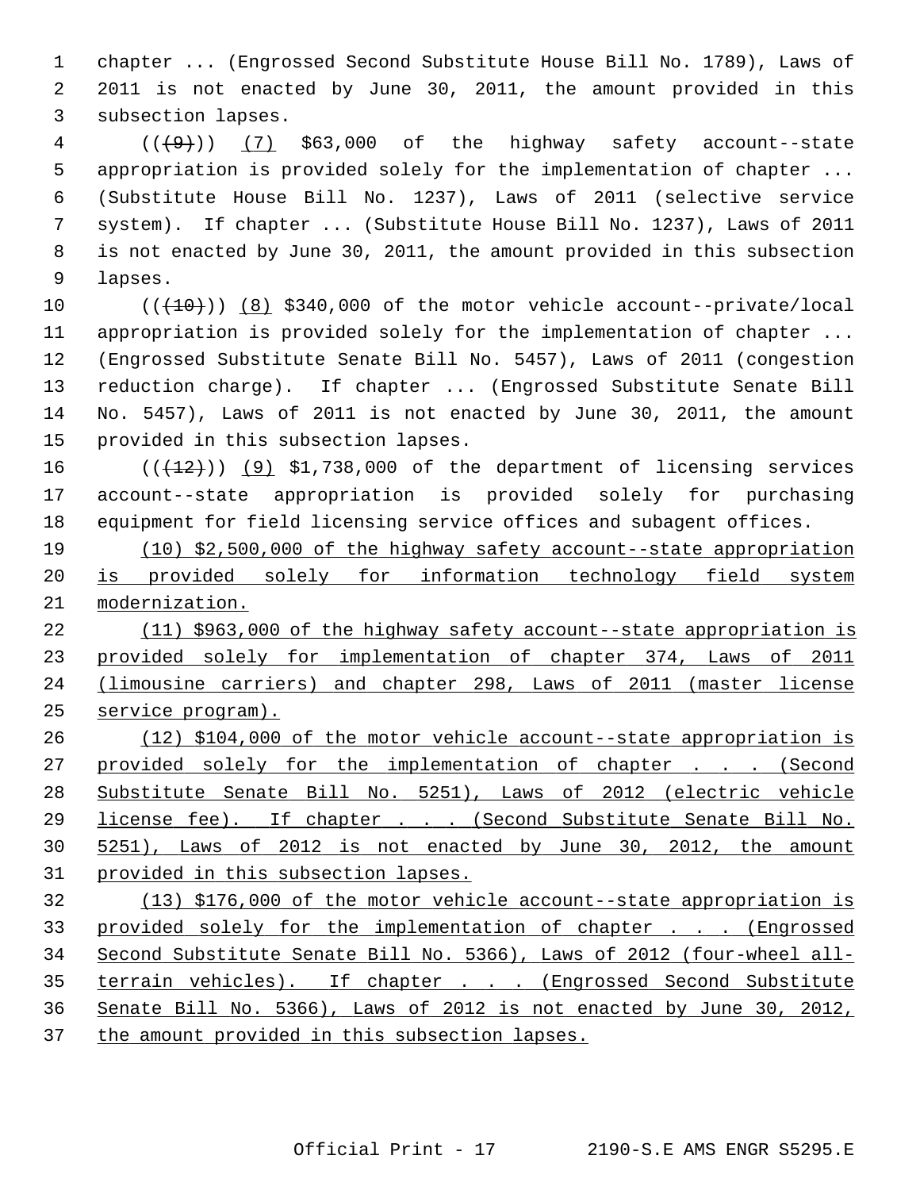chapter ... (Engrossed Second Substitute House Bill No. 1789), Laws of 2011 is not enacted by June 30, 2011, the amount provided in this subsection lapses.

(((9))) (7) $63,000 of the highway safety account--state appropriation is provided solely for the implementation of chapter ... (Substitute House Bill No. 1237), Laws of 2011 (selective service system). If chapter ... (Substitute House Bill No. 1237), Laws of 2011 is not enacted by June 30, 2011, the amount provided in this subsection lapses.

(((10))) (8) $340,000 of the motor vehicle account--private/local appropriation is provided solely for the implementation of chapter ... (Engrossed Substitute Senate Bill No. 5457), Laws of 2011 (congestion reduction charge). If chapter ... (Engrossed Substitute Senate Bill No. 5457), Laws of 2011 is not enacted by June 30, 2011, the amount provided in this subsection lapses.

(((12))) (9) $1,738,000 of the department of licensing services account--state appropriation is provided solely for purchasing equipment for field licensing service offices and subagent offices.

(10) $2,500,000 of the highway safety account--state appropriation is provided solely for information technology field system modernization.

(11) $963,000 of the highway safety account--state appropriation is provided solely for implementation of chapter 374, Laws of 2011 (limousine carriers) and chapter 298, Laws of 2011 (master license service program).

(12) $104,000 of the motor vehicle account--state appropriation is provided solely for the implementation of chapter . . . (Second Substitute Senate Bill No. 5251), Laws of 2012 (electric vehicle license fee). If chapter . . . (Second Substitute Senate Bill No. 5251), Laws of 2012 is not enacted by June 30, 2012, the amount provided in this subsection lapses.

(13) $176,000 of the motor vehicle account--state appropriation is provided solely for the implementation of chapter . . . (Engrossed Second Substitute Senate Bill No. 5366), Laws of 2012 (four-wheel all-terrain vehicles). If chapter . . . (Engrossed Second Substitute Senate Bill No. 5366), Laws of 2012 is not enacted by June 30, 2012, the amount provided in this subsection lapses.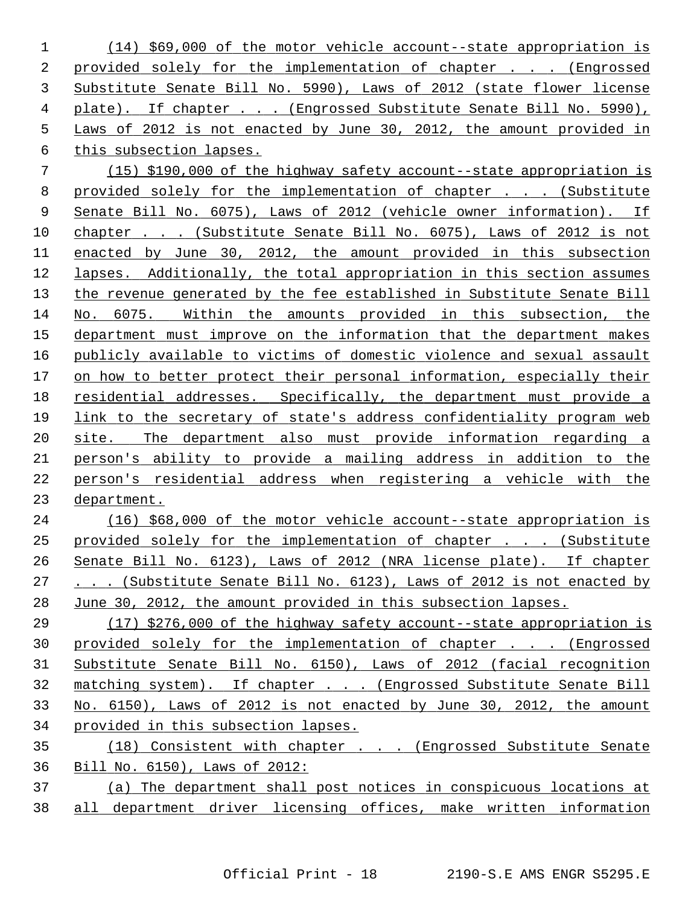(14) $69,000 of the motor vehicle account--state appropriation is provided solely for the implementation of chapter . . . (Engrossed Substitute Senate Bill No. 5990), Laws of 2012 (state flower license plate). If chapter . . . (Engrossed Substitute Senate Bill No. 5990), Laws of 2012 is not enacted by June 30, 2012, the amount provided in this subsection lapses.

(15) $190,000 of the highway safety account--state appropriation is provided solely for the implementation of chapter . . . (Substitute Senate Bill No. 6075), Laws of 2012 (vehicle owner information). If chapter . . . (Substitute Senate Bill No. 6075), Laws of 2012 is not enacted by June 30, 2012, the amount provided in this subsection lapses. Additionally, the total appropriation in this section assumes the revenue generated by the fee established in Substitute Senate Bill No. 6075. Within the amounts provided in this subsection, the department must improve on the information that the department makes publicly available to victims of domestic violence and sexual assault on how to better protect their personal information, especially their residential addresses. Specifically, the department must provide a link to the secretary of state's address confidentiality program web site. The department also must provide information regarding a person's ability to provide a mailing address in addition to the person's residential address when registering a vehicle with the department.

(16) $68,000 of the motor vehicle account--state appropriation is provided solely for the implementation of chapter . . . (Substitute Senate Bill No. 6123), Laws of 2012 (NRA license plate). If chapter . . . (Substitute Senate Bill No. 6123), Laws of 2012 is not enacted by June 30, 2012, the amount provided in this subsection lapses.

(17) $276,000 of the highway safety account--state appropriation is provided solely for the implementation of chapter . . . (Engrossed Substitute Senate Bill No. 6150), Laws of 2012 (facial recognition matching system). If chapter . . . (Engrossed Substitute Senate Bill No. 6150), Laws of 2012 is not enacted by June 30, 2012, the amount provided in this subsection lapses.

(18) Consistent with chapter . . . (Engrossed Substitute Senate Bill No. 6150), Laws of 2012:

(a) The department shall post notices in conspicuous locations at all department driver licensing offices, make written information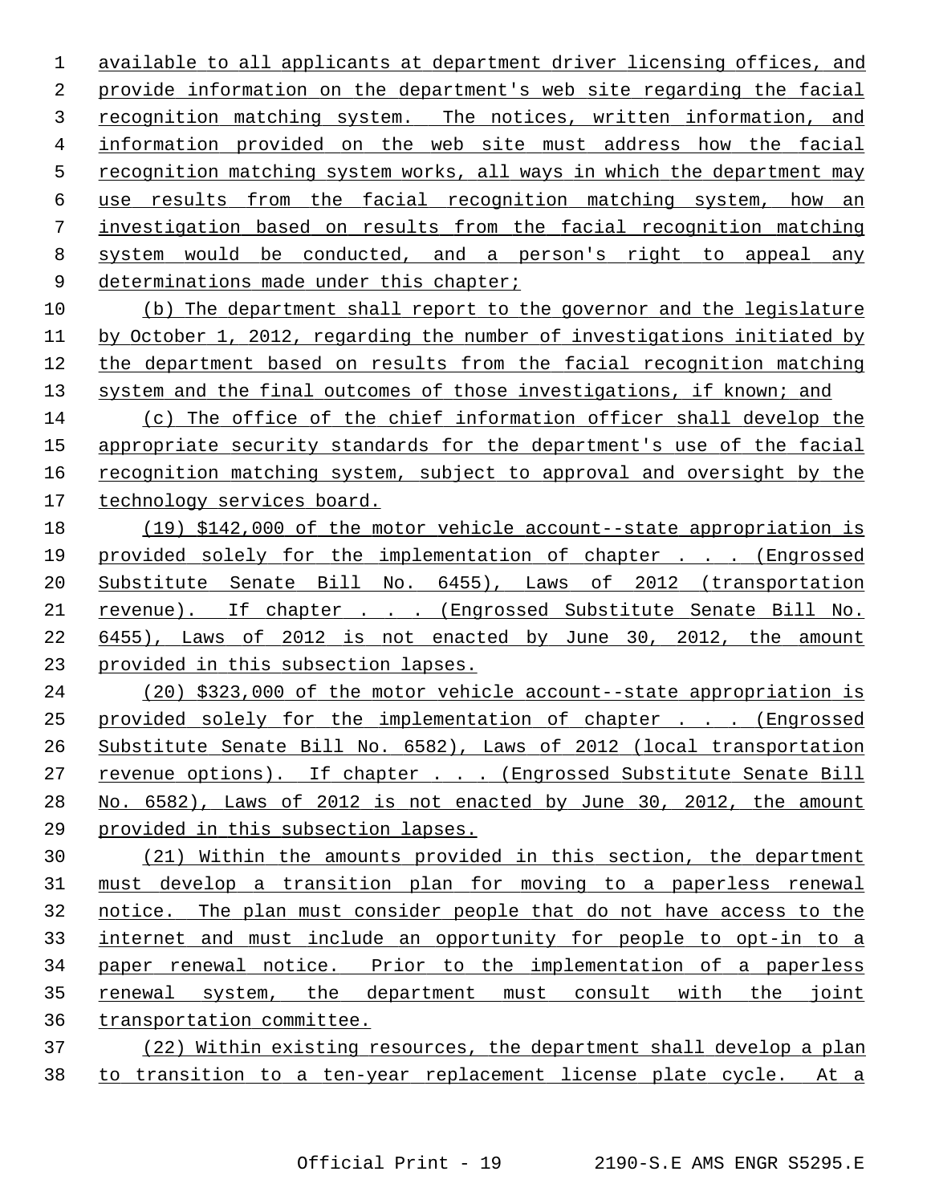available to all applicants at department driver licensing offices, and provide information on the department's web site regarding the facial recognition matching system. The notices, written information, and information provided on the web site must address how the facial recognition matching system works, all ways in which the department may use results from the facial recognition matching system, how an investigation based on results from the facial recognition matching system would be conducted, and a person's right to appeal any determinations made under this chapter;

(b) The department shall report to the governor and the legislature by October 1, 2012, regarding the number of investigations initiated by the department based on results from the facial recognition matching system and the final outcomes of those investigations, if known; and

(c) The office of the chief information officer shall develop the appropriate security standards for the department's use of the facial recognition matching system, subject to approval and oversight by the technology services board.

(19) $142,000 of the motor vehicle account--state appropriation is provided solely for the implementation of chapter . . . (Engrossed Substitute Senate Bill No. 6455), Laws of 2012 (transportation revenue). If chapter . . . (Engrossed Substitute Senate Bill No. 6455), Laws of 2012 is not enacted by June 30, 2012, the amount provided in this subsection lapses.

(20) $323,000 of the motor vehicle account--state appropriation is provided solely for the implementation of chapter . . . (Engrossed Substitute Senate Bill No. 6582), Laws of 2012 (local transportation revenue options). If chapter . . . (Engrossed Substitute Senate Bill No. 6582), Laws of 2012 is not enacted by June 30, 2012, the amount provided in this subsection lapses.

(21) Within the amounts provided in this section, the department must develop a transition plan for moving to a paperless renewal notice. The plan must consider people that do not have access to the internet and must include an opportunity for people to opt-in to a paper renewal notice. Prior to the implementation of a paperless renewal system, the department must consult with the joint transportation committee.

(22) Within existing resources, the department shall develop a plan to transition to a ten-year replacement license plate cycle. At a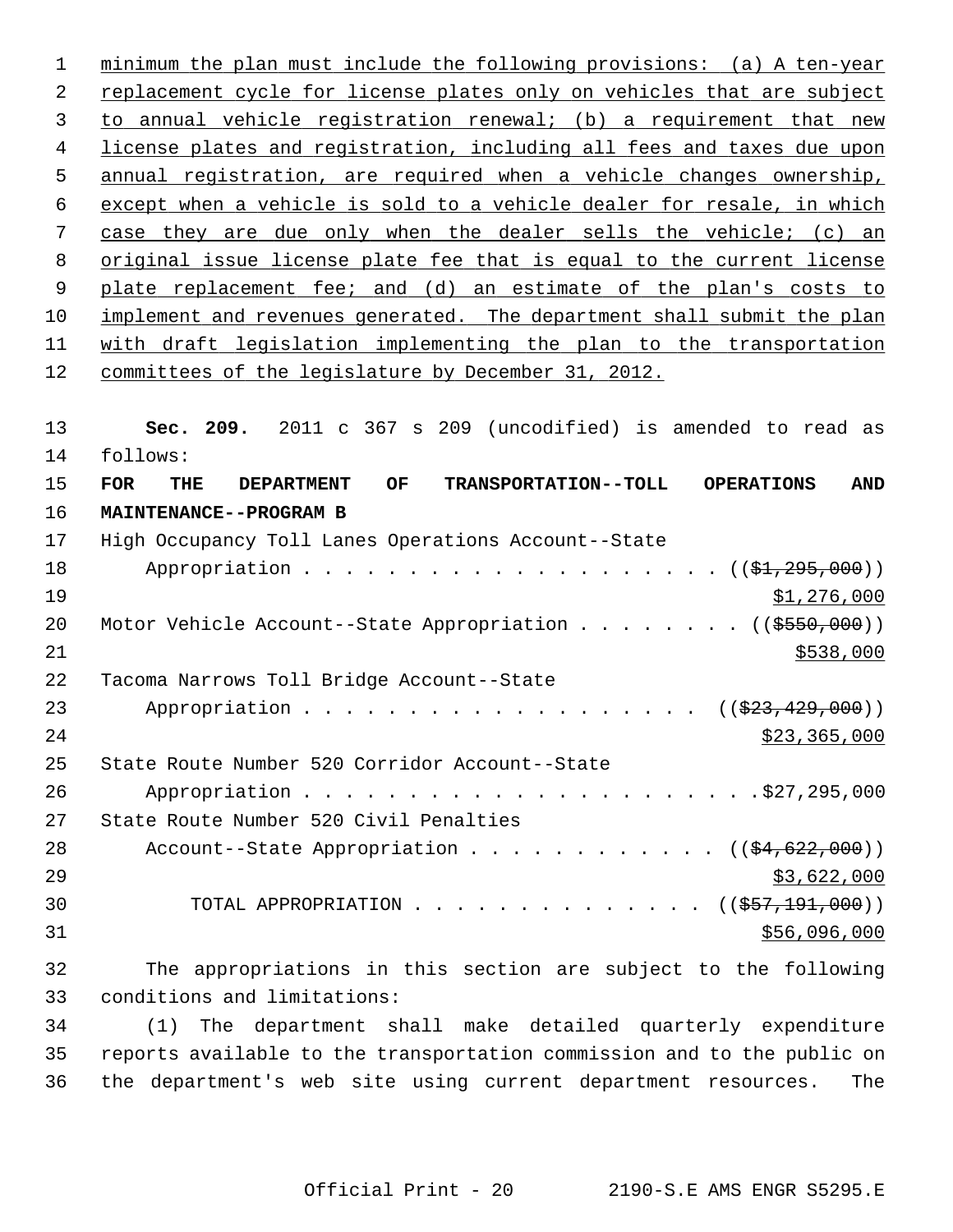minimum the plan must include the following provisions: (a) A ten-year replacement cycle for license plates only on vehicles that are subject to annual vehicle registration renewal; (b) a requirement that new license plates and registration, including all fees and taxes due upon annual registration, are required when a vehicle changes ownership, except when a vehicle is sold to a vehicle dealer for resale, in which case they are due only when the dealer sells the vehicle; (c) an original issue license plate fee that is equal to the current license plate replacement fee; and (d) an estimate of the plan's costs to implement and revenues generated. The department shall submit the plan with draft legislation implementing the plan to the transportation committees of the legislature by December 31, 2012.

**Sec. 209.** 2011 c 367 s 209 (uncodified) is amended to read as follows:

**FOR THE DEPARTMENT OF TRANSPORTATION--TOLL OPERATIONS AND MAINTENANCE--PROGRAM B**

High Occupancy Toll Lanes Operations Account--State Appropriation . . . . . . . . . . . . . . . . . . . . . ((~~$1,295,000~~)) $1,276,000

Motor Vehicle Account--State Appropriation . . . . . . . . ((~~$550,000~~)) $538,000

Tacoma Narrows Toll Bridge Account--State Appropriation . . . . . . . . . . . . . . . . . . . . ((~~$23,429,000~~)) $23,365,000

State Route Number 520 Corridor Account--State Appropriation . . . . . . . . . . . . . . . . . . . . . . .$27,295,000

State Route Number 520 Civil Penalties Account--State Appropriation . . . . . . . . . . . . ((~~$4,622,000~~)) $3,622,000

TOTAL APPROPRIATION . . . . . . . . . . . . . . ((~~$57,191,000~~)) $56,096,000

The appropriations in this section are subject to the following conditions and limitations:

(1) The department shall make detailed quarterly expenditure reports available to the transportation commission and to the public on the department's web site using current department resources. The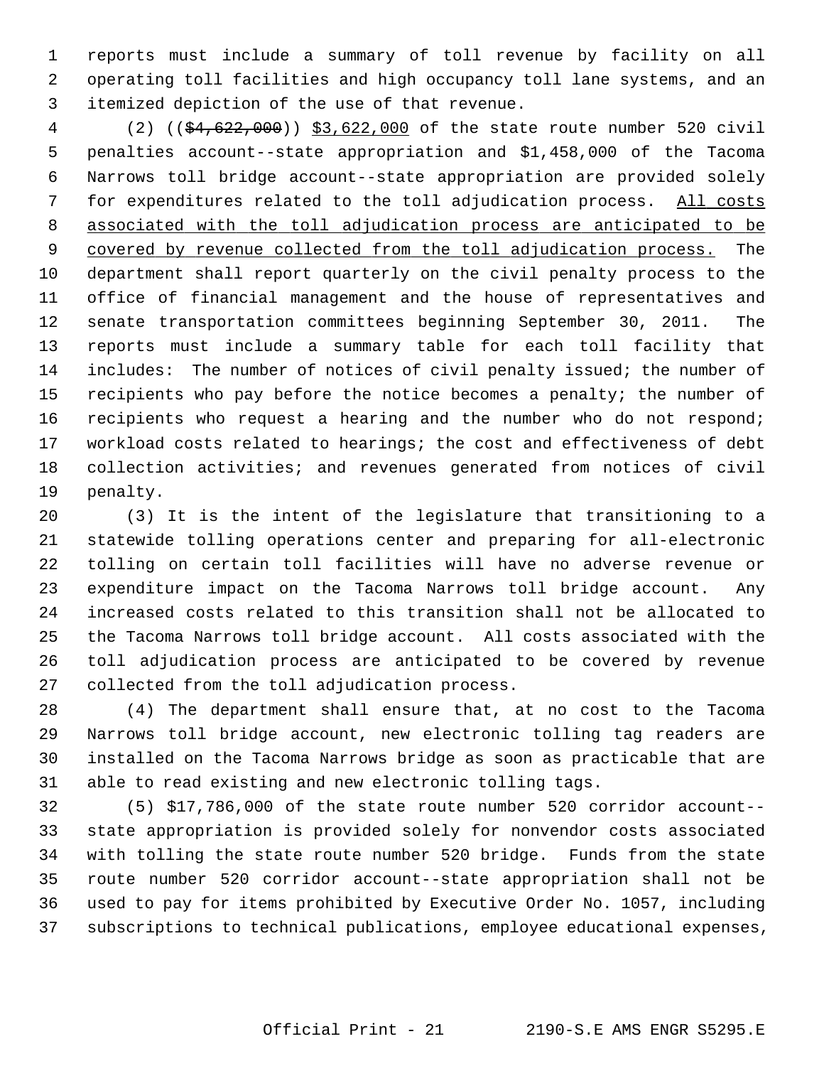reports must include a summary of toll revenue by facility on all operating toll facilities and high occupancy toll lane systems, and an itemized depiction of the use of that revenue.

(2) ((~~$4,622,000~~)) <u>$3,622,000</u> of the state route number 520 civil penalties account--state appropriation and $1,458,000 of the Tacoma Narrows toll bridge account--state appropriation are provided solely for expenditures related to the toll adjudication process. <u>All costs associated with the toll adjudication process are anticipated to be covered by revenue collected from the toll adjudication process.</u> The department shall report quarterly on the civil penalty process to the office of financial management and the house of representatives and senate transportation committees beginning September 30, 2011. The reports must include a summary table for each toll facility that includes: The number of notices of civil penalty issued; the number of recipients who pay before the notice becomes a penalty; the number of recipients who request a hearing and the number who do not respond; workload costs related to hearings; the cost and effectiveness of debt collection activities; and revenues generated from notices of civil penalty.

(3) It is the intent of the legislature that transitioning to a statewide tolling operations center and preparing for all-electronic tolling on certain toll facilities will have no adverse revenue or expenditure impact on the Tacoma Narrows toll bridge account. Any increased costs related to this transition shall not be allocated to the Tacoma Narrows toll bridge account. All costs associated with the toll adjudication process are anticipated to be covered by revenue collected from the toll adjudication process.

(4) The department shall ensure that, at no cost to the Tacoma Narrows toll bridge account, new electronic tolling tag readers are installed on the Tacoma Narrows bridge as soon as practicable that are able to read existing and new electronic tolling tags.

(5) $17,786,000 of the state route number 520 corridor account--state appropriation is provided solely for nonvendor costs associated with tolling the state route number 520 bridge. Funds from the state route number 520 corridor account--state appropriation shall not be used to pay for items prohibited by Executive Order No. 1057, including subscriptions to technical publications, employee educational expenses,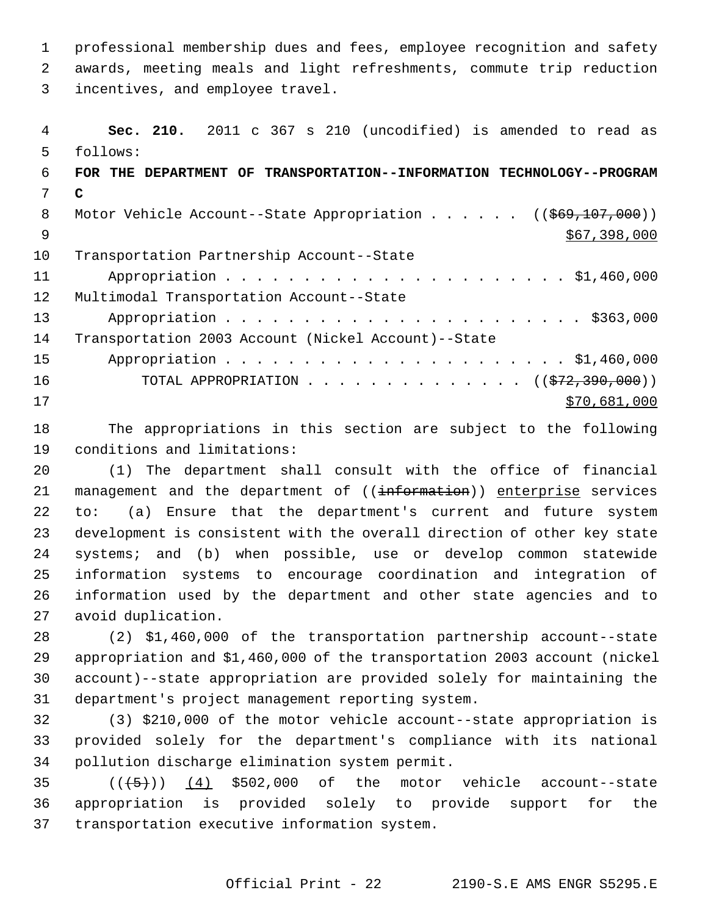professional membership dues and fees, employee recognition and safety awards, meeting meals and light refreshments, commute trip reduction incentives, and employee travel.

**Sec. 210.** 2011 c 367 s 210 (uncodified) is amended to read as follows:

**FOR THE DEPARTMENT OF TRANSPORTATION--INFORMATION TECHNOLOGY--PROGRAM C**

Motor Vehicle Account--State Appropriation . . . . . . ((~~$69,107,000~~))
$67,398,000

Transportation Partnership Account--State
Appropriation . . . . . . . . . . . . . . . . . . . . . . $1,460,000

Multimodal Transportation Account--State
Appropriation . . . . . . . . . . . . . . . . . . . . . . . $363,000

Transportation 2003 Account (Nickel Account)--State
Appropriation . . . . . . . . . . . . . . . . . . . . . . $1,460,000

TOTAL APPROPRIATION . . . . . . . . . . . . . . ((~~$72,390,000~~))
$70,681,000

The appropriations in this section are subject to the following conditions and limitations:

(1) The department shall consult with the office of financial management and the department of ((~~information~~)) enterprise services to: (a) Ensure that the department's current and future system development is consistent with the overall direction of other key state systems; and (b) when possible, use or develop common statewide information systems to encourage coordination and integration of information used by the department and other state agencies and to avoid duplication.

(2) $1,460,000 of the transportation partnership account--state appropriation and $1,460,000 of the transportation 2003 account (nickel account)--state appropriation are provided solely for maintaining the department's project management reporting system.

(3) $210,000 of the motor vehicle account--state appropriation is provided solely for the department's compliance with its national pollution discharge elimination system permit.

((~~(5)~~)) (4) $502,000 of the motor vehicle account--state appropriation is provided solely to provide support for the transportation executive information system.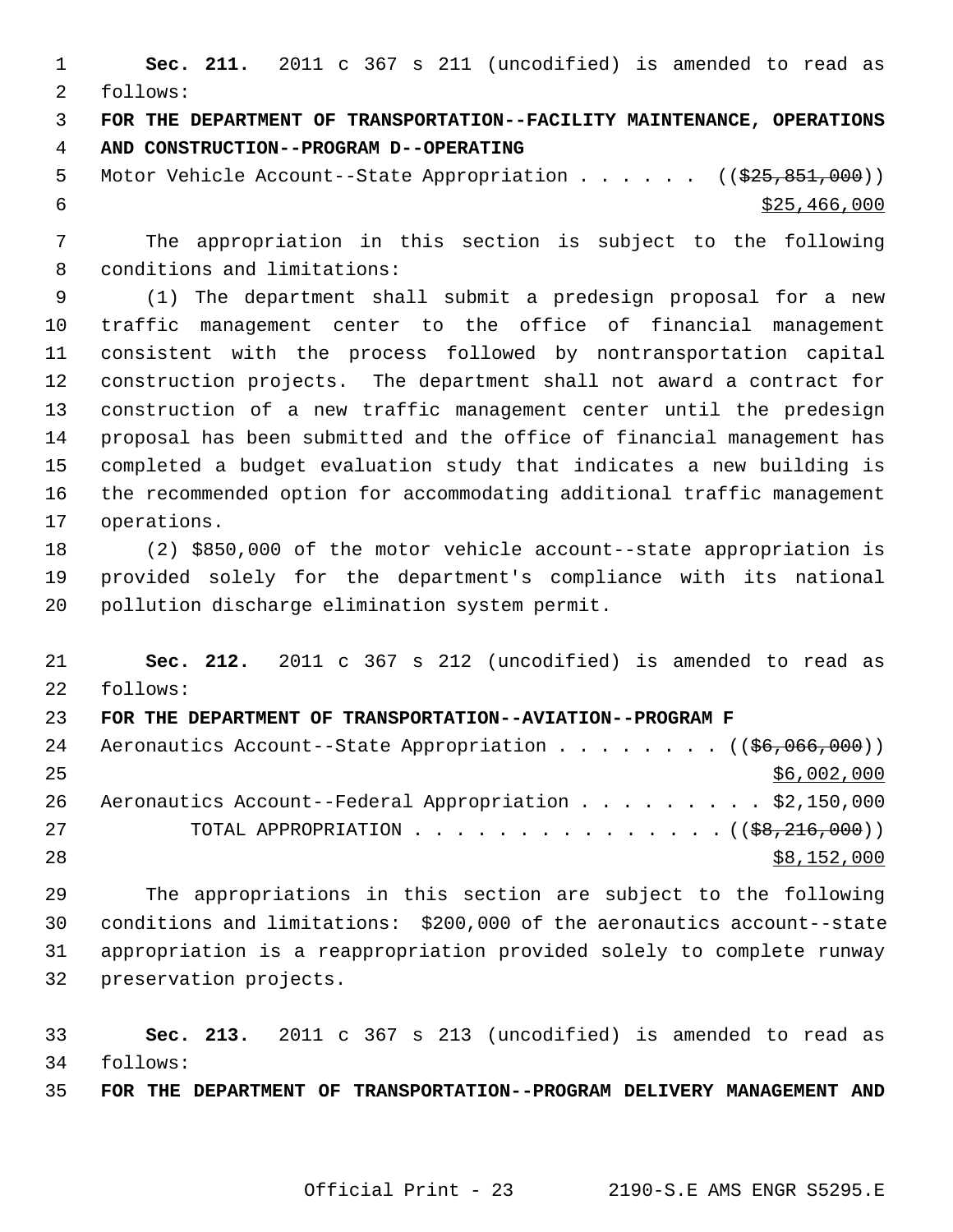**Sec. 211.** 2011 c 367 s 211 (uncodified) is amended to read as follows:

**FOR THE DEPARTMENT OF TRANSPORTATION--FACILITY MAINTENANCE, OPERATIONS AND CONSTRUCTION--PROGRAM D--OPERATING**

Motor Vehicle Account--State Appropriation . . . . . . ((~~$25,851,000~~)) <u>$25,466,000</u>

The appropriation in this section is subject to the following conditions and limitations:

(1) The department shall submit a predesign proposal for a new traffic management center to the office of financial management consistent with the process followed by nontransportation capital construction projects. The department shall not award a contract for construction of a new traffic management center until the predesign proposal has been submitted and the office of financial management has completed a budget evaluation study that indicates a new building is the recommended option for accommodating additional traffic management operations.

(2) $850,000 of the motor vehicle account--state appropriation is provided solely for the department's compliance with its national pollution discharge elimination system permit.

**Sec. 212.** 2011 c 367 s 212 (uncodified) is amended to read as follows:

**FOR THE DEPARTMENT OF TRANSPORTATION--AVIATION--PROGRAM F**

Aeronautics Account--State Appropriation . . . . . . . . ((~~$6,066,000~~)) <u>$6,002,000</u>

Aeronautics Account--Federal Appropriation . . . . . . . . . $2,150,000

TOTAL APPROPRIATION . . . . . . . . . . . . . . . ((~~$8,216,000~~)) <u>$8,152,000</u>

The appropriations in this section are subject to the following conditions and limitations: $200,000 of the aeronautics account--state appropriation is a reappropriation provided solely to complete runway preservation projects.

**Sec. 213.** 2011 c 367 s 213 (uncodified) is amended to read as follows:

**FOR THE DEPARTMENT OF TRANSPORTATION--PROGRAM DELIVERY MANAGEMENT AND**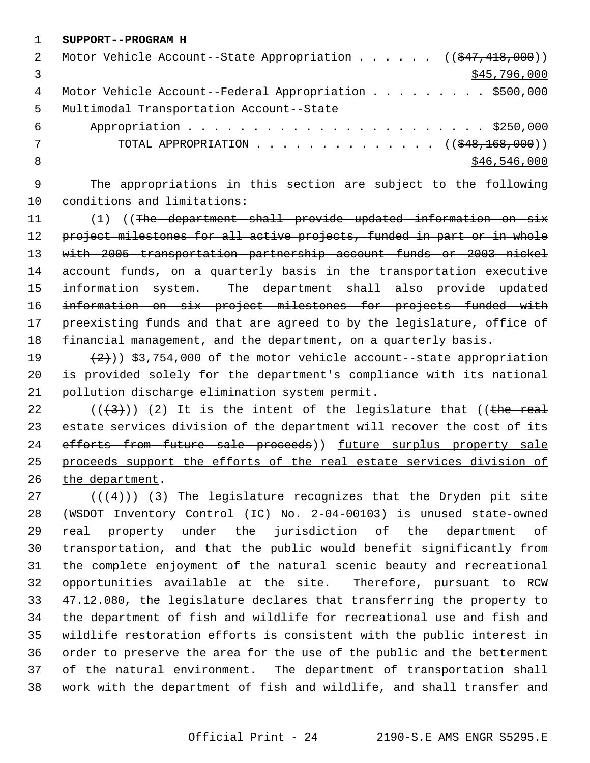**SUPPORT--PROGRAM H**

Motor Vehicle Account--State Appropriation . . . . . . ((~~$47,418,000~~)) <u>$45,796,000</u>

Motor Vehicle Account--Federal Appropriation . . . . . . . . . $500,000

Multimodal Transportation Account--State Appropriation . . . . . . . . . . . . . . . . . . . . . . . . $250,000

TOTAL APPROPRIATION . . . . . . . . . . . . . . ((~~$48,168,000~~)) <u>$46,546,000</u>

The appropriations in this section are subject to the following conditions and limitations:

(1) ((~~The department shall provide updated information on six project milestones for all active projects, funded in part or in whole with 2005 transportation partnership account funds or 2003 nickel account funds, on a quarterly basis in the transportation executive information system. The department shall also provide updated information on six project milestones for projects funded with preexisting funds and that are agreed to by the legislature, office of financial management, and the department, on a quarterly basis.~~

~~(2)~~)) $3,754,000 of the motor vehicle account--state appropriation is provided solely for the department's compliance with its national pollution discharge elimination system permit.

((~~(3)~~)) <u>(2)</u> It is the intent of the legislature that ((~~the real estate services division of the department will recover the cost of its efforts from future sale proceeds~~)) <u>future surplus property sale proceeds support the efforts of the real estate services division of the department</u>.

((~~(4)~~)) <u>(3)</u> The legislature recognizes that the Dryden pit site (WSDOT Inventory Control (IC) No. 2-04-00103) is unused state-owned real property under the jurisdiction of the department of transportation, and that the public would benefit significantly from the complete enjoyment of the natural scenic beauty and recreational opportunities available at the site. Therefore, pursuant to RCW 47.12.080, the legislature declares that transferring the property to the department of fish and wildlife for recreational use and fish and wildlife restoration efforts is consistent with the public interest in order to preserve the area for the use of the public and the betterment of the natural environment. The department of transportation shall work with the department of fish and wildlife, and shall transfer and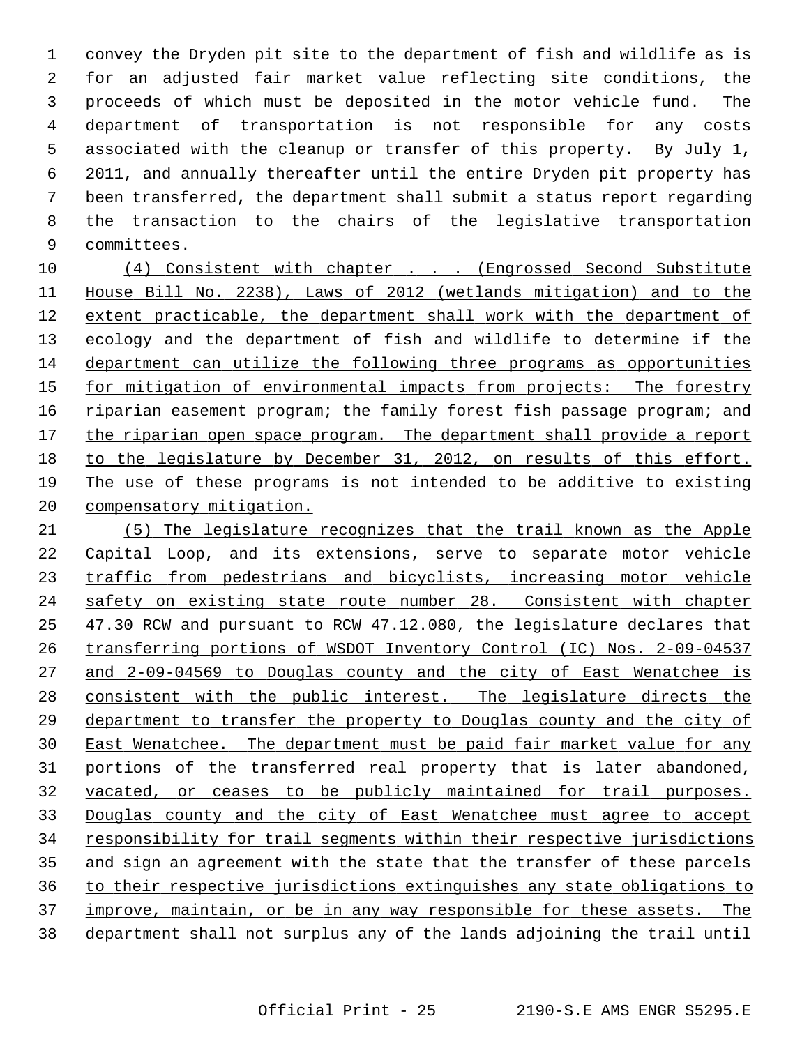convey the Dryden pit site to the department of fish and wildlife as is for an adjusted fair market value reflecting site conditions, the proceeds of which must be deposited in the motor vehicle fund. The department of transportation is not responsible for any costs associated with the cleanup or transfer of this property. By July 1, 2011, and annually thereafter until the entire Dryden pit property has been transferred, the department shall submit a status report regarding the transaction to the chairs of the legislative transportation committees.

(4) Consistent with chapter . . . (Engrossed Second Substitute House Bill No. 2238), Laws of 2012 (wetlands mitigation) and to the extent practicable, the department shall work with the department of ecology and the department of fish and wildlife to determine if the department can utilize the following three programs as opportunities for mitigation of environmental impacts from projects: The forestry riparian easement program; the family forest fish passage program; and the riparian open space program. The department shall provide a report to the legislature by December 31, 2012, on results of this effort. The use of these programs is not intended to be additive to existing compensatory mitigation.

(5) The legislature recognizes that the trail known as the Apple Capital Loop, and its extensions, serve to separate motor vehicle traffic from pedestrians and bicyclists, increasing motor vehicle safety on existing state route number 28. Consistent with chapter 47.30 RCW and pursuant to RCW 47.12.080, the legislature declares that transferring portions of WSDOT Inventory Control (IC) Nos. 2-09-04537 and 2-09-04569 to Douglas county and the city of East Wenatchee is consistent with the public interest. The legislature directs the department to transfer the property to Douglas county and the city of East Wenatchee. The department must be paid fair market value for any portions of the transferred real property that is later abandoned, vacated, or ceases to be publicly maintained for trail purposes. Douglas county and the city of East Wenatchee must agree to accept responsibility for trail segments within their respective jurisdictions and sign an agreement with the state that the transfer of these parcels to their respective jurisdictions extinguishes any state obligations to improve, maintain, or be in any way responsible for these assets. The department shall not surplus any of the lands adjoining the trail until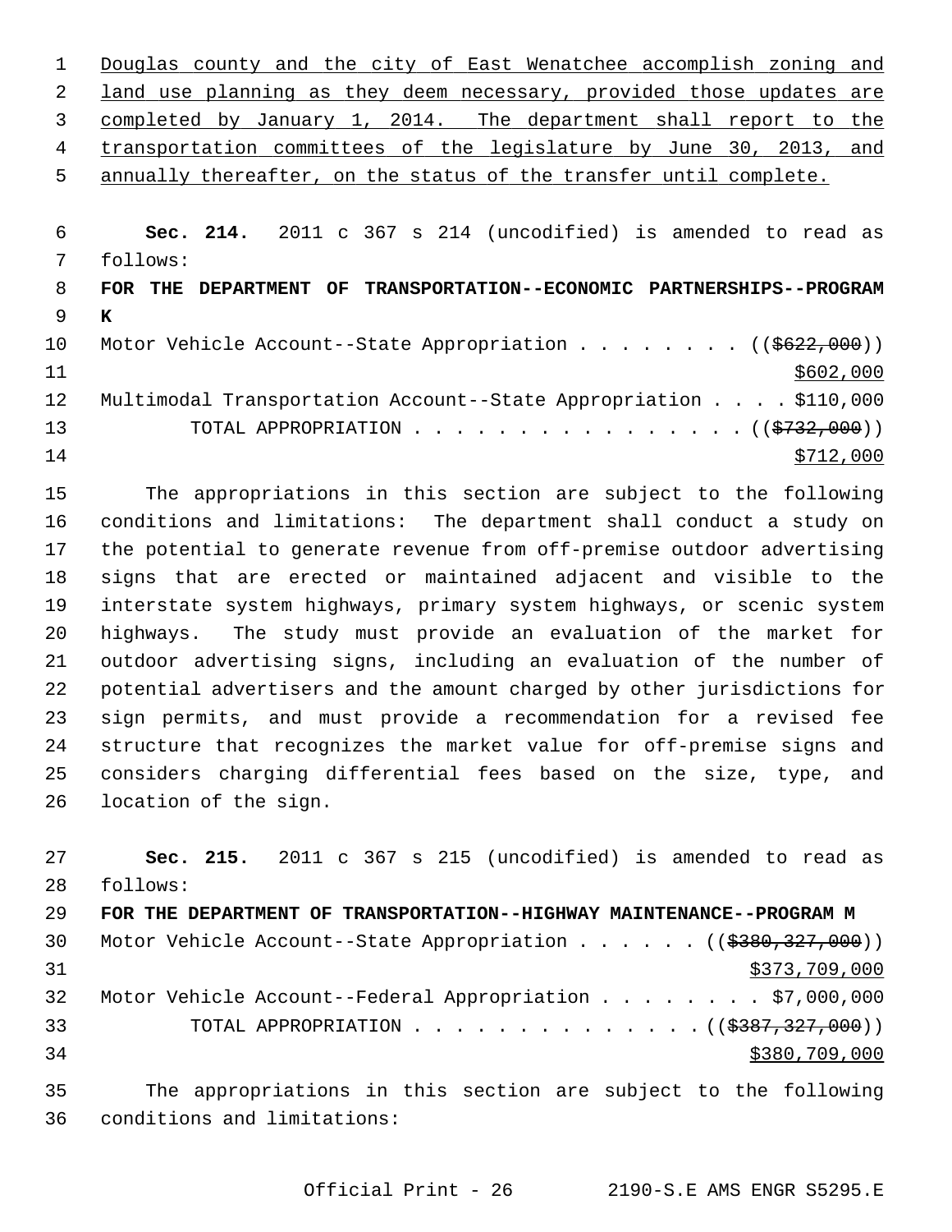Douglas county and the city of East Wenatchee accomplish zoning and land use planning as they deem necessary, provided those updates are completed by January 1, 2014. The department shall report to the transportation committees of the legislature by June 30, 2013, and annually thereafter, on the status of the transfer until complete.

**Sec. 214.** 2011 c 367 s 214 (uncodified) is amended to read as follows:

**FOR THE DEPARTMENT OF TRANSPORTATION--ECONOMIC PARTNERSHIPS--PROGRAM K**

Motor Vehicle Account--State Appropriation . . . . . . . . (($622,000)) $602,000

Multimodal Transportation Account--State Appropriation . . . . $110,000

TOTAL APPROPRIATION . . . . . . . . . . . . . . . . (($732,000)) $712,000

The appropriations in this section are subject to the following conditions and limitations: The department shall conduct a study on the potential to generate revenue from off-premise outdoor advertising signs that are erected or maintained adjacent and visible to the interstate system highways, primary system highways, or scenic system highways. The study must provide an evaluation of the market for outdoor advertising signs, including an evaluation of the number of potential advertisers and the amount charged by other jurisdictions for sign permits, and must provide a recommendation for a revised fee structure that recognizes the market value for off-premise signs and considers charging differential fees based on the size, type, and location of the sign.

**Sec. 215.** 2011 c 367 s 215 (uncodified) is amended to read as follows:

**FOR THE DEPARTMENT OF TRANSPORTATION--HIGHWAY MAINTENANCE--PROGRAM M**

Motor Vehicle Account--State Appropriation . . . . . . (($380,327,000)) $373,709,000

Motor Vehicle Account--Federal Appropriation . . . . . . . . $7,000,000

TOTAL APPROPRIATION . . . . . . . . . . . . . . (($387,327,000)) $380,709,000

The appropriations in this section are subject to the following conditions and limitations: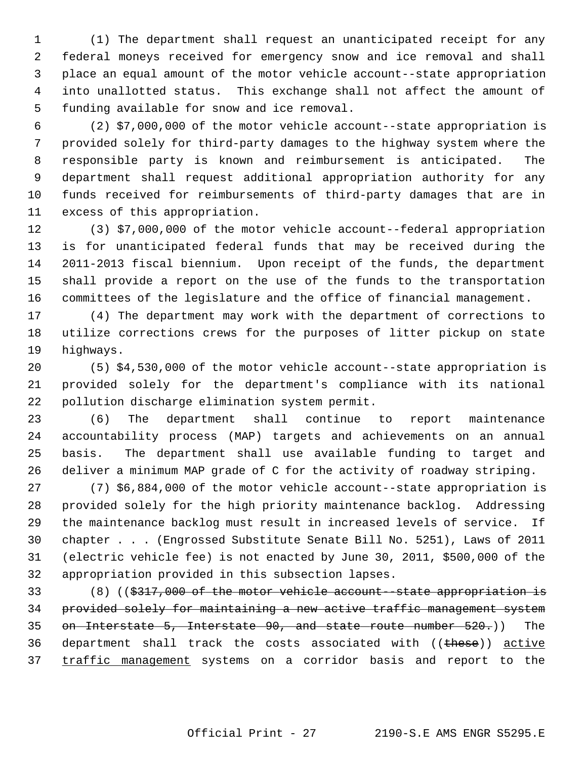(1) The department shall request an unanticipated receipt for any federal moneys received for emergency snow and ice removal and shall place an equal amount of the motor vehicle account--state appropriation into unallotted status. This exchange shall not affect the amount of funding available for snow and ice removal.

(2) $7,000,000 of the motor vehicle account--state appropriation is provided solely for third-party damages to the highway system where the responsible party is known and reimbursement is anticipated. The department shall request additional appropriation authority for any funds received for reimbursements of third-party damages that are in excess of this appropriation.

(3) $7,000,000 of the motor vehicle account--federal appropriation is for unanticipated federal funds that may be received during the 2011-2013 fiscal biennium. Upon receipt of the funds, the department shall provide a report on the use of the funds to the transportation committees of the legislature and the office of financial management.

(4) The department may work with the department of corrections to utilize corrections crews for the purposes of litter pickup on state highways.

(5) $4,530,000 of the motor vehicle account--state appropriation is provided solely for the department's compliance with its national pollution discharge elimination system permit.

(6) The department shall continue to report maintenance accountability process (MAP) targets and achievements on an annual basis. The department shall use available funding to target and deliver a minimum MAP grade of C for the activity of roadway striping.

(7) $6,884,000 of the motor vehicle account--state appropriation is provided solely for the high priority maintenance backlog. Addressing the maintenance backlog must result in increased levels of service. If chapter . . . (Engrossed Substitute Senate Bill No. 5251), Laws of 2011 (electric vehicle fee) is not enacted by June 30, 2011, $500,000 of the appropriation provided in this subsection lapses.

(8) ((~~$317,000 of the motor vehicle account--state appropriation is provided solely for maintaining a new active traffic management system on Interstate 5, Interstate 90, and state route number 520.~~)) The department shall track the costs associated with ((~~these~~)) <u>active traffic management</u> systems on a corridor basis and report to the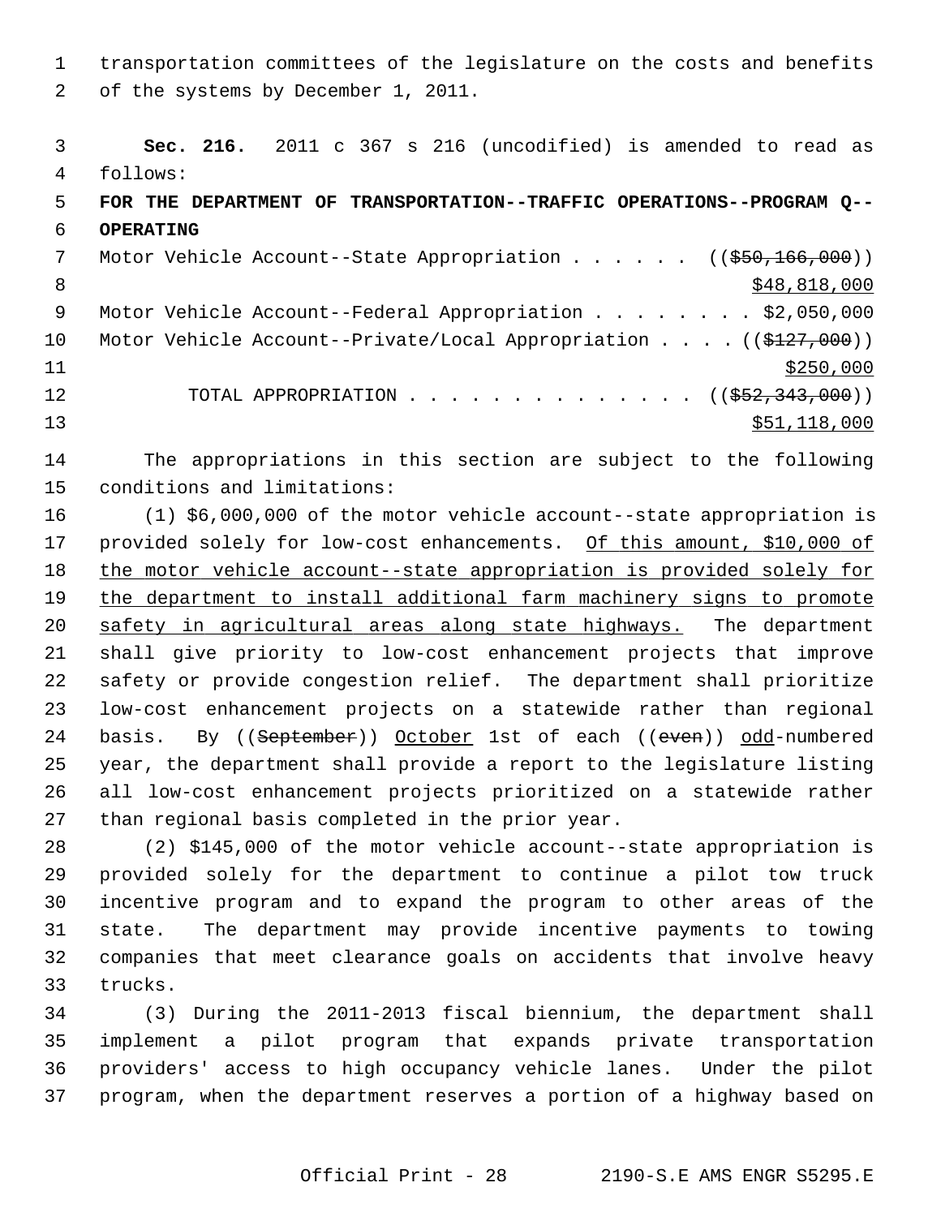transportation committees of the legislature on the costs and benefits of the systems by December 1, 2011.

**Sec. 216.** 2011 c 367 s 216 (uncodified) is amended to read as follows:

**FOR THE DEPARTMENT OF TRANSPORTATION--TRAFFIC OPERATIONS--PROGRAM Q--OPERATING**

Motor Vehicle Account--State Appropriation . . . . . . ((~~$50,166,000~~))
<u>$48,818,000</u>

Motor Vehicle Account--Federal Appropriation . . . . . . . . $2,050,000

Motor Vehicle Account--Private/Local Appropriation . . . . ((~~$127,000~~))
<u>$250,000</u>

TOTAL APPROPRIATION . . . . . . . . . . . . . . ((~~$52,343,000~~))
<u>$51,118,000</u>

The appropriations in this section are subject to the following conditions and limitations:

(1) $6,000,000 of the motor vehicle account--state appropriation is provided solely for low-cost enhancements. <u>Of this amount, $10,000 of the motor vehicle account--state appropriation is provided solely for the department to install additional farm machinery signs to promote safety in agricultural areas along state highways.</u> The department shall give priority to low-cost enhancement projects that improve safety or provide congestion relief. The department shall prioritize low-cost enhancement projects on a statewide rather than regional basis. By ((~~September~~)) <u>October</u> 1st of each ((~~even~~)) <u>odd</u>-numbered year, the department shall provide a report to the legislature listing all low-cost enhancement projects prioritized on a statewide rather than regional basis completed in the prior year.

(2) $145,000 of the motor vehicle account--state appropriation is provided solely for the department to continue a pilot tow truck incentive program and to expand the program to other areas of the state. The department may provide incentive payments to towing companies that meet clearance goals on accidents that involve heavy trucks.

(3) During the 2011-2013 fiscal biennium, the department shall implement a pilot program that expands private transportation providers' access to high occupancy vehicle lanes. Under the pilot program, when the department reserves a portion of a highway based on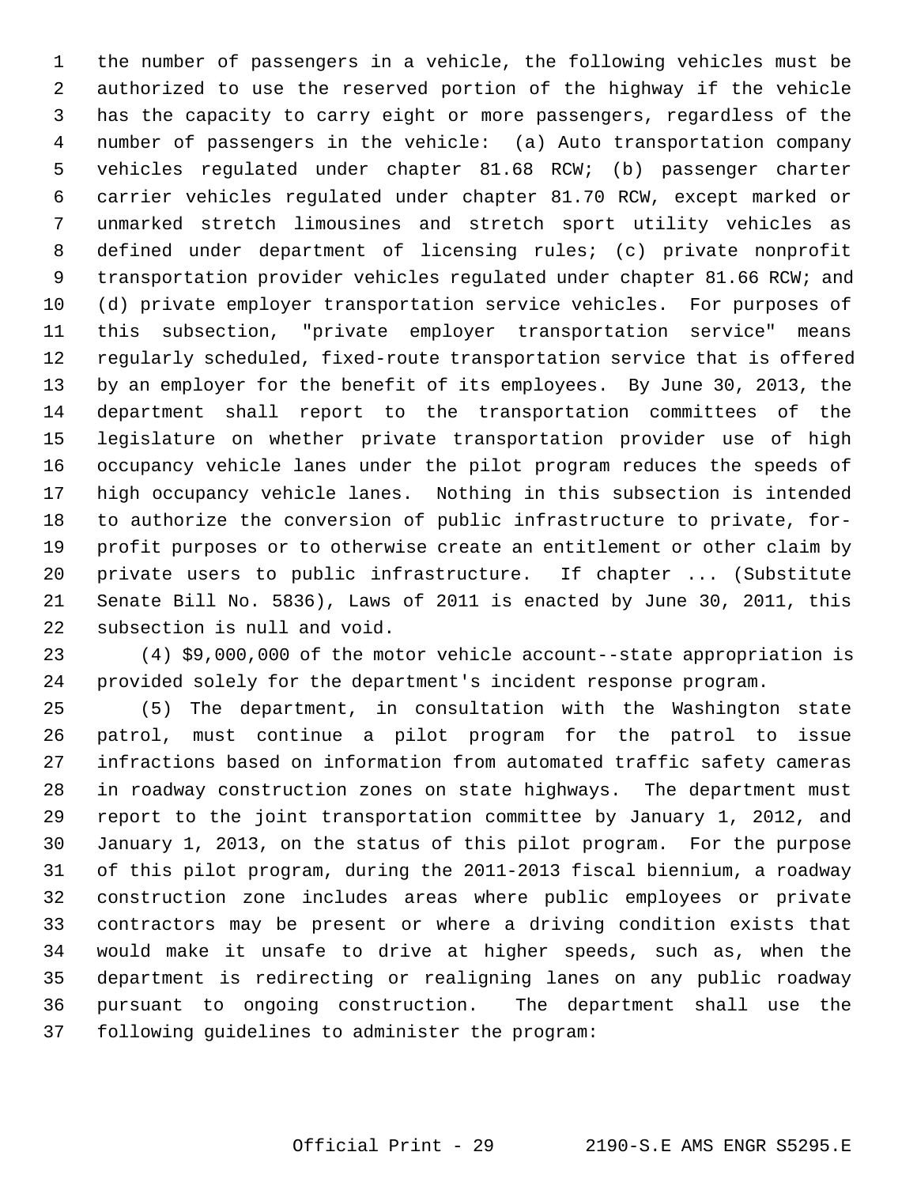the number of passengers in a vehicle, the following vehicles must be authorized to use the reserved portion of the highway if the vehicle has the capacity to carry eight or more passengers, regardless of the number of passengers in the vehicle: (a) Auto transportation company vehicles regulated under chapter 81.68 RCW; (b) passenger charter carrier vehicles regulated under chapter 81.70 RCW, except marked or unmarked stretch limousines and stretch sport utility vehicles as defined under department of licensing rules; (c) private nonprofit transportation provider vehicles regulated under chapter 81.66 RCW; and (d) private employer transportation service vehicles. For purposes of this subsection, "private employer transportation service" means regularly scheduled, fixed-route transportation service that is offered by an employer for the benefit of its employees. By June 30, 2013, the department shall report to the transportation committees of the legislature on whether private transportation provider use of high occupancy vehicle lanes under the pilot program reduces the speeds of high occupancy vehicle lanes. Nothing in this subsection is intended to authorize the conversion of public infrastructure to private, for-profit purposes or to otherwise create an entitlement or other claim by private users to public infrastructure. If chapter ... (Substitute Senate Bill No. 5836), Laws of 2011 is enacted by June 30, 2011, this subsection is null and void.

(4) $9,000,000 of the motor vehicle account--state appropriation is provided solely for the department's incident response program.

(5) The department, in consultation with the Washington state patrol, must continue a pilot program for the patrol to issue infractions based on information from automated traffic safety cameras in roadway construction zones on state highways. The department must report to the joint transportation committee by January 1, 2012, and January 1, 2013, on the status of this pilot program. For the purpose of this pilot program, during the 2011-2013 fiscal biennium, a roadway construction zone includes areas where public employees or private contractors may be present or where a driving condition exists that would make it unsafe to drive at higher speeds, such as, when the department is redirecting or realigning lanes on any public roadway pursuant to ongoing construction. The department shall use the following guidelines to administer the program: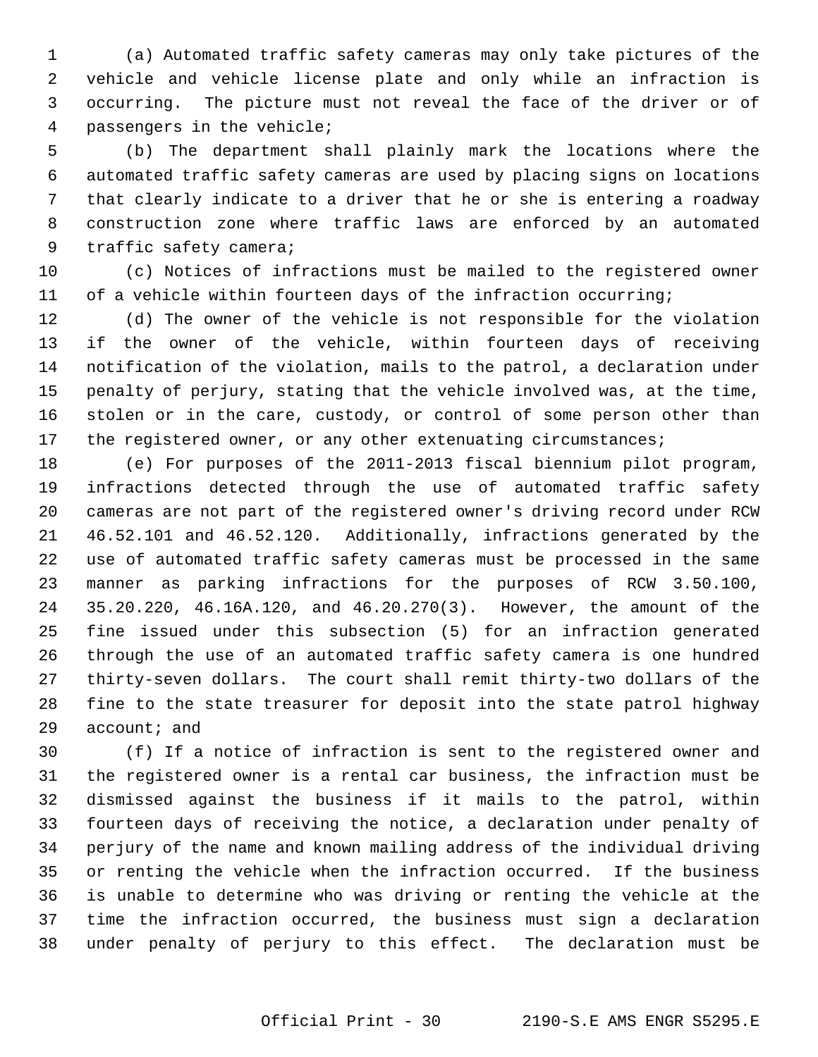(a) Automated traffic safety cameras may only take pictures of the vehicle and vehicle license plate and only while an infraction is occurring. The picture must not reveal the face of the driver or of passengers in the vehicle;

(b) The department shall plainly mark the locations where the automated traffic safety cameras are used by placing signs on locations that clearly indicate to a driver that he or she is entering a roadway construction zone where traffic laws are enforced by an automated traffic safety camera;

(c) Notices of infractions must be mailed to the registered owner of a vehicle within fourteen days of the infraction occurring;

(d) The owner of the vehicle is not responsible for the violation if the owner of the vehicle, within fourteen days of receiving notification of the violation, mails to the patrol, a declaration under penalty of perjury, stating that the vehicle involved was, at the time, stolen or in the care, custody, or control of some person other than the registered owner, or any other extenuating circumstances;

(e) For purposes of the 2011-2013 fiscal biennium pilot program, infractions detected through the use of automated traffic safety cameras are not part of the registered owner's driving record under RCW 46.52.101 and 46.52.120. Additionally, infractions generated by the use of automated traffic safety cameras must be processed in the same manner as parking infractions for the purposes of RCW 3.50.100, 35.20.220, 46.16A.120, and 46.20.270(3). However, the amount of the fine issued under this subsection (5) for an infraction generated through the use of an automated traffic safety camera is one hundred thirty-seven dollars. The court shall remit thirty-two dollars of the fine to the state treasurer for deposit into the state patrol highway account; and

(f) If a notice of infraction is sent to the registered owner and the registered owner is a rental car business, the infraction must be dismissed against the business if it mails to the patrol, within fourteen days of receiving the notice, a declaration under penalty of perjury of the name and known mailing address of the individual driving or renting the vehicle when the infraction occurred. If the business is unable to determine who was driving or renting the vehicle at the time the infraction occurred, the business must sign a declaration under penalty of perjury to this effect. The declaration must be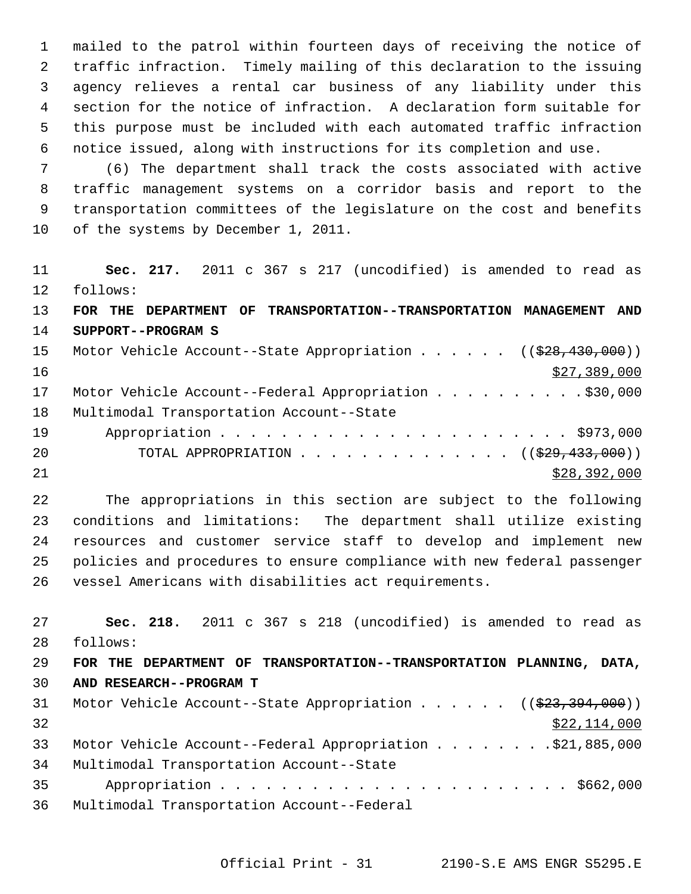mailed to the patrol within fourteen days of receiving the notice of traffic infraction. Timely mailing of this declaration to the issuing agency relieves a rental car business of any liability under this section for the notice of infraction. A declaration form suitable for this purpose must be included with each automated traffic infraction notice issued, along with instructions for its completion and use.

(6) The department shall track the costs associated with active traffic management systems on a corridor basis and report to the transportation committees of the legislature on the cost and benefits of the systems by December 1, 2011.

**Sec. 217.** 2011 c 367 s 217 (uncodified) is amended to read as follows:

**FOR THE DEPARTMENT OF TRANSPORTATION--TRANSPORTATION MANAGEMENT AND SUPPORT--PROGRAM S**

Motor Vehicle Account--State Appropriation . . . . . . ((~~$28,430,000~~))
<u>$27,389,000</u>

Motor Vehicle Account--Federal Appropriation . . . . . . . . . . $30,000

Multimodal Transportation Account--State Appropriation . . . . . . . . . . . . . . . . . . . . . . . . $973,000

TOTAL APPROPRIATION . . . . . . . . . . . . . . ((~~$29,433,000~~))
<u>$28,392,000</u>

The appropriations in this section are subject to the following conditions and limitations: The department shall utilize existing resources and customer service staff to develop and implement new policies and procedures to ensure compliance with new federal passenger vessel Americans with disabilities act requirements.

**Sec. 218.** 2011 c 367 s 218 (uncodified) is amended to read as follows:

**FOR THE DEPARTMENT OF TRANSPORTATION--TRANSPORTATION PLANNING, DATA, AND RESEARCH--PROGRAM T**

Motor Vehicle Account--State Appropriation . . . . . . ((~~$23,394,000~~))
<u>$22,114,000</u>

Motor Vehicle Account--Federal Appropriation . . . . . . . . $21,885,000

Multimodal Transportation Account--State Appropriation . . . . . . . . . . . . . . . . . . . . . . . . $662,000

Multimodal Transportation Account--Federal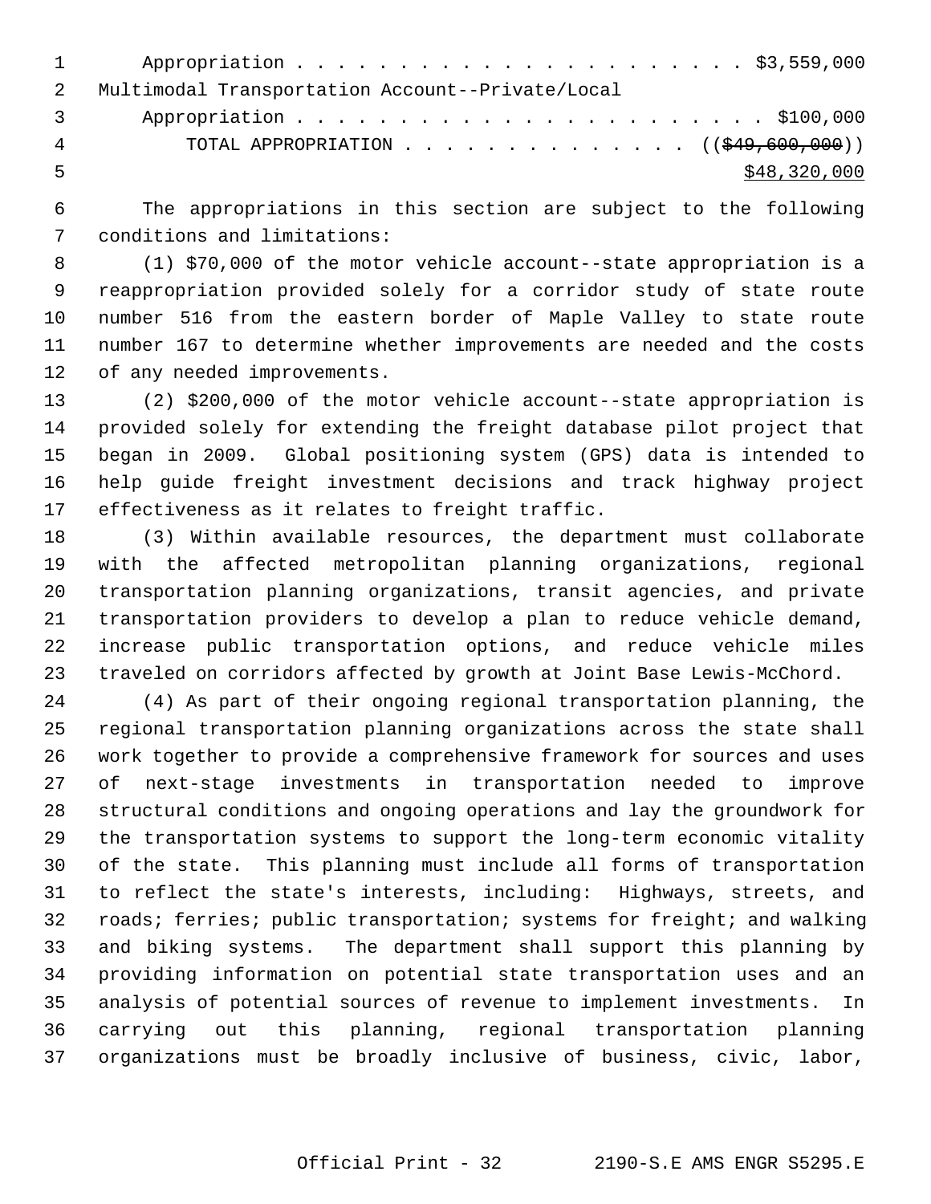Appropriation . . . . . . . . . . . . . . . . . . . . . . $3,559,000
Multimodal Transportation Account--Private/Local
Appropriation . . . . . . . . . . . . . . . . . . . . . . . $100,000
TOTAL APPROPRIATION . . . . . . . . . . . . . . ((~~$49,600,000~~))
<u>$48,320,000</u>

The appropriations in this section are subject to the following conditions and limitations:

(1) $70,000 of the motor vehicle account--state appropriation is a reappropriation provided solely for a corridor study of state route number 516 from the eastern border of Maple Valley to state route number 167 to determine whether improvements are needed and the costs of any needed improvements.

(2) $200,000 of the motor vehicle account--state appropriation is provided solely for extending the freight database pilot project that began in 2009. Global positioning system (GPS) data is intended to help guide freight investment decisions and track highway project effectiveness as it relates to freight traffic.

(3) Within available resources, the department must collaborate with the affected metropolitan planning organizations, regional transportation planning organizations, transit agencies, and private transportation providers to develop a plan to reduce vehicle demand, increase public transportation options, and reduce vehicle miles traveled on corridors affected by growth at Joint Base Lewis-McChord.

(4) As part of their ongoing regional transportation planning, the regional transportation planning organizations across the state shall work together to provide a comprehensive framework for sources and uses of next-stage investments in transportation needed to improve structural conditions and ongoing operations and lay the groundwork for the transportation systems to support the long-term economic vitality of the state. This planning must include all forms of transportation to reflect the state's interests, including: Highways, streets, and roads; ferries; public transportation; systems for freight; and walking and biking systems. The department shall support this planning by providing information on potential state transportation uses and an analysis of potential sources of revenue to implement investments. In carrying out this planning, regional transportation planning organizations must be broadly inclusive of business, civic, labor,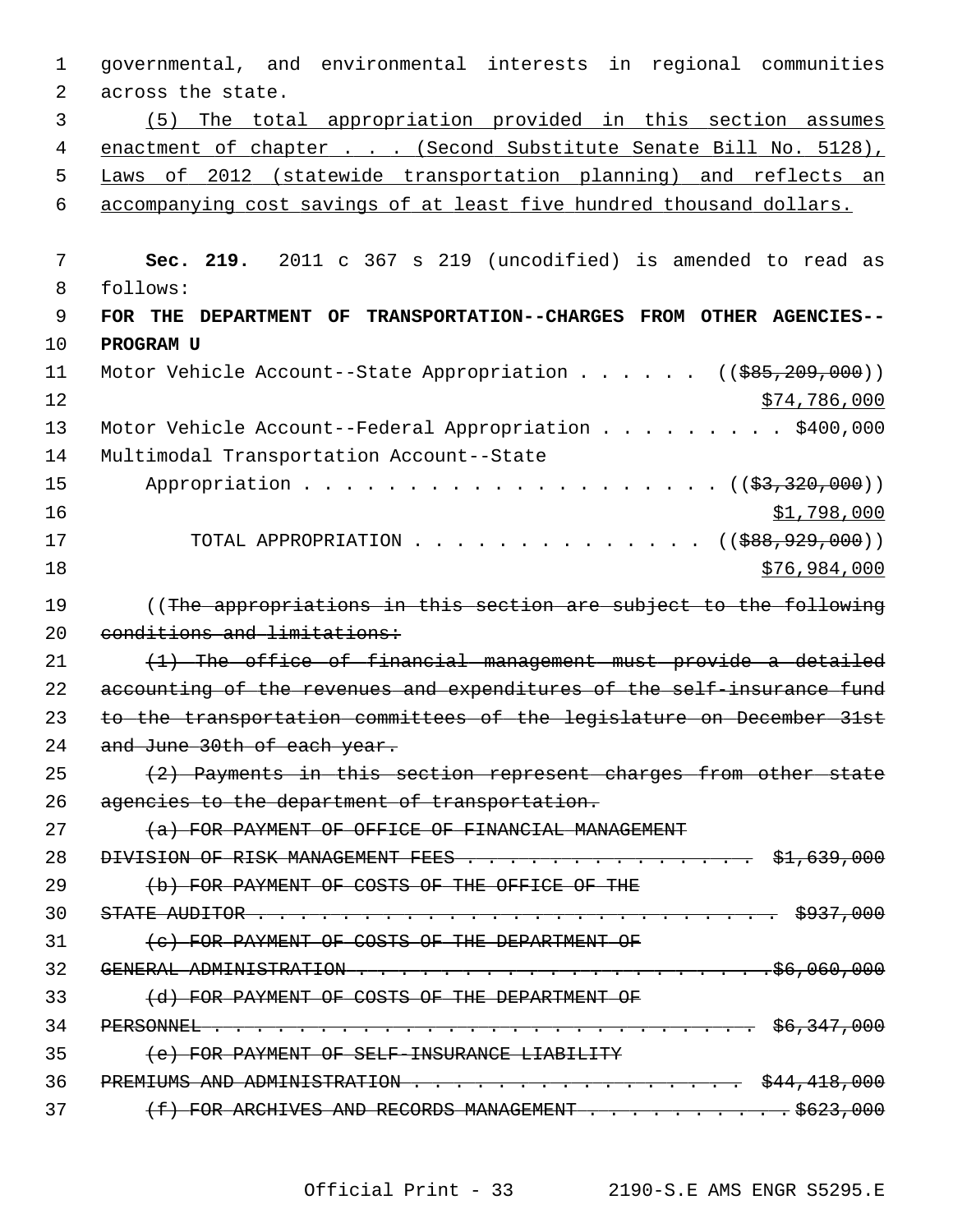governmental, and environmental interests in regional communities across the state.

(5) The total appropriation provided in this section assumes enactment of chapter . . . (Second Substitute Senate Bill No. 5128), Laws of 2012 (statewide transportation planning) and reflects an accompanying cost savings of at least five hundred thousand dollars.

**Sec. 219.** 2011 c 367 s 219 (uncodified) is amended to read as follows:

**FOR THE DEPARTMENT OF TRANSPORTATION--CHARGES FROM OTHER AGENCIES--PROGRAM U**

Motor Vehicle Account--State Appropriation . . . . . . (( ~~$85,209,000~~ ))
$74,786,000

Motor Vehicle Account--Federal Appropriation . . . . . . . . . $400,000

Multimodal Transportation Account--State Appropriation . . . . . . . . . . . . . . . . . . . . (( ~~$3,320,000~~ ))
$1,798,000

TOTAL APPROPRIATION . . . . . . . . . . . . . . (( ~~$88,929,000~~ ))
$76,984,000

(( ~~The appropriations in this section are subject to the following conditions and limitations:~~

~~(1) The office of financial management must provide a detailed accounting of the revenues and expenditures of the self-insurance fund to the transportation committees of the legislature on December 31st and June 30th of each year.~~

~~(2) Payments in this section represent charges from other state agencies to the department of transportation.~~

~~(a) FOR PAYMENT OF OFFICE OF FINANCIAL MANAGEMENT DIVISION OF RISK MANAGEMENT FEES . . . . . . . . . . . . . . . $1,639,000~~

~~(b) FOR PAYMENT OF COSTS OF THE OFFICE OF THE STATE AUDITOR . . . . . . . . . . . . . . . . . . . . . . . . . . . . $937,000~~

~~(c) FOR PAYMENT OF COSTS OF THE DEPARTMENT OF GENERAL ADMINISTRATION . . . . . . . . . . . . . . . . . . . . . . .$6,060,000~~

~~(d) FOR PAYMENT OF COSTS OF THE DEPARTMENT OF PERSONNEL . . . . . . . . . . . . . . . . . . . . . . . . . . . . $6,347,000~~

~~(e) FOR PAYMENT OF SELF-INSURANCE LIABILITY PREMIUMS AND ADMINISTRATION . . . . . . . . . . . . . . . . . $44,418,000~~

~~(f) FOR ARCHIVES AND RECORDS MANAGEMENT . . . . . . . . . . .$623,000~~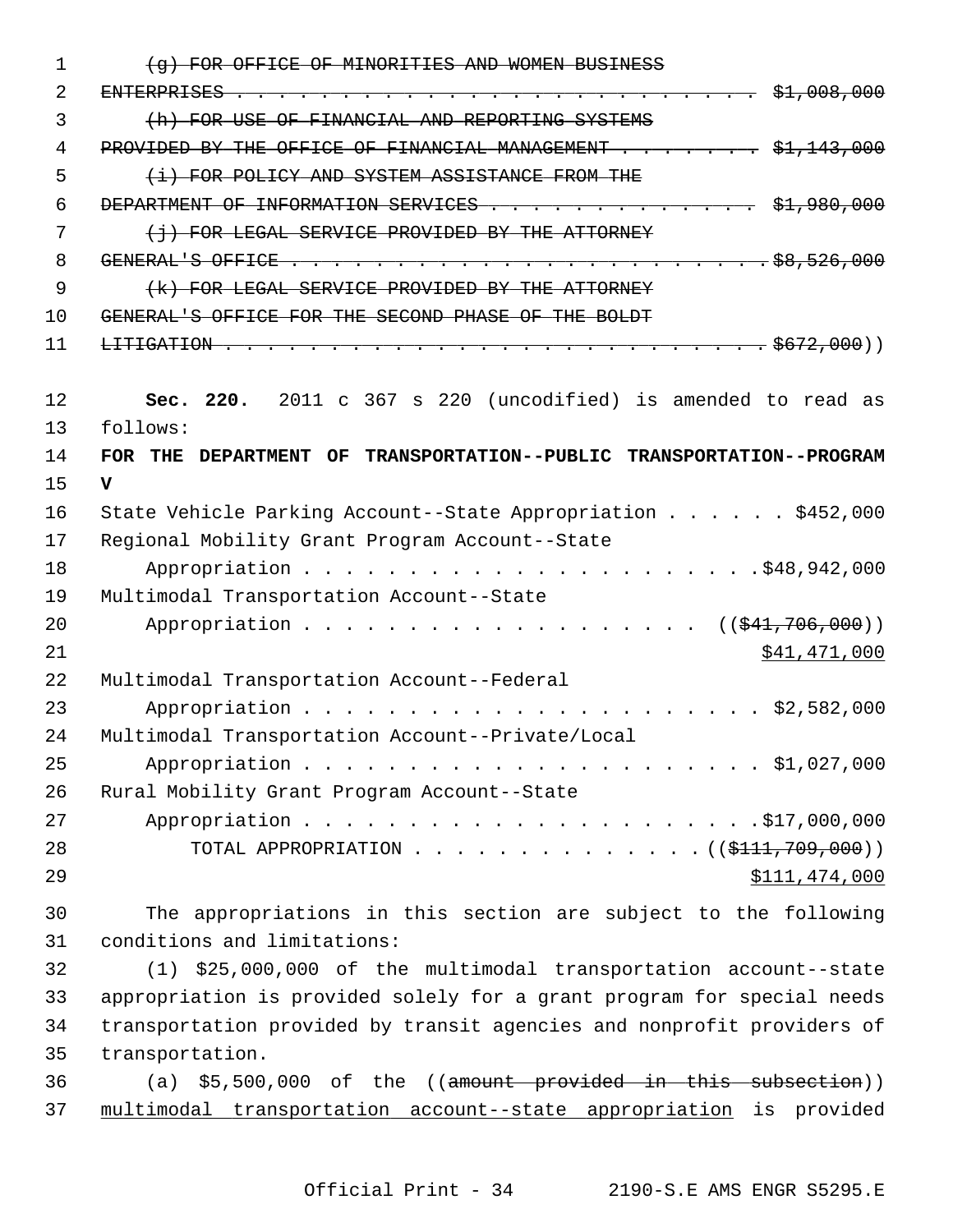~~(g) FOR OFFICE OF MINORITIES AND WOMEN BUSINESS ENTERPRISES . . . . . . . . . . . . . . . . . . . . . . . . . . $1,008,000~~

~~(h) FOR USE OF FINANCIAL AND REPORTING SYSTEMS PROVIDED BY THE OFFICE OF FINANCIAL MANAGEMENT . . . . . . . . $1,143,000~~

~~(i) FOR POLICY AND SYSTEM ASSISTANCE FROM THE DEPARTMENT OF INFORMATION SERVICES . . . . . . . . . . . . . . $1,980,000~~

~~(j) FOR LEGAL SERVICE PROVIDED BY THE ATTORNEY GENERAL'S OFFICE . . . . . . . . . . . . . . . . . . . . . . . . . $8,526,000~~

~~(k) FOR LEGAL SERVICE PROVIDED BY THE ATTORNEY GENERAL'S OFFICE FOR THE SECOND PHASE OF THE BOLDT LITIGATION . . . . . . . . . . . . . . . . . . . . . . . . . . $672,000~~))

**Sec. 220.** 2011 c 367 s 220 (uncodified) is amended to read as follows:

**FOR THE DEPARTMENT OF TRANSPORTATION--PUBLIC TRANSPORTATION--PROGRAM V**

State Vehicle Parking Account--State Appropriation . . . . . . $452,000

Regional Mobility Grant Program Account--State Appropriation . . . . . . . . . . . . . . . . . . . . . . . $48,942,000

Multimodal Transportation Account--State Appropriation . . . . . . . . . . . . . . . . . . . . ((~~$41,706,000~~)) <u>$41,471,000</u>

Multimodal Transportation Account--Federal Appropriation . . . . . . . . . . . . . . . . . . . . . . . . $2,582,000

Multimodal Transportation Account--Private/Local Appropriation . . . . . . . . . . . . . . . . . . . . . . . . $1,027,000

Rural Mobility Grant Program Account--State Appropriation . . . . . . . . . . . . . . . . . . . . . . . $17,000,000

TOTAL APPROPRIATION . . . . . . . . . . . . . . ((~~$111,709,000~~)) <u>$111,474,000</u>

The appropriations in this section are subject to the following conditions and limitations:

(1) $25,000,000 of the multimodal transportation account--state appropriation is provided solely for a grant program for special needs transportation provided by transit agencies and nonprofit providers of transportation.

(a) $5,500,000 of the ((~~amount provided in this subsection~~)) <u>multimodal transportation account--state appropriation</u> is provided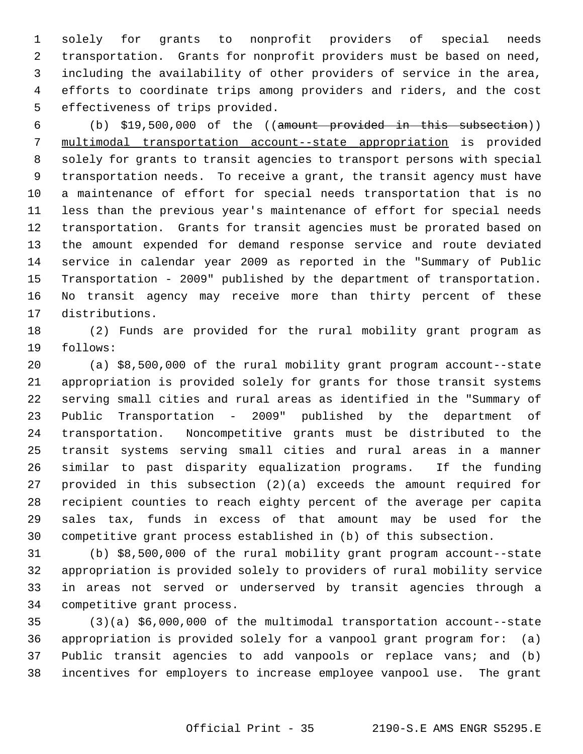solely for grants to nonprofit providers of special needs transportation. Grants for nonprofit providers must be based on need, including the availability of other providers of service in the area, efforts to coordinate trips among providers and riders, and the cost effectiveness of trips provided.

(b) $19,500,000 of the ((~~amount provided in this subsection~~)) <u>multimodal transportation account--state appropriation</u> is provided solely for grants to transit agencies to transport persons with special transportation needs. To receive a grant, the transit agency must have a maintenance of effort for special needs transportation that is no less than the previous year's maintenance of effort for special needs transportation. Grants for transit agencies must be prorated based on the amount expended for demand response service and route deviated service in calendar year 2009 as reported in the "Summary of Public Transportation - 2009" published by the department of transportation. No transit agency may receive more than thirty percent of these distributions.

(2) Funds are provided for the rural mobility grant program as follows:

(a) $8,500,000 of the rural mobility grant program account--state appropriation is provided solely for grants for those transit systems serving small cities and rural areas as identified in the "Summary of Public Transportation - 2009" published by the department of transportation. Noncompetitive grants must be distributed to the transit systems serving small cities and rural areas in a manner similar to past disparity equalization programs. If the funding provided in this subsection (2)(a) exceeds the amount required for recipient counties to reach eighty percent of the average per capita sales tax, funds in excess of that amount may be used for the competitive grant process established in (b) of this subsection.

(b) $8,500,000 of the rural mobility grant program account--state appropriation is provided solely to providers of rural mobility service in areas not served or underserved by transit agencies through a competitive grant process.

(3)(a) $6,000,000 of the multimodal transportation account--state appropriation is provided solely for a vanpool grant program for: (a) Public transit agencies to add vanpools or replace vans; and (b) incentives for employers to increase employee vanpool use. The grant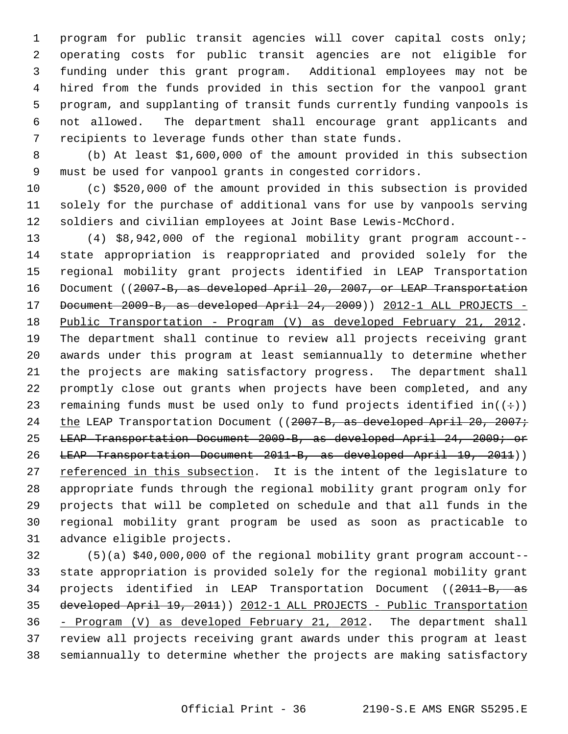program for public transit agencies will cover capital costs only; operating costs for public transit agencies are not eligible for funding under this grant program. Additional employees may not be hired from the funds provided in this section for the vanpool grant program, and supplanting of transit funds currently funding vanpools is not allowed. The department shall encourage grant applicants and recipients to leverage funds other than state funds.

(b) At least $1,600,000 of the amount provided in this subsection must be used for vanpool grants in congested corridors.

(c) $520,000 of the amount provided in this subsection is provided solely for the purchase of additional vans for use by vanpools serving soldiers and civilian employees at Joint Base Lewis-McChord.

(4) $8,942,000 of the regional mobility grant program account--state appropriation is reappropriated and provided solely for the regional mobility grant projects identified in LEAP Transportation Document ((~~2007-B, as developed April 20, 2007, or LEAP Transportation Document 2009-B, as developed April 24, 2009~~)) 2012-1 ALL PROJECTS - Public Transportation - Program (V) as developed February 21, 2012. The department shall continue to review all projects receiving grant awards under this program at least semiannually to determine whether the projects are making satisfactory progress. The department shall promptly close out grants when projects have been completed, and any remaining funds must be used only to fund projects identified in((~~:~~)) the LEAP Transportation Document ((~~2007-B, as developed April 20, 2007; LEAP Transportation Document 2009-B, as developed April 24, 2009; or LEAP Transportation Document 2011-B, as developed April 19, 2011~~)) referenced in this subsection. It is the intent of the legislature to appropriate funds through the regional mobility grant program only for projects that will be completed on schedule and that all funds in the regional mobility grant program be used as soon as practicable to advance eligible projects.

(5)(a) $40,000,000 of the regional mobility grant program account--state appropriation is provided solely for the regional mobility grant projects identified in LEAP Transportation Document ((~~2011-B, as developed April 19, 2011~~)) 2012-1 ALL PROJECTS - Public Transportation - Program (V) as developed February 21, 2012. The department shall review all projects receiving grant awards under this program at least semiannually to determine whether the projects are making satisfactory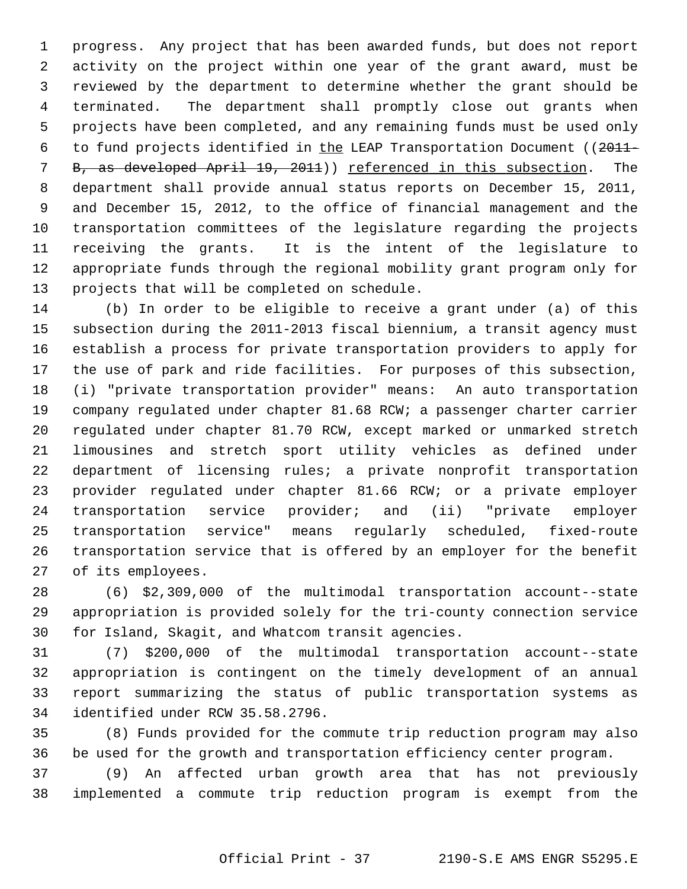progress. Any project that has been awarded funds, but does not report activity on the project within one year of the grant award, must be reviewed by the department to determine whether the grant should be terminated. The department shall promptly close out grants when projects have been completed, and any remaining funds must be used only to fund projects identified in the LEAP Transportation Document ((~~2011-B, as developed April 19, 2011~~)) referenced in this subsection. The department shall provide annual status reports on December 15, 2011, and December 15, 2012, to the office of financial management and the transportation committees of the legislature regarding the projects receiving the grants. It is the intent of the legislature to appropriate funds through the regional mobility grant program only for projects that will be completed on schedule.

(b) In order to be eligible to receive a grant under (a) of this subsection during the 2011-2013 fiscal biennium, a transit agency must establish a process for private transportation providers to apply for the use of park and ride facilities. For purposes of this subsection, (i) "private transportation provider" means: An auto transportation company regulated under chapter 81.68 RCW; a passenger charter carrier regulated under chapter 81.70 RCW, except marked or unmarked stretch limousines and stretch sport utility vehicles as defined under department of licensing rules; a private nonprofit transportation provider regulated under chapter 81.66 RCW; or a private employer transportation service provider; and (ii) "private employer transportation service" means regularly scheduled, fixed-route transportation service that is offered by an employer for the benefit of its employees.

(6) $2,309,000 of the multimodal transportation account--state appropriation is provided solely for the tri-county connection service for Island, Skagit, and Whatcom transit agencies.

(7) $200,000 of the multimodal transportation account--state appropriation is contingent on the timely development of an annual report summarizing the status of public transportation systems as identified under RCW 35.58.2796.

(8) Funds provided for the commute trip reduction program may also be used for the growth and transportation efficiency center program.

(9) An affected urban growth area that has not previously implemented a commute trip reduction program is exempt from the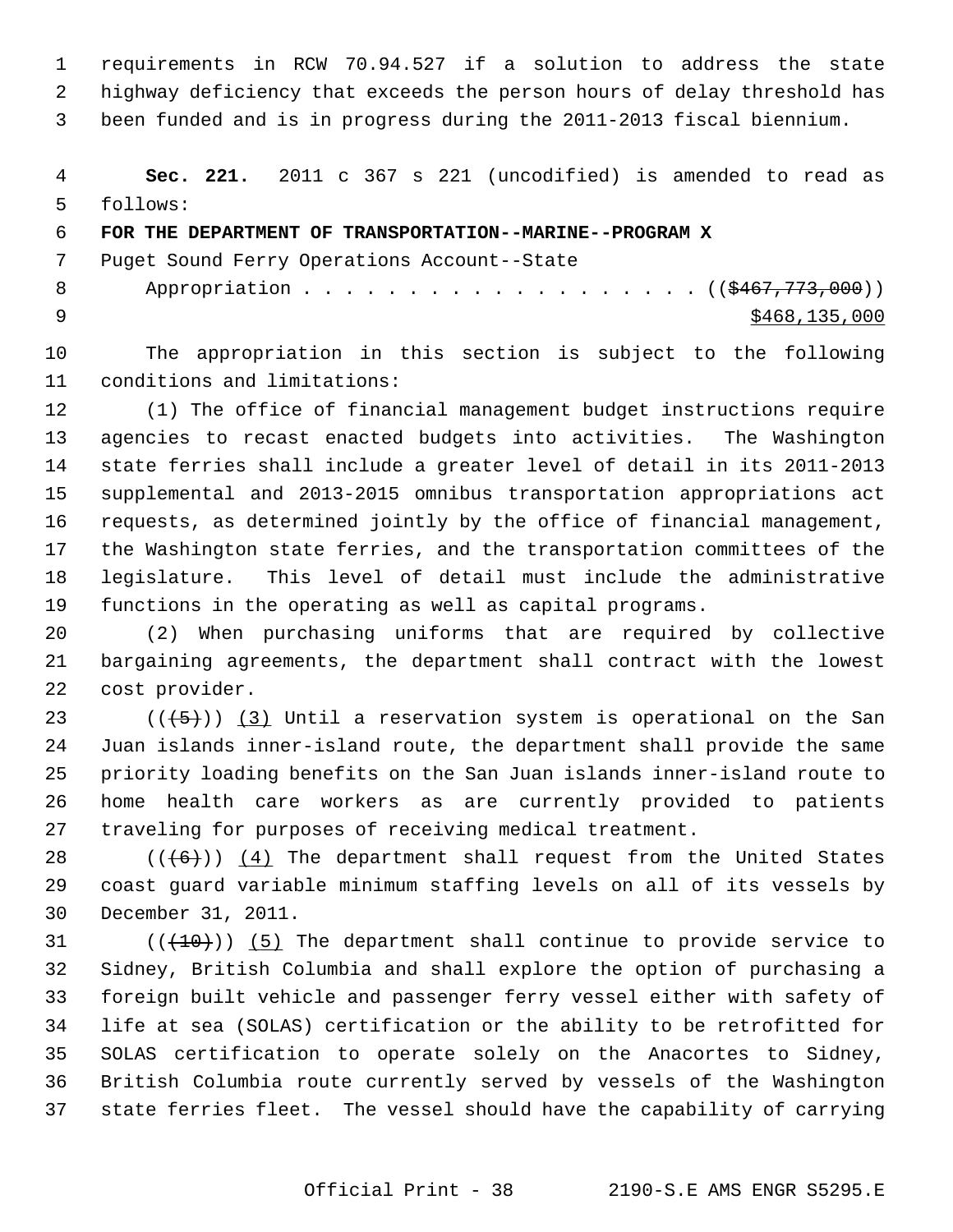requirements in RCW 70.94.527 if a solution to address the state highway deficiency that exceeds the person hours of delay threshold has been funded and is in progress during the 2011-2013 fiscal biennium.

**Sec. 221.** 2011 c 367 s 221 (uncodified) is amended to read as follows:

**FOR THE DEPARTMENT OF TRANSPORTATION--MARINE--PROGRAM X**

Puget Sound Ferry Operations Account--State

Appropriation . . . . . . . . . . . . . . . . . . . . (( ~~$467,773,000~~ ))
<u>$468,135,000</u>

The appropriation in this section is subject to the following conditions and limitations:

(1) The office of financial management budget instructions require agencies to recast enacted budgets into activities. The Washington state ferries shall include a greater level of detail in its 2011-2013 supplemental and 2013-2015 omnibus transportation appropriations act requests, as determined jointly by the office of financial management, the Washington state ferries, and the transportation committees of the legislature. This level of detail must include the administrative functions in the operating as well as capital programs.

(2) When purchasing uniforms that are required by collective bargaining agreements, the department shall contract with the lowest cost provider.

(( ~~(5)~~ )) <u>(3)</u> Until a reservation system is operational on the San Juan islands inner-island route, the department shall provide the same priority loading benefits on the San Juan islands inner-island route to home health care workers as are currently provided to patients traveling for purposes of receiving medical treatment.

(( ~~(6)~~ )) <u>(4)</u> The department shall request from the United States coast guard variable minimum staffing levels on all of its vessels by December 31, 2011.

(( ~~(10)~~ )) <u>(5)</u> The department shall continue to provide service to Sidney, British Columbia and shall explore the option of purchasing a foreign built vehicle and passenger ferry vessel either with safety of life at sea (SOLAS) certification or the ability to be retrofitted for SOLAS certification to operate solely on the Anacortes to Sidney, British Columbia route currently served by vessels of the Washington state ferries fleet. The vessel should have the capability of carrying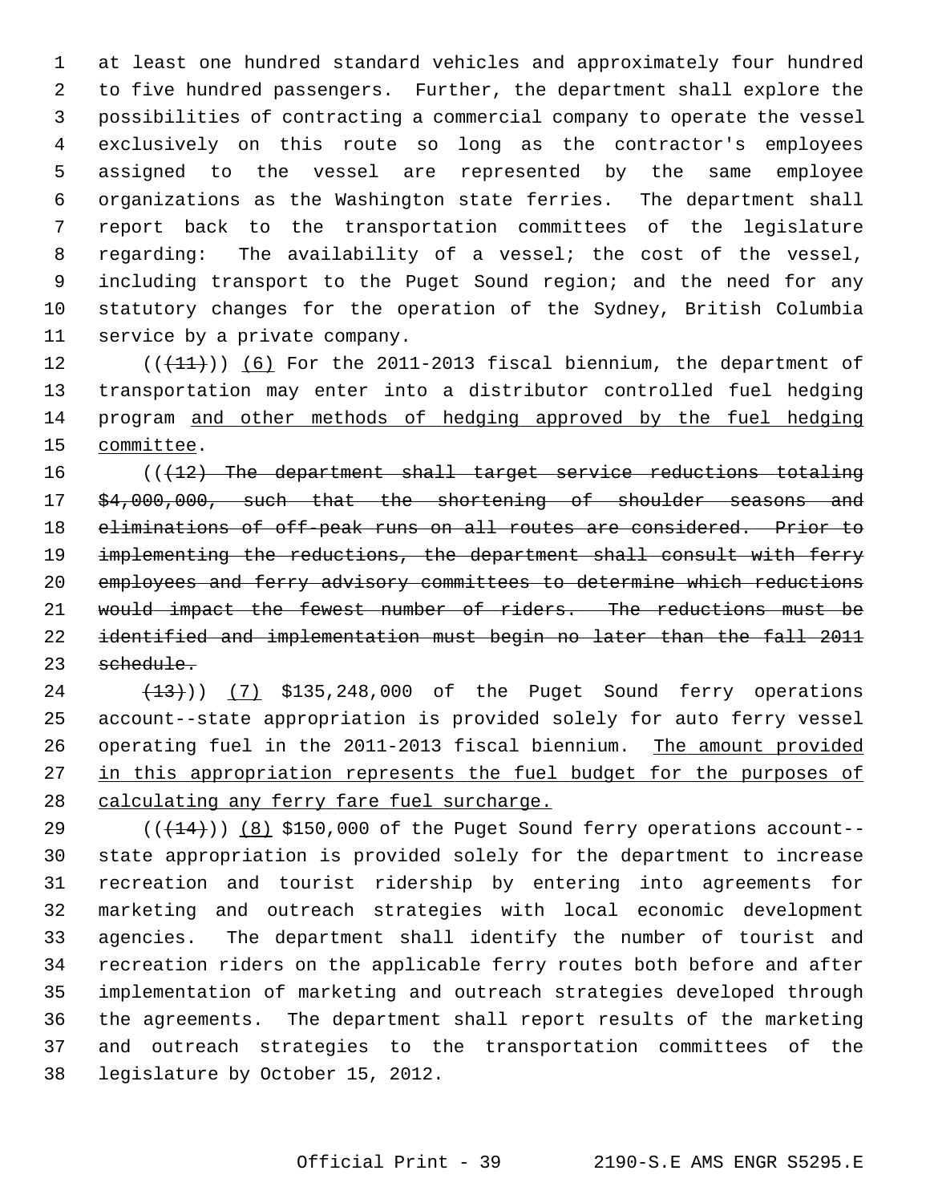at least one hundred standard vehicles and approximately four hundred to five hundred passengers. Further, the department shall explore the possibilities of contracting a commercial company to operate the vessel exclusively on this route so long as the contractor's employees assigned to the vessel are represented by the same employee organizations as the Washington state ferries. The department shall report back to the transportation committees of the legislature regarding: The availability of a vessel; the cost of the vessel, including transport to the Puget Sound region; and the need for any statutory changes for the operation of the Sydney, British Columbia service by a private company.

((~~(11)~~)) <u>(6)</u> For the 2011-2013 fiscal biennium, the department of transportation may enter into a distributor controlled fuel hedging program <u>and other methods of hedging approved by the fuel hedging committee</u>.

((~~(12) The department shall target service reductions totaling $4,000,000, such that the shortening of shoulder seasons and eliminations of off-peak runs on all routes are considered. Prior to implementing the reductions, the department shall consult with ferry employees and ferry advisory committees to determine which reductions would impact the fewest number of riders. The reductions must be identified and implementation must begin no later than the fall 2011 schedule.~~

~~(13)~~)) <u>(7)</u> $135,248,000 of the Puget Sound ferry operations account--state appropriation is provided solely for auto ferry vessel operating fuel in the 2011-2013 fiscal biennium. <u>The amount provided in this appropriation represents the fuel budget for the purposes of calculating any ferry fare fuel surcharge.</u>

((~~(14)~~)) <u>(8)</u> $150,000 of the Puget Sound ferry operations account--state appropriation is provided solely for the department to increase recreation and tourist ridership by entering into agreements for marketing and outreach strategies with local economic development agencies. The department shall identify the number of tourist and recreation riders on the applicable ferry routes both before and after implementation of marketing and outreach strategies developed through the agreements. The department shall report results of the marketing and outreach strategies to the transportation committees of the legislature by October 15, 2012.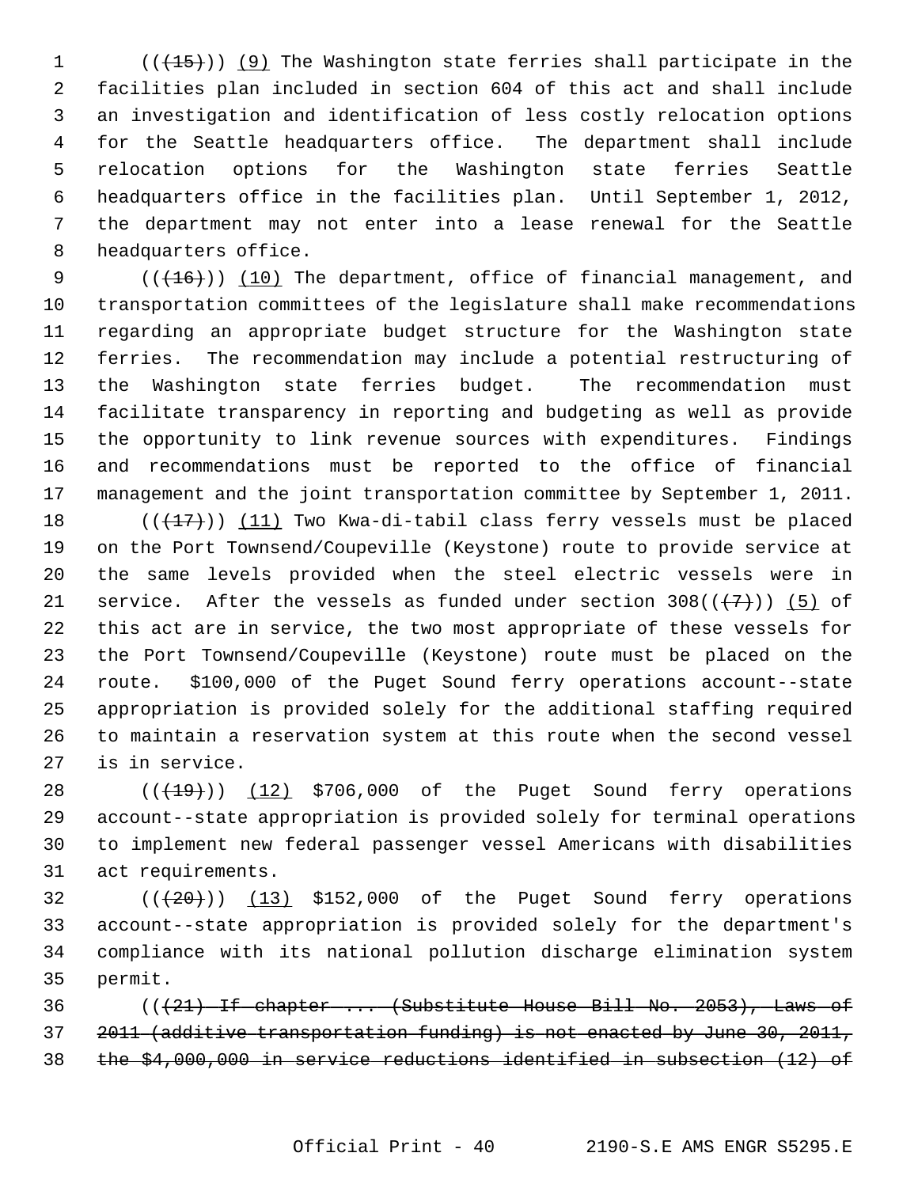(((15))) (9) The Washington state ferries shall participate in the facilities plan included in section 604 of this act and shall include an investigation and identification of less costly relocation options for the Seattle headquarters office. The department shall include relocation options for the Washington state ferries Seattle headquarters office in the facilities plan. Until September 1, 2012, the department may not enter into a lease renewal for the Seattle headquarters office.

(((16))) (10) The department, office of financial management, and transportation committees of the legislature shall make recommendations regarding an appropriate budget structure for the Washington state ferries. The recommendation may include a potential restructuring of the Washington state ferries budget. The recommendation must facilitate transparency in reporting and budgeting as well as provide the opportunity to link revenue sources with expenditures. Findings and recommendations must be reported to the office of financial management and the joint transportation committee by September 1, 2011.

(((17))) (11) Two Kwa-di-tabil class ferry vessels must be placed on the Port Townsend/Coupeville (Keystone) route to provide service at the same levels provided when the steel electric vessels were in service. After the vessels as funded under section 308(((7))) (5) of this act are in service, the two most appropriate of these vessels for the Port Townsend/Coupeville (Keystone) route must be placed on the route. $100,000 of the Puget Sound ferry operations account--state appropriation is provided solely for the additional staffing required to maintain a reservation system at this route when the second vessel is in service.

(((19))) (12) $706,000 of the Puget Sound ferry operations account--state appropriation is provided solely for terminal operations to implement new federal passenger vessel Americans with disabilities act requirements.

(((20))) (13) $152,000 of the Puget Sound ferry operations account--state appropriation is provided solely for the department's compliance with its national pollution discharge elimination system permit.

(((21) If chapter ... (Substitute House Bill No. 2053), Laws of 2011 (additive transportation funding) is not enacted by June 30, 2011, the $4,000,000 in service reductions identified in subsection (12) of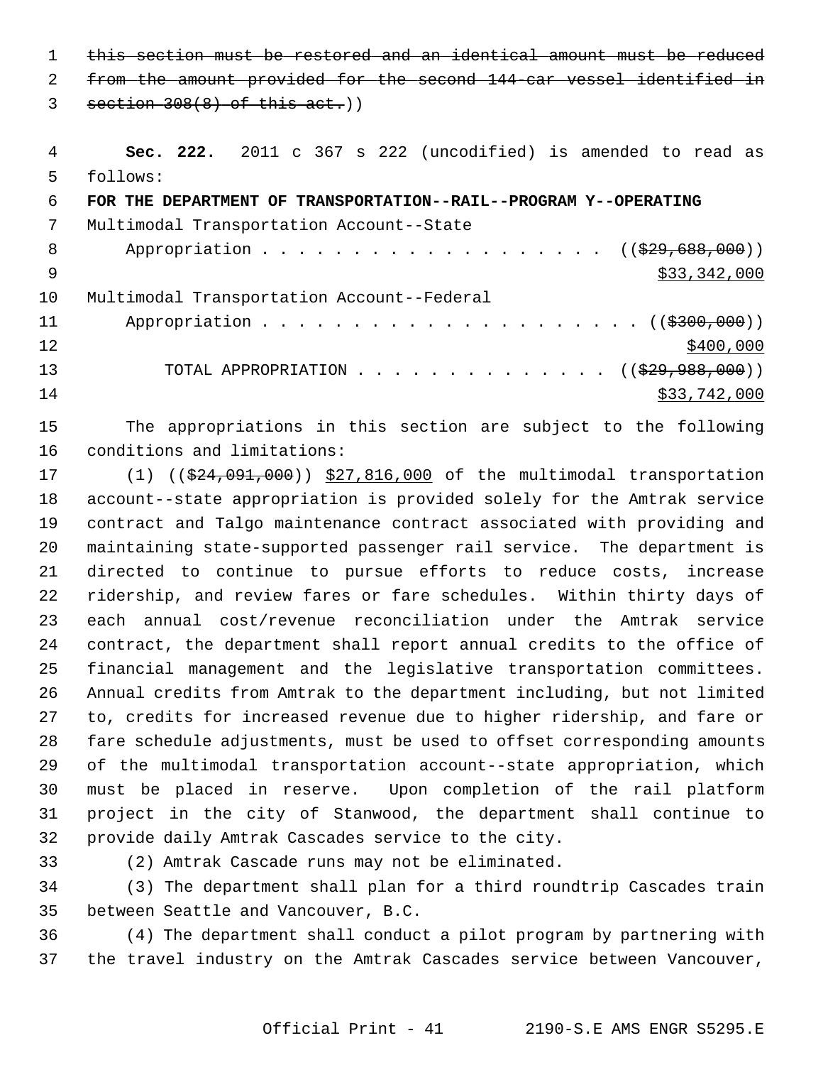~~this section must be restored and an identical amount must be reduced from the amount provided for the second 144-car vessel identified in section 308(8) of this act.~~))

**Sec. 222.** 2011 c 367 s 222 (uncodified) is amended to read as follows:

**FOR THE DEPARTMENT OF TRANSPORTATION--RAIL--PROGRAM Y--OPERATING**

Multimodal Transportation Account--State
Appropriation . . . . . . . . . . . . . . . . . . . ((~~$29,688,000~~))
<u>$33,342,000</u>

Multimodal Transportation Account--Federal
Appropriation . . . . . . . . . . . . . . . . . . . . . ((~~$300,000~~))
<u>$400,000</u>

TOTAL APPROPRIATION . . . . . . . . . . . . . . ((~~$29,988,000~~))
<u>$33,742,000</u>

The appropriations in this section are subject to the following conditions and limitations:

(1) ((~~$24,091,000~~)) <u>$27,816,000</u> of the multimodal transportation account--state appropriation is provided solely for the Amtrak service contract and Talgo maintenance contract associated with providing and maintaining state-supported passenger rail service. The department is directed to continue to pursue efforts to reduce costs, increase ridership, and review fares or fare schedules. Within thirty days of each annual cost/revenue reconciliation under the Amtrak service contract, the department shall report annual credits to the office of financial management and the legislative transportation committees. Annual credits from Amtrak to the department including, but not limited to, credits for increased revenue due to higher ridership, and fare or fare schedule adjustments, must be used to offset corresponding amounts of the multimodal transportation account--state appropriation, which must be placed in reserve. Upon completion of the rail platform project in the city of Stanwood, the department shall continue to provide daily Amtrak Cascades service to the city.

(2) Amtrak Cascade runs may not be eliminated.

(3) The department shall plan for a third roundtrip Cascades train between Seattle and Vancouver, B.C.

(4) The department shall conduct a pilot program by partnering with the travel industry on the Amtrak Cascades service between Vancouver,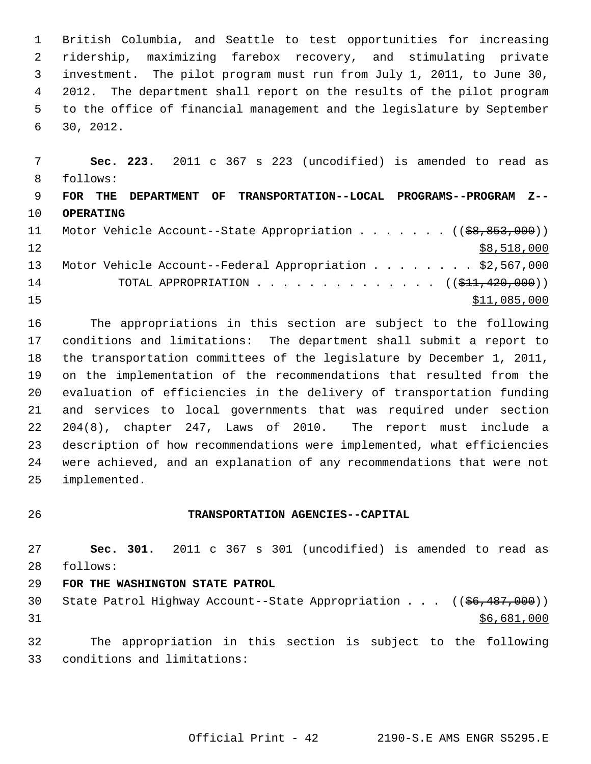British Columbia, and Seattle to test opportunities for increasing ridership, maximizing farebox recovery, and stimulating private investment. The pilot program must run from July 1, 2011, to June 30, 2012. The department shall report on the results of the pilot program to the office of financial management and the legislature by September 30, 2012.

**Sec. 223.** 2011 c 367 s 223 (uncodified) is amended to read as follows:

**FOR THE DEPARTMENT OF TRANSPORTATION--LOCAL PROGRAMS--PROGRAM Z--OPERATING**

Motor Vehicle Account--State Appropriation . . . . . . . ((~~$8,853,000~~)) <u>$8,518,000</u>

Motor Vehicle Account--Federal Appropriation . . . . . . . . $2,567,000

TOTAL APPROPRIATION . . . . . . . . . . . . . . ((~~$11,420,000~~)) <u>$11,085,000</u>

The appropriations in this section are subject to the following conditions and limitations: The department shall submit a report to the transportation committees of the legislature by December 1, 2011, on the implementation of the recommendations that resulted from the evaluation of efficiencies in the delivery of transportation funding and services to local governments that was required under section 204(8), chapter 247, Laws of 2010. The report must include a description of how recommendations were implemented, what efficiencies were achieved, and an explanation of any recommendations that were not implemented.

**TRANSPORTATION AGENCIES--CAPITAL**

**Sec. 301.** 2011 c 367 s 301 (uncodified) is amended to read as follows:

**FOR THE WASHINGTON STATE PATROL**

State Patrol Highway Account--State Appropriation . . . ((~~$6,487,000~~)) <u>$6,681,000</u>

The appropriation in this section is subject to the following conditions and limitations: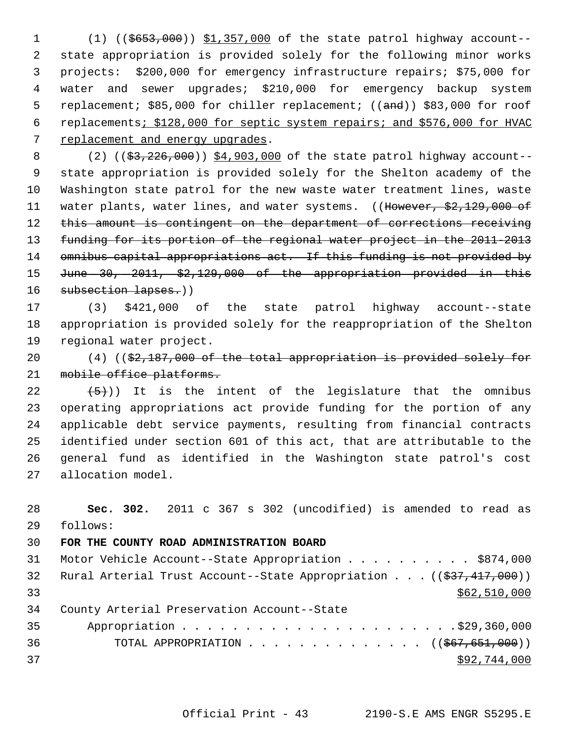(1) (($653,000)) $1,357,000 of the state patrol highway account--state appropriation is provided solely for the following minor works projects: $200,000 for emergency infrastructure repairs; $75,000 for water and sewer upgrades; $210,000 for emergency backup system replacement; $85,000 for chiller replacement; ((and)) $83,000 for roof replacements; $128,000 for septic system repairs; and $576,000 for HVAC replacement and energy upgrades.

(2) (($3,226,000)) $4,903,000 of the state patrol highway account--state appropriation is provided solely for the Shelton academy of the Washington state patrol for the new waste water treatment lines, waste water plants, water lines, and water systems. ((However, $2,129,000 of this amount is contingent on the department of corrections receiving funding for its portion of the regional water project in the 2011-2013 omnibus capital appropriations act. If this funding is not provided by June 30, 2011, $2,129,000 of the appropriation provided in this subsection lapses.))

(3) $421,000 of the state patrol highway account--state appropriation is provided solely for the reappropriation of the Shelton regional water project.

(4) (($2,187,000 of the total appropriation is provided solely for mobile office platforms.

(5))) It is the intent of the legislature that the omnibus operating appropriations act provide funding for the portion of any applicable debt service payments, resulting from financial contracts identified under section 601 of this act, that are attributable to the general fund as identified in the Washington state patrol's cost allocation model.

**Sec. 302.** 2011 c 367 s 302 (uncodified) is amended to read as follows:

**FOR THE COUNTY ROAD ADMINISTRATION BOARD**

Motor Vehicle Account--State Appropriation . . . . . . . . . . $874,000

Rural Arterial Trust Account--State Appropriation . . . (($37,417,000)) $62,510,000

County Arterial Preservation Account--State Appropriation . . . . . . . . . . . . . . . . . . . . . . $29,360,000

TOTAL APPROPRIATION . . . . . . . . . . . . . . (($67,651,000)) $92,744,000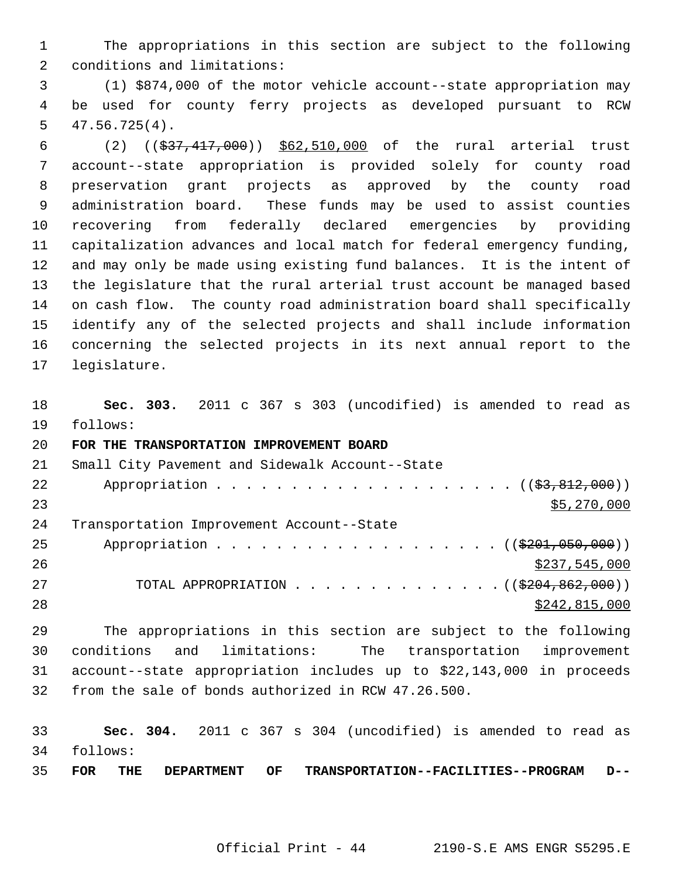The appropriations in this section are subject to the following conditions and limitations:

(1) $874,000 of the motor vehicle account--state appropriation may be used for county ferry projects as developed pursuant to RCW 47.56.725(4).

(2) ((~~$37,417,000~~)) <u>$62,510,000</u> of the rural arterial trust account--state appropriation is provided solely for county road preservation grant projects as approved by the county road administration board. These funds may be used to assist counties recovering from federally declared emergencies by providing capitalization advances and local match for federal emergency funding, and may only be made using existing fund balances. It is the intent of the legislature that the rural arterial trust account be managed based on cash flow. The county road administration board shall specifically identify any of the selected projects and shall include information concerning the selected projects in its next annual report to the legislature.

**Sec. 303.** 2011 c 367 s 303 (uncodified) is amended to read as follows:

**FOR THE TRANSPORTATION IMPROVEMENT BOARD**

Small City Pavement and Sidewalk Account--State
Appropriation . . . . . . . . . . . . . . . . . . . . ((~~$3,812,000~~))
<u>$5,270,000</u>

Transportation Improvement Account--State
Appropriation . . . . . . . . . . . . . . . . . . . ((~~$201,050,000~~))
<u>$237,545,000</u>

TOTAL APPROPRIATION . . . . . . . . . . . . . . ((~~$204,862,000~~))
<u>$242,815,000</u>

The appropriations in this section are subject to the following conditions and limitations: The transportation improvement account--state appropriation includes up to $22,143,000 in proceeds from the sale of bonds authorized in RCW 47.26.500.

**Sec. 304.** 2011 c 367 s 304 (uncodified) is amended to read as follows:

**FOR THE DEPARTMENT OF TRANSPORTATION--FACILITIES--PROGRAM D--**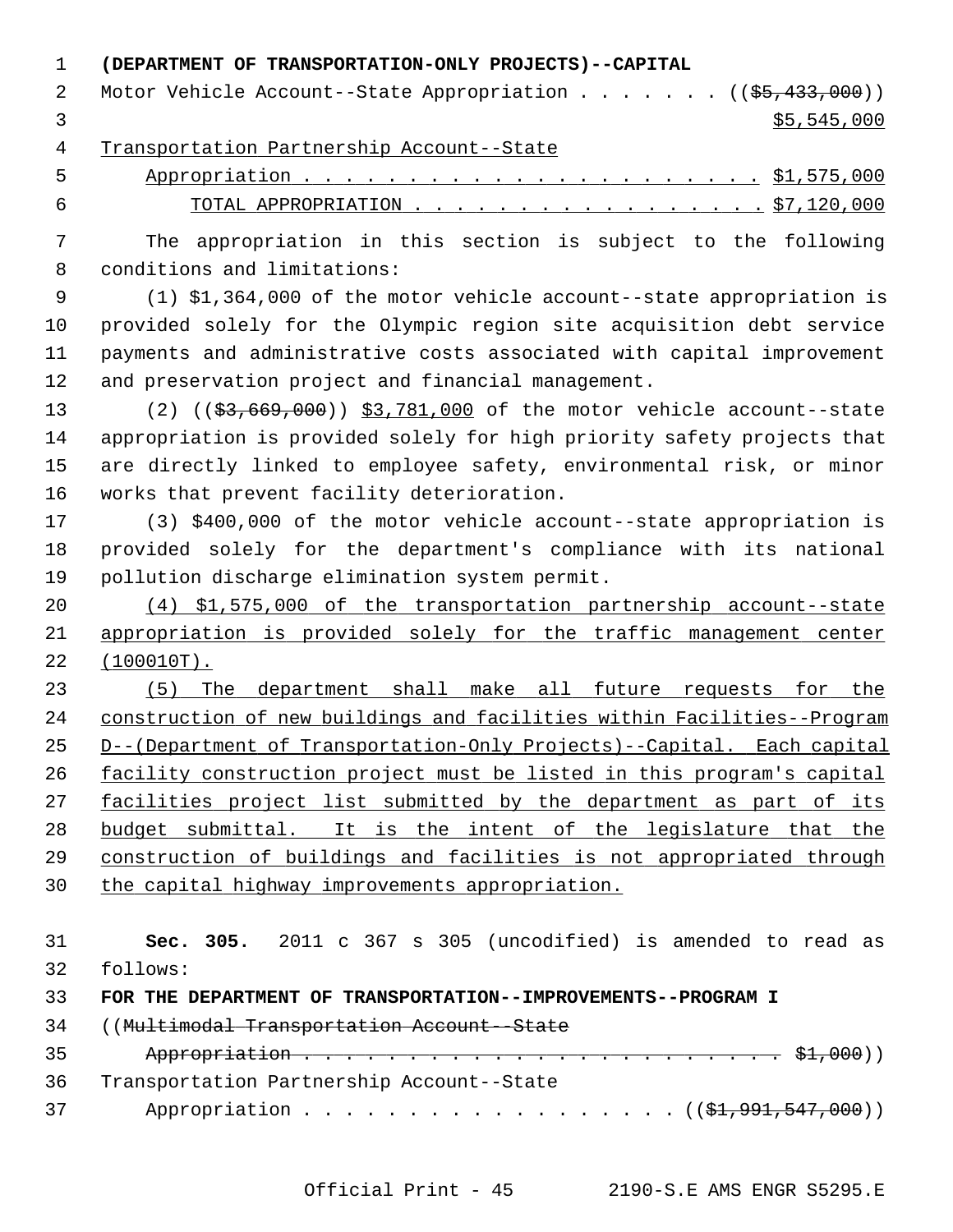**(DEPARTMENT OF TRANSPORTATION-ONLY PROJECTS)--CAPITAL**

Motor Vehicle Account--State Appropriation . . . . . . . (($5,433,000))
$5,545,000

Transportation Partnership Account--State
Appropriation . . . . . . . . . . . . . . . . . . . . . . $1,575,000

TOTAL APPROPRIATION . . . . . . . . . . . . . . . . . $7,120,000

The appropriation in this section is subject to the following conditions and limitations:

(1) $1,364,000 of the motor vehicle account--state appropriation is provided solely for the Olympic region site acquisition debt service payments and administrative costs associated with capital improvement and preservation project and financial management.

(2) (($3,669,000)) $3,781,000 of the motor vehicle account--state appropriation is provided solely for high priority safety projects that are directly linked to employee safety, environmental risk, or minor works that prevent facility deterioration.

(3) $400,000 of the motor vehicle account--state appropriation is provided solely for the department's compliance with its national pollution discharge elimination system permit.

(4) $1,575,000 of the transportation partnership account--state appropriation is provided solely for the traffic management center (100010T).

(5) The department shall make all future requests for the construction of new buildings and facilities within Facilities--Program D--(Department of Transportation-Only Projects)--Capital. Each capital facility construction project must be listed in this program's capital facilities project list submitted by the department as part of its budget submittal. It is the intent of the legislature that the construction of buildings and facilities is not appropriated through the capital highway improvements appropriation.

**Sec. 305.** 2011 c 367 s 305 (uncodified) is amended to read as follows:

**FOR THE DEPARTMENT OF TRANSPORTATION--IMPROVEMENTS--PROGRAM I**

((Multimodal Transportation Account--State
Appropriation . . . . . . . . . . . . . . . . . . . . . . . $1,000))

Transportation Partnership Account--State
Appropriation . . . . . . . . . . . . . . . . . . (($1,991,547,000))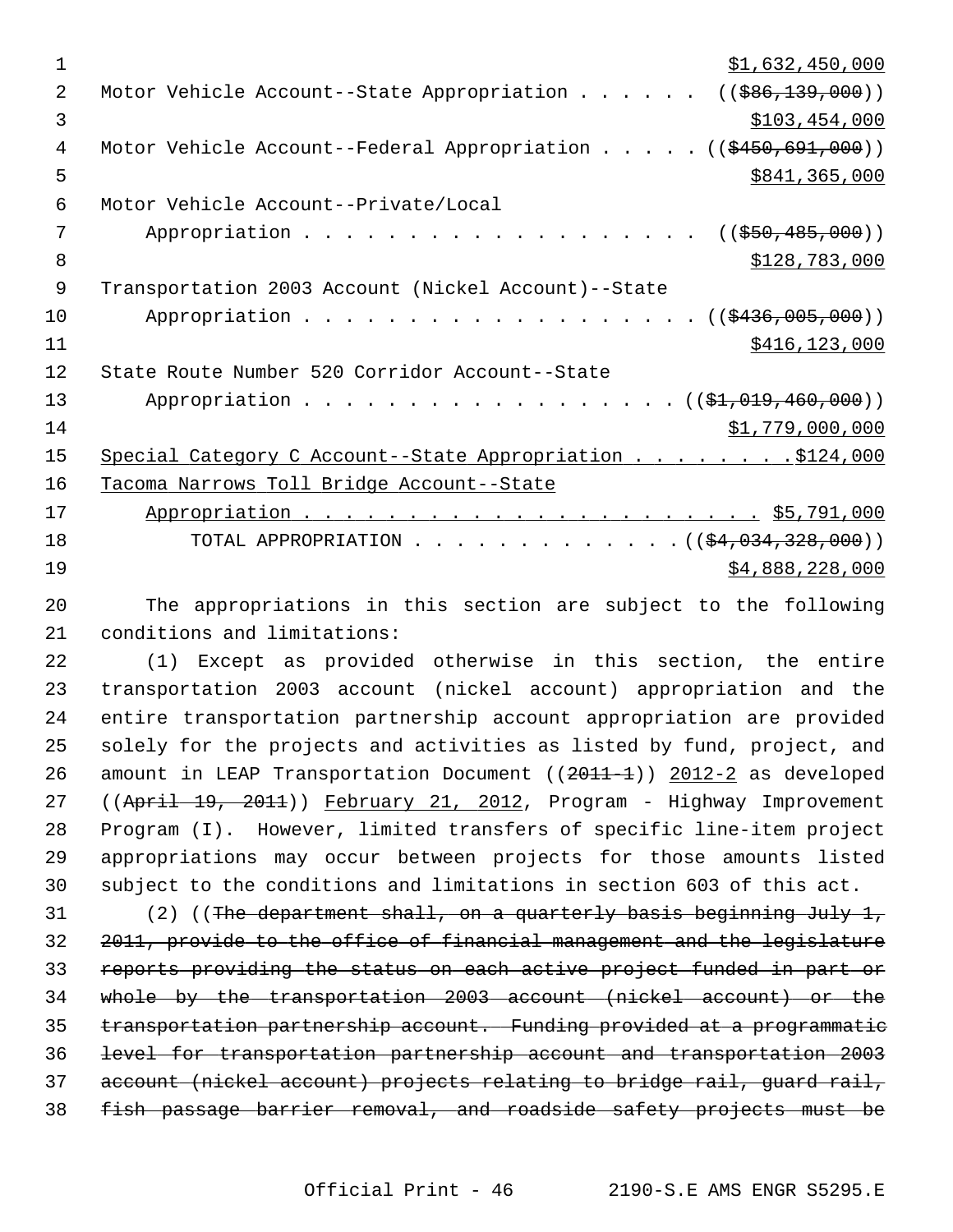$1,632,450,000

Motor Vehicle Account--State Appropriation . . . . . . ~~(($86,139,000))~~
$103,454,000

Motor Vehicle Account--Federal Appropriation . . . . . ~~(($450,691,000))~~
$841,365,000

Motor Vehicle Account--Private/Local
Appropriation . . . . . . . . . . . . . . . . . . . ~~(($50,485,000))~~
$128,783,000

Transportation 2003 Account (Nickel Account)--State
Appropriation . . . . . . . . . . . . . . . . . . . ~~(($436,005,000))~~
$416,123,000

State Route Number 520 Corridor Account--State
Appropriation . . . . . . . . . . . . . . . . . . ~~(($1,019,460,000))~~
$1,779,000,000

Special Category C Account--State Appropriation . . . . . . . . $124,000

Tacoma Narrows Toll Bridge Account--State
Appropriation . . . . . . . . . . . . . . . . . . . . . . $5,791,000

TOTAL APPROPRIATION . . . . . . . . . . . . . ~~(($4,034,328,000))~~
$4,888,228,000

The appropriations in this section are subject to the following conditions and limitations:

(1) Except as provided otherwise in this section, the entire transportation 2003 account (nickel account) appropriation and the entire transportation partnership account appropriation are provided solely for the projects and activities as listed by fund, project, and amount in LEAP Transportation Document ((~~2011-1~~)) 2012-2 as developed ((~~April 19, 2011~~)) February 21, 2012, Program - Highway Improvement Program (I). However, limited transfers of specific line-item project appropriations may occur between projects for those amounts listed subject to the conditions and limitations in section 603 of this act.

(2) ((~~The department shall, on a quarterly basis beginning July 1, 2011, provide to the office of financial management and the legislature reports providing the status on each active project funded in part or whole by the transportation 2003 account (nickel account) or the transportation partnership account. Funding provided at a programmatic level for transportation partnership account and transportation 2003 account (nickel account) projects relating to bridge rail, guard rail, fish passage barrier removal, and roadside safety projects must be~~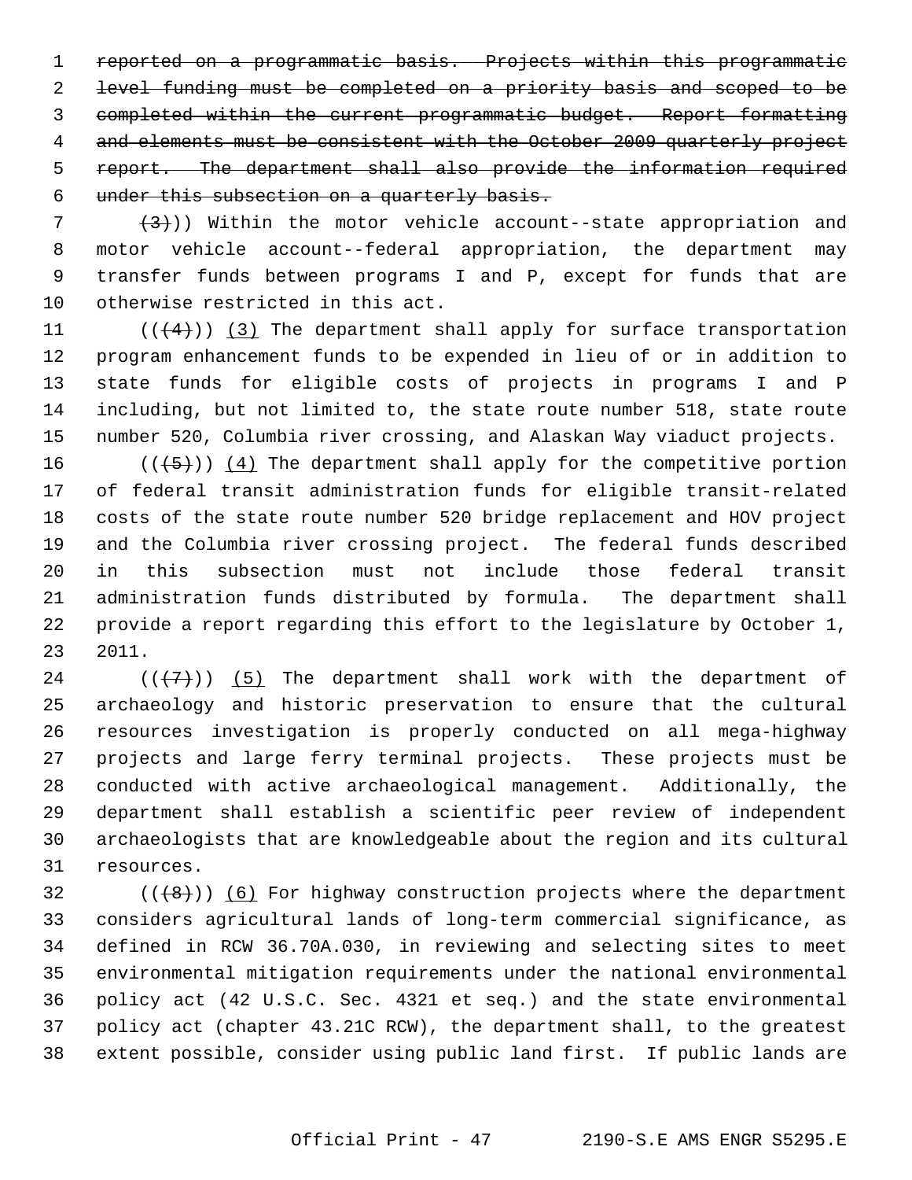~~reported on a programmatic basis. Projects within this programmatic level funding must be completed on a priority basis and scoped to be completed within the current programmatic budget. Report formatting and elements must be consistent with the October 2009 quarterly project report. The department shall also provide the information required under this subsection on a quarterly basis.~~

~~(3)~~)) Within the motor vehicle account--state appropriation and motor vehicle account--federal appropriation, the department may transfer funds between programs I and P, except for funds that are otherwise restricted in this act.

((~~(4)~~)) (3) The department shall apply for surface transportation program enhancement funds to be expended in lieu of or in addition to state funds for eligible costs of projects in programs I and P including, but not limited to, the state route number 518, state route number 520, Columbia river crossing, and Alaskan Way viaduct projects.

((~~(5)~~)) (4) The department shall apply for the competitive portion of federal transit administration funds for eligible transit-related costs of the state route number 520 bridge replacement and HOV project and the Columbia river crossing project. The federal funds described in this subsection must not include those federal transit administration funds distributed by formula. The department shall provide a report regarding this effort to the legislature by October 1, 2011.

((~~(7)~~)) (5) The department shall work with the department of archaeology and historic preservation to ensure that the cultural resources investigation is properly conducted on all mega-highway projects and large ferry terminal projects. These projects must be conducted with active archaeological management. Additionally, the department shall establish a scientific peer review of independent archaeologists that are knowledgeable about the region and its cultural resources.

((~~(8)~~)) (6) For highway construction projects where the department considers agricultural lands of long-term commercial significance, as defined in RCW 36.70A.030, in reviewing and selecting sites to meet environmental mitigation requirements under the national environmental policy act (42 U.S.C. Sec. 4321 et seq.) and the state environmental policy act (chapter 43.21C RCW), the department shall, to the greatest extent possible, consider using public land first. If public lands are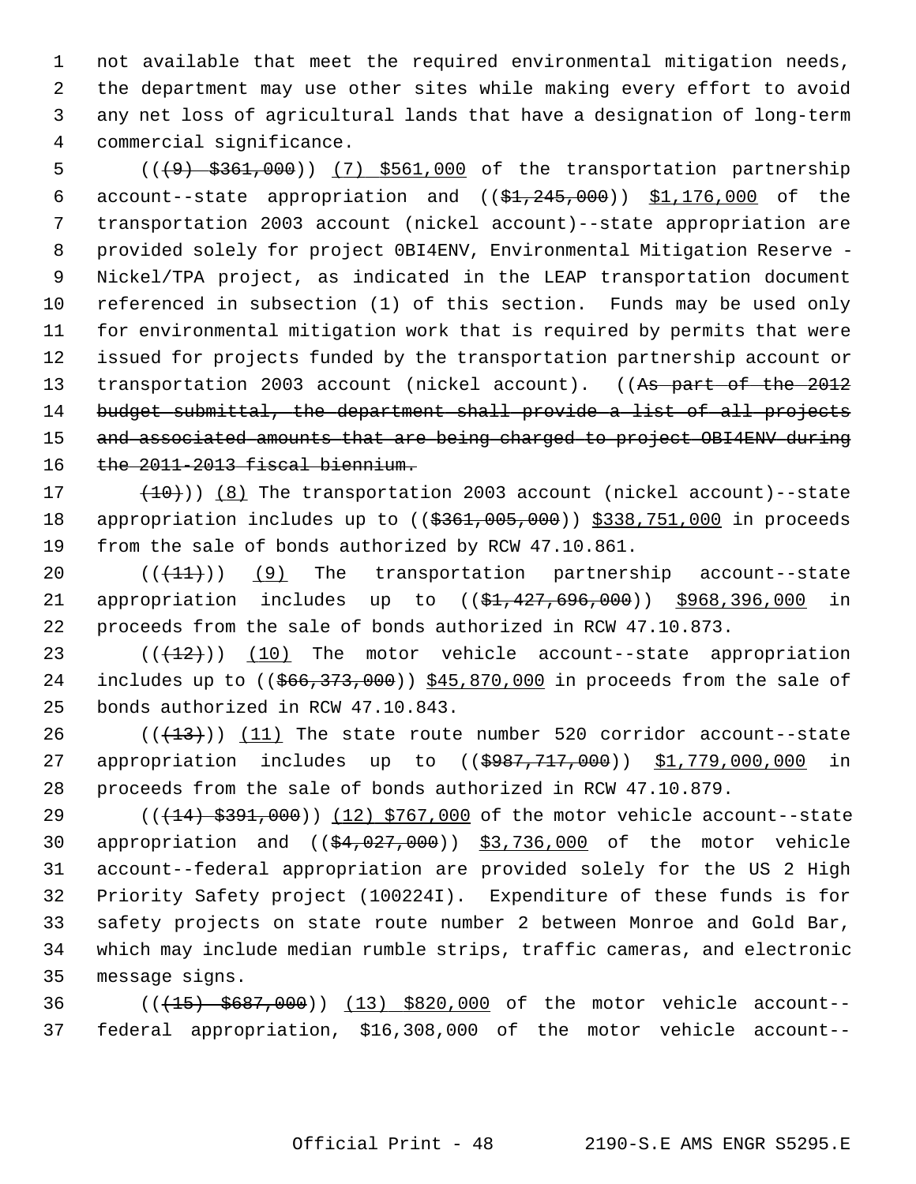not available that meet the required environmental mitigation needs, the department may use other sites while making every effort to avoid any net loss of agricultural lands that have a designation of long-term commercial significance.

(((9) $361,000)) (7) $561,000 of the transportation partnership account--state appropriation and (($1,245,000)) $1,176,000 of the transportation 2003 account (nickel account)--state appropriation are provided solely for project 0BI4ENV, Environmental Mitigation Reserve - Nickel/TPA project, as indicated in the LEAP transportation document referenced in subsection (1) of this section. Funds may be used only for environmental mitigation work that is required by permits that were issued for projects funded by the transportation partnership account or transportation 2003 account (nickel account). ((As part of the 2012 budget submittal, the department shall provide a list of all projects and associated amounts that are being charged to project OBI4ENV during the 2011-2013 fiscal biennium.

(10))) (8) The transportation 2003 account (nickel account)--state appropriation includes up to (($361,005,000)) $338,751,000 in proceeds from the sale of bonds authorized by RCW 47.10.861.

(((11))) (9) The transportation partnership account--state appropriation includes up to (($1,427,696,000)) $968,396,000 in proceeds from the sale of bonds authorized in RCW 47.10.873.

(((12))) (10) The motor vehicle account--state appropriation includes up to (($66,373,000)) $45,870,000 in proceeds from the sale of bonds authorized in RCW 47.10.843.

(((13))) (11) The state route number 520 corridor account--state appropriation includes up to (($987,717,000)) $1,779,000,000 in proceeds from the sale of bonds authorized in RCW 47.10.879.

(((14) $391,000)) (12) $767,000 of the motor vehicle account--state appropriation and (($4,027,000)) $3,736,000 of the motor vehicle account--federal appropriation are provided solely for the US 2 High Priority Safety project (100224I). Expenditure of these funds is for safety projects on state route number 2 between Monroe and Gold Bar, which may include median rumble strips, traffic cameras, and electronic message signs.

(((15) $687,000)) (13) $820,000 of the motor vehicle account--federal appropriation, $16,308,000 of the motor vehicle account--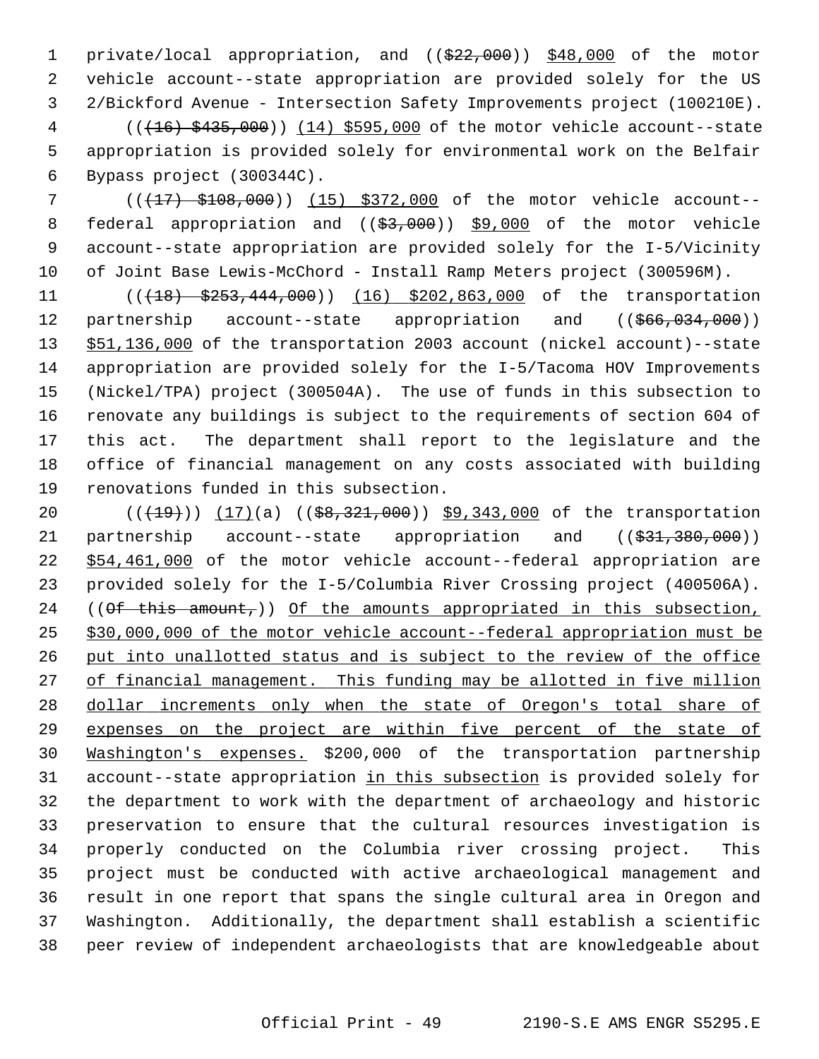private/local appropriation, and (($22,000)) $48,000 of the motor vehicle account--state appropriation are provided solely for the US 2/Bickford Avenue - Intersection Safety Improvements project (100210E).

(((16) $435,000)) (14) $595,000 of the motor vehicle account--state appropriation is provided solely for environmental work on the Belfair Bypass project (300344C).

(((17) $108,000)) (15) $372,000 of the motor vehicle account--federal appropriation and (($3,000)) $9,000 of the motor vehicle account--state appropriation are provided solely for the I-5/Vicinity of Joint Base Lewis-McChord - Install Ramp Meters project (300596M).

(((18) $253,444,000)) (16) $202,863,000 of the transportation partnership account--state appropriation and (($66,034,000)) $51,136,000 of the transportation 2003 account (nickel account)--state appropriation are provided solely for the I-5/Tacoma HOV Improvements (Nickel/TPA) project (300504A). The use of funds in this subsection to renovate any buildings is subject to the requirements of section 604 of this act. The department shall report to the legislature and the office of financial management on any costs associated with building renovations funded in this subsection.

(((19))) (17)(a) (($8,321,000)) $9,343,000 of the transportation partnership account--state appropriation and (($31,380,000)) $54,461,000 of the motor vehicle account--federal appropriation are provided solely for the I-5/Columbia River Crossing project (400506A). ((Of this amount,)) Of the amounts appropriated in this subsection, $30,000,000 of the motor vehicle account--federal appropriation must be put into unallotted status and is subject to the review of the office of financial management. This funding may be allotted in five million dollar increments only when the state of Oregon's total share of expenses on the project are within five percent of the state of Washington's expenses. $200,000 of the transportation partnership account--state appropriation in this subsection is provided solely for the department to work with the department of archaeology and historic preservation to ensure that the cultural resources investigation is properly conducted on the Columbia river crossing project. This project must be conducted with active archaeological management and result in one report that spans the single cultural area in Oregon and Washington. Additionally, the department shall establish a scientific peer review of independent archaeologists that are knowledgeable about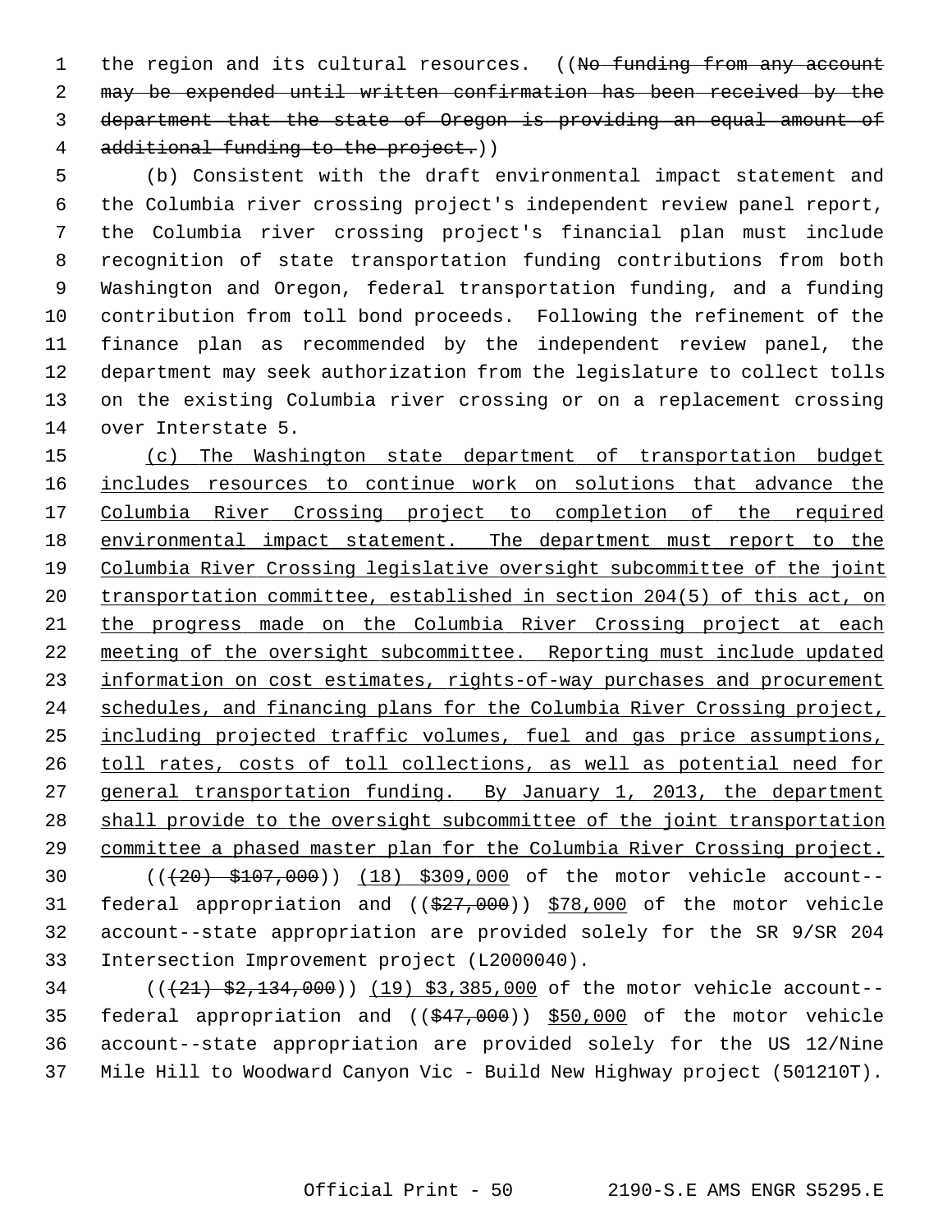the region and its cultural resources. ((~~No funding from any account may be expended until written confirmation has been received by the department that the state of Oregon is providing an equal amount of additional funding to the project.~~))

(b) Consistent with the draft environmental impact statement and the Columbia river crossing project's independent review panel report, the Columbia river crossing project's financial plan must include recognition of state transportation funding contributions from both Washington and Oregon, federal transportation funding, and a funding contribution from toll bond proceeds. Following the refinement of the finance plan as recommended by the independent review panel, the department may seek authorization from the legislature to collect tolls on the existing Columbia river crossing or on a replacement crossing over Interstate 5.

<u>(c) The Washington state department of transportation budget includes resources to continue work on solutions that advance the Columbia River Crossing project to completion of the required environmental impact statement. The department must report to the Columbia River Crossing legislative oversight subcommittee of the joint transportation committee, established in section 204(5) of this act, on the progress made on the Columbia River Crossing project at each meeting of the oversight subcommittee. Reporting must include updated information on cost estimates, rights-of-way purchases and procurement schedules, and financing plans for the Columbia River Crossing project, including projected traffic volumes, fuel and gas price assumptions, toll rates, costs of toll collections, as well as potential need for general transportation funding. By January 1, 2013, the department shall provide to the oversight subcommittee of the joint transportation committee a phased master plan for the Columbia River Crossing project.</u>

((~~(20) $107,000~~)) <u>(18) $309,000</u> of the motor vehicle account--federal appropriation and ((~~$27,000~~)) <u>$78,000</u> of the motor vehicle account--state appropriation are provided solely for the SR 9/SR 204 Intersection Improvement project (L2000040).

((~~(21) $2,134,000~~)) <u>(19) $3,385,000</u> of the motor vehicle account--federal appropriation and ((~~$47,000~~)) <u>$50,000</u> of the motor vehicle account--state appropriation are provided solely for the US 12/Nine Mile Hill to Woodward Canyon Vic - Build New Highway project (501210T).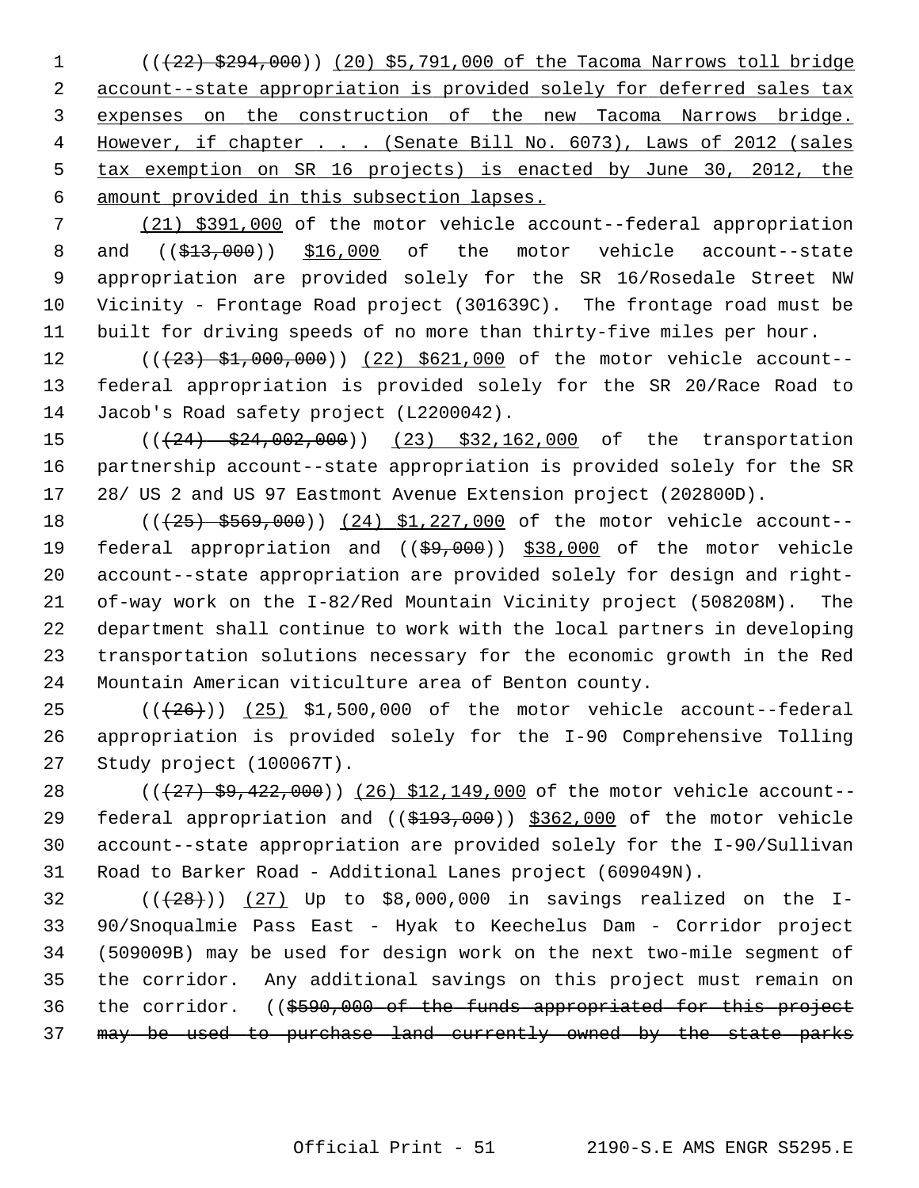(((22) $294,000)) (20) $5,791,000 of the Tacoma Narrows toll bridge account--state appropriation is provided solely for deferred sales tax expenses on the construction of the new Tacoma Narrows bridge. However, if chapter . . . (Senate Bill No. 6073), Laws of 2012 (sales tax exemption on SR 16 projects) is enacted by June 30, 2012, the amount provided in this subsection lapses.

(21) $391,000 of the motor vehicle account--federal appropriation and (($13,000)) $16,000 of the motor vehicle account--state appropriation are provided solely for the SR 16/Rosedale Street NW Vicinity - Frontage Road project (301639C). The frontage road must be built for driving speeds of no more than thirty-five miles per hour.

(((23) $1,000,000)) (22) $621,000 of the motor vehicle account--federal appropriation is provided solely for the SR 20/Race Road to Jacob's Road safety project (L2200042).

(((24) $24,002,000)) (23) $32,162,000 of the transportation partnership account--state appropriation is provided solely for the SR 28/ US 2 and US 97 Eastmont Avenue Extension project (202800D).

(((25) $569,000)) (24) $1,227,000 of the motor vehicle account--federal appropriation and (($9,000)) $38,000 of the motor vehicle account--state appropriation are provided solely for design and right-of-way work on the I-82/Red Mountain Vicinity project (508208M). The department shall continue to work with the local partners in developing transportation solutions necessary for the economic growth in the Red Mountain American viticulture area of Benton county.

(((26))) (25) $1,500,000 of the motor vehicle account--federal appropriation is provided solely for the I-90 Comprehensive Tolling Study project (100067T).

(((27) $9,422,000)) (26) $12,149,000 of the motor vehicle account--federal appropriation and (($193,000)) $362,000 of the motor vehicle account--state appropriation are provided solely for the I-90/Sullivan Road to Barker Road - Additional Lanes project (609049N).

(((28))) (27) Up to $8,000,000 in savings realized on the I-90/Snoqualmie Pass East - Hyak to Keechelus Dam - Corridor project (509009B) may be used for design work on the next two-mile segment of the corridor. Any additional savings on this project must remain on the corridor. (($590,000 of the funds appropriated for this project may be used to purchase land currently owned by the state parks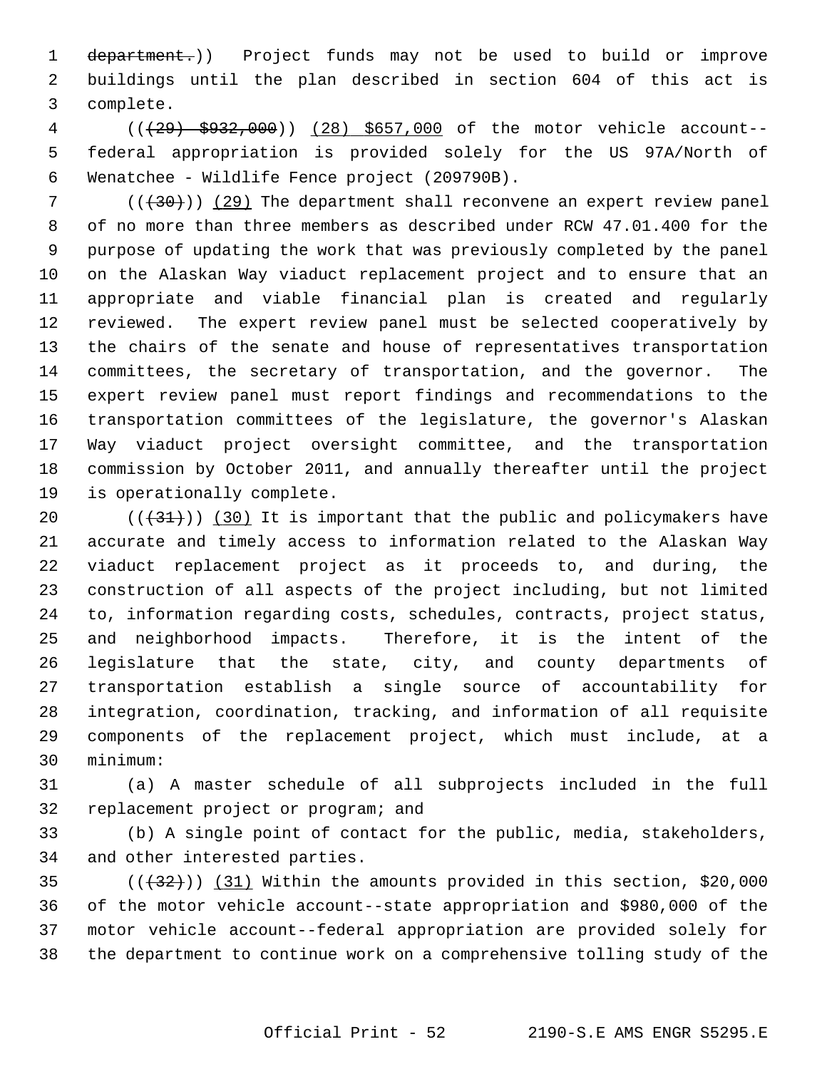department.)) Project funds may not be used to build or improve buildings until the plan described in section 604 of this act is complete.

(((29) $932,000)) (28) $657,000 of the motor vehicle account--federal appropriation is provided solely for the US 97A/North of Wenatchee - Wildlife Fence project (209790B).

(((30))) (29) The department shall reconvene an expert review panel of no more than three members as described under RCW 47.01.400 for the purpose of updating the work that was previously completed by the panel on the Alaskan Way viaduct replacement project and to ensure that an appropriate and viable financial plan is created and regularly reviewed. The expert review panel must be selected cooperatively by the chairs of the senate and house of representatives transportation committees, the secretary of transportation, and the governor. The expert review panel must report findings and recommendations to the transportation committees of the legislature, the governor's Alaskan Way viaduct project oversight committee, and the transportation commission by October 2011, and annually thereafter until the project is operationally complete.

(((31))) (30) It is important that the public and policymakers have accurate and timely access to information related to the Alaskan Way viaduct replacement project as it proceeds to, and during, the construction of all aspects of the project including, but not limited to, information regarding costs, schedules, contracts, project status, and neighborhood impacts. Therefore, it is the intent of the legislature that the state, city, and county departments of transportation establish a single source of accountability for integration, coordination, tracking, and information of all requisite components of the replacement project, which must include, at a minimum:

(a) A master schedule of all subprojects included in the full replacement project or program; and

(b) A single point of contact for the public, media, stakeholders, and other interested parties.

(((32))) (31) Within the amounts provided in this section, $20,000 of the motor vehicle account--state appropriation and $980,000 of the motor vehicle account--federal appropriation are provided solely for the department to continue work on a comprehensive tolling study of the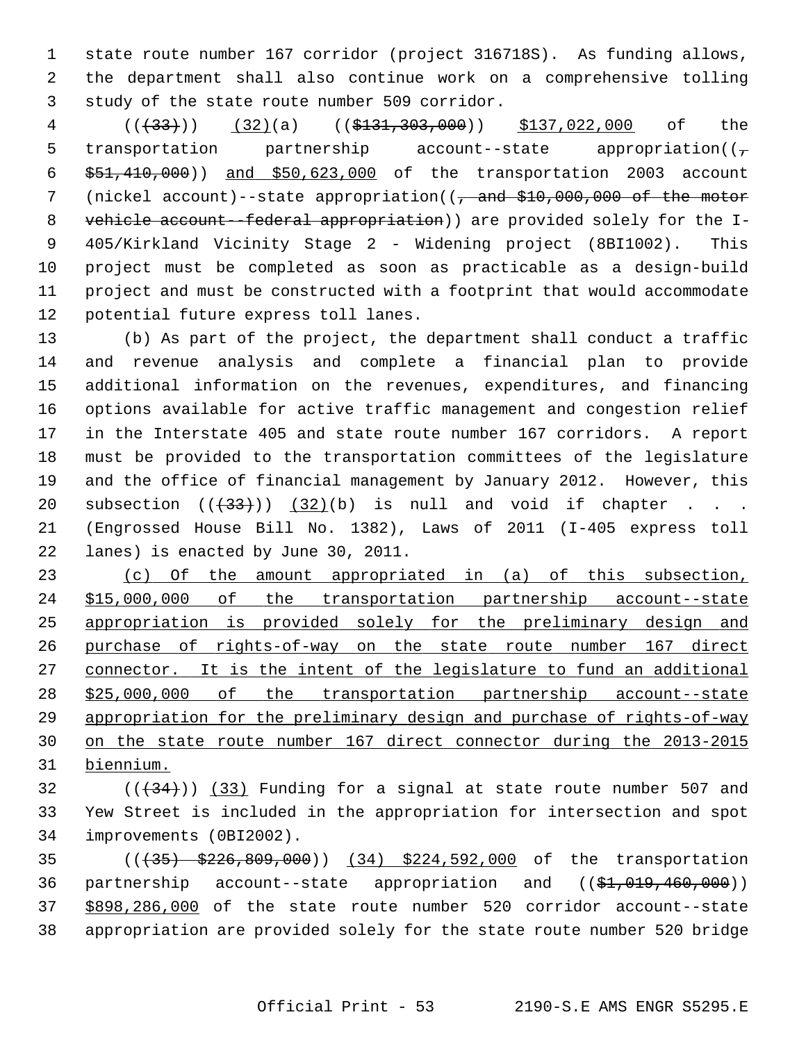state route number 167 corridor (project 316718S). As funding allows, the department shall also continue work on a comprehensive tolling study of the state route number 509 corridor.

((~~(33)~~)) <u>(32)</u>(a) ((~~$131,303,000~~)) <u>$137,022,000</u> of the transportation partnership account--state appropriation((~~, $51,410,000~~)) <u>and $50,623,000</u> of the transportation 2003 account (nickel account)--state appropriation((~~, and $10,000,000 of the motor vehicle account--federal appropriation~~)) are provided solely for the I-405/Kirkland Vicinity Stage 2 - Widening project (8BI1002). This project must be completed as soon as practicable as a design-build project and must be constructed with a footprint that would accommodate potential future express toll lanes.

(b) As part of the project, the department shall conduct a traffic and revenue analysis and complete a financial plan to provide additional information on the revenues, expenditures, and financing options available for active traffic management and congestion relief in the Interstate 405 and state route number 167 corridors. A report must be provided to the transportation committees of the legislature and the office of financial management by January 2012. However, this subsection ((~~(33)~~)) <u>(32)</u>(b) is null and void if chapter . . . (Engrossed House Bill No. 1382), Laws of 2011 (I-405 express toll lanes) is enacted by June 30, 2011.

<u>(c) Of the amount appropriated in (a) of this subsection, $15,000,000 of the transportation partnership account--state appropriation is provided solely for the preliminary design and purchase of rights-of-way on the state route number 167 direct connector. It is the intent of the legislature to fund an additional $25,000,000 of the transportation partnership account--state appropriation for the preliminary design and purchase of rights-of-way on the state route number 167 direct connector during the 2013-2015 biennium.</u>

((~~(34)~~)) <u>(33)</u> Funding for a signal at state route number 507 and Yew Street is included in the appropriation for intersection and spot improvements (0BI2002).

((~~(35) $226,809,000~~)) <u>(34) $224,592,000</u> of the transportation partnership account--state appropriation and ((~~$1,019,460,000~~)) <u>$898,286,000</u> of the state route number 520 corridor account--state appropriation are provided solely for the state route number 520 bridge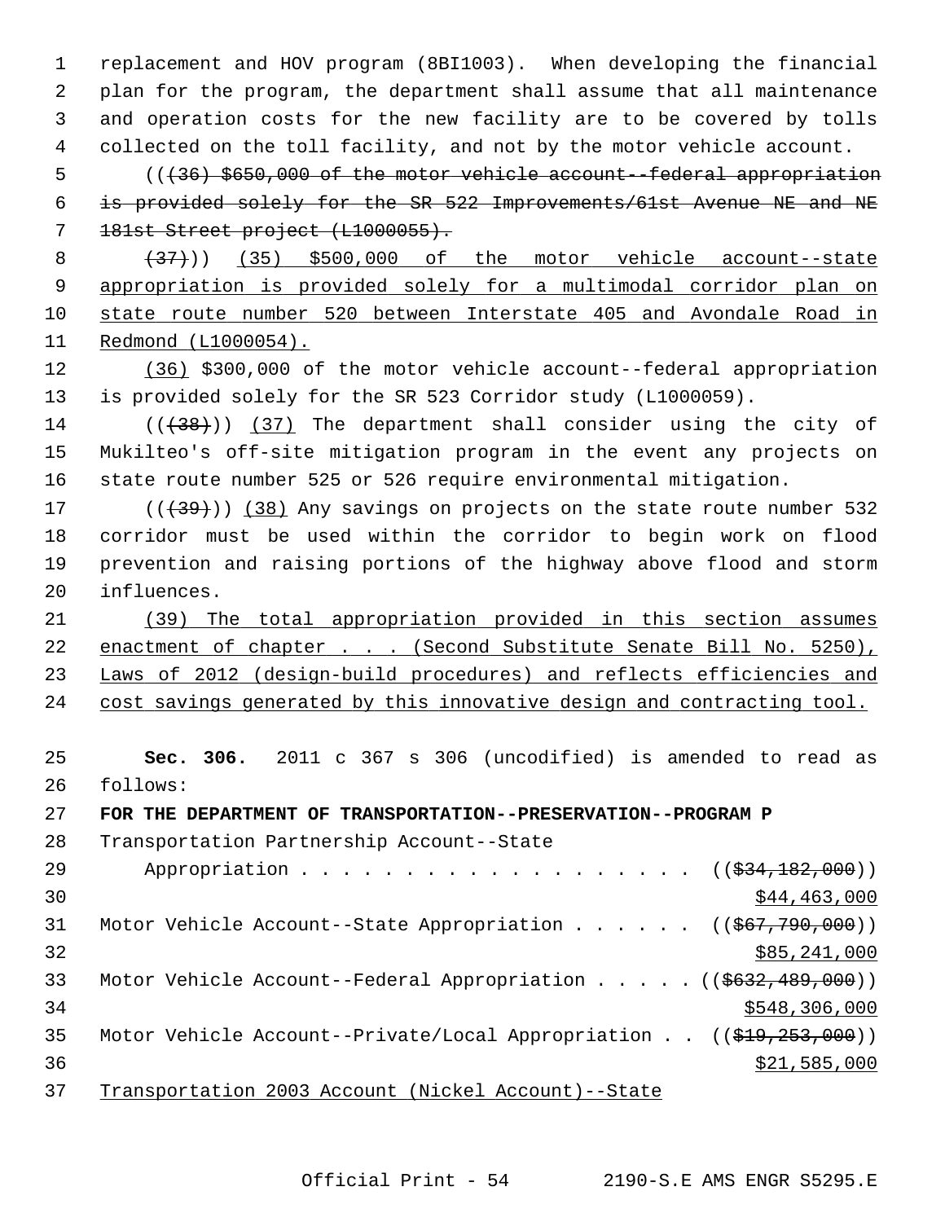replacement and HOV program (8BI1003). When developing the financial plan for the program, the department shall assume that all maintenance and operation costs for the new facility are to be covered by tolls collected on the toll facility, and not by the motor vehicle account.

(((36) $650,000 of the motor vehicle account--federal appropriation is provided solely for the SR 522 Improvements/61st Avenue NE and NE 181st Street project (L1000055).

(37))) (35) $500,000 of the motor vehicle account--state appropriation is provided solely for a multimodal corridor plan on state route number 520 between Interstate 405 and Avondale Road in Redmond (L1000054).

(36) $300,000 of the motor vehicle account--federal appropriation is provided solely for the SR 523 Corridor study (L1000059).

(((38))) (37) The department shall consider using the city of Mukilteo's off-site mitigation program in the event any projects on state route number 525 or 526 require environmental mitigation.

(((39))) (38) Any savings on projects on the state route number 532 corridor must be used within the corridor to begin work on flood prevention and raising portions of the highway above flood and storm influences.

(39) The total appropriation provided in this section assumes enactment of chapter . . . (Second Substitute Senate Bill No. 5250), Laws of 2012 (design-build procedures) and reflects efficiencies and cost savings generated by this innovative design and contracting tool.

**Sec. 306.** 2011 c 367 s 306 (uncodified) is amended to read as follows:

**FOR THE DEPARTMENT OF TRANSPORTATION--PRESERVATION--PROGRAM P**

Transportation Partnership Account--State
Appropriation . . . . . . . . . . . . . . . . . . . . (($34,182,000))
$44,463,000

Motor Vehicle Account--State Appropriation . . . . . . (($67,790,000))
$85,241,000

Motor Vehicle Account--Federal Appropriation . . . . . (($632,489,000))
$548,306,000

Motor Vehicle Account--Private/Local Appropriation . . (($19,253,000))
$21,585,000

Transportation 2003 Account (Nickel Account)--State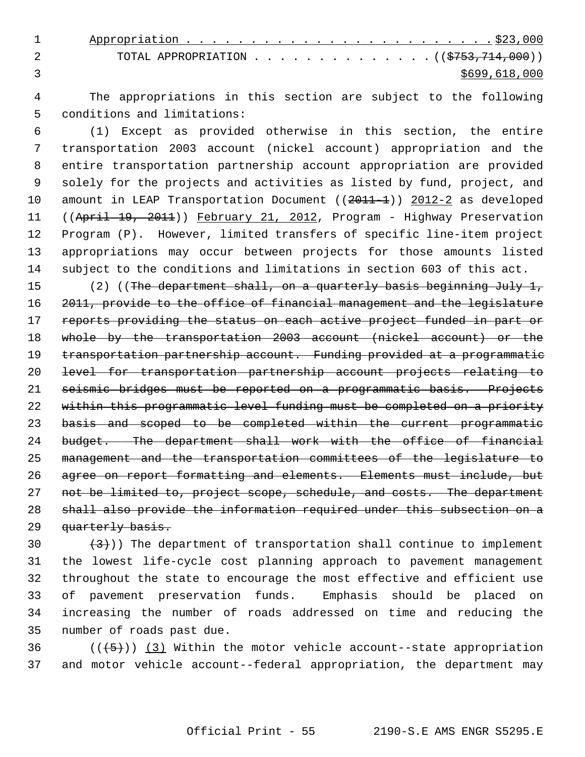Appropriation . . . . . . . . . . . . . . . . . . . . . . . . $23,000

TOTAL APPROPRIATION . . . . . . . . . . . . . . (($753,714,000))

$699,618,000

The appropriations in this section are subject to the following conditions and limitations:

(1) Except as provided otherwise in this section, the entire transportation 2003 account (nickel account) appropriation and the entire transportation partnership account appropriation are provided solely for the projects and activities as listed by fund, project, and amount in LEAP Transportation Document ((2011-1)) 2012-2 as developed ((April 19, 2011)) February 21, 2012, Program - Highway Preservation Program (P). However, limited transfers of specific line-item project appropriations may occur between projects for those amounts listed subject to the conditions and limitations in section 603 of this act.

(2) ((The department shall, on a quarterly basis beginning July 1, 2011, provide to the office of financial management and the legislature reports providing the status on each active project funded in part or whole by the transportation 2003 account (nickel account) or the transportation partnership account. Funding provided at a programmatic level for transportation partnership account projects relating to seismic bridges must be reported on a programmatic basis. Projects within this programmatic level funding must be completed on a priority basis and scoped to be completed within the current programmatic budget. The department shall work with the office of financial management and the transportation committees of the legislature to agree on report formatting and elements. Elements must include, but not be limited to, project scope, schedule, and costs. The department shall also provide the information required under this subsection on a quarterly basis.

(3))) The department of transportation shall continue to implement the lowest life-cycle cost planning approach to pavement management throughout the state to encourage the most effective and efficient use of pavement preservation funds. Emphasis should be placed on increasing the number of roads addressed on time and reducing the number of roads past due.

(((5))) (3) Within the motor vehicle account--state appropriation and motor vehicle account--federal appropriation, the department may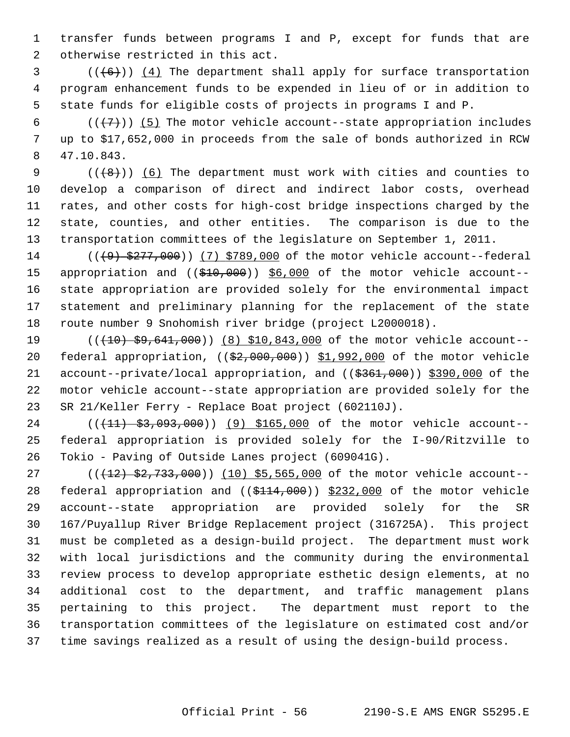transfer funds between programs I and P, except for funds that are otherwise restricted in this act.

(((6))) (4) The department shall apply for surface transportation program enhancement funds to be expended in lieu of or in addition to state funds for eligible costs of projects in programs I and P.

(((7))) (5) The motor vehicle account--state appropriation includes up to $17,652,000 in proceeds from the sale of bonds authorized in RCW 47.10.843.

(((8))) (6) The department must work with cities and counties to develop a comparison of direct and indirect labor costs, overhead rates, and other costs for high-cost bridge inspections charged by the state, counties, and other entities. The comparison is due to the transportation committees of the legislature on September 1, 2011.

(((9) $277,000)) (7) $789,000 of the motor vehicle account--federal appropriation and (($10,000)) $6,000 of the motor vehicle account--state appropriation are provided solely for the environmental impact statement and preliminary planning for the replacement of the state route number 9 Snohomish river bridge (project L2000018).

(((10) $9,641,000)) (8) $10,843,000 of the motor vehicle account--federal appropriation, (($2,000,000)) $1,992,000 of the motor vehicle account--private/local appropriation, and (($361,000)) $390,000 of the motor vehicle account--state appropriation are provided solely for the SR 21/Keller Ferry - Replace Boat project (602110J).

(((11) $3,093,000)) (9) $165,000 of the motor vehicle account--federal appropriation is provided solely for the I-90/Ritzville to Tokio - Paving of Outside Lanes project (609041G).

(((12) $2,733,000)) (10) $5,565,000 of the motor vehicle account--federal appropriation and (($114,000)) $232,000 of the motor vehicle account--state appropriation are provided solely for the SR 167/Puyallup River Bridge Replacement project (316725A). This project must be completed as a design-build project. The department must work with local jurisdictions and the community during the environmental review process to develop appropriate esthetic design elements, at no additional cost to the department, and traffic management plans pertaining to this project. The department must report to the transportation committees of the legislature on estimated cost and/or time savings realized as a result of using the design-build process.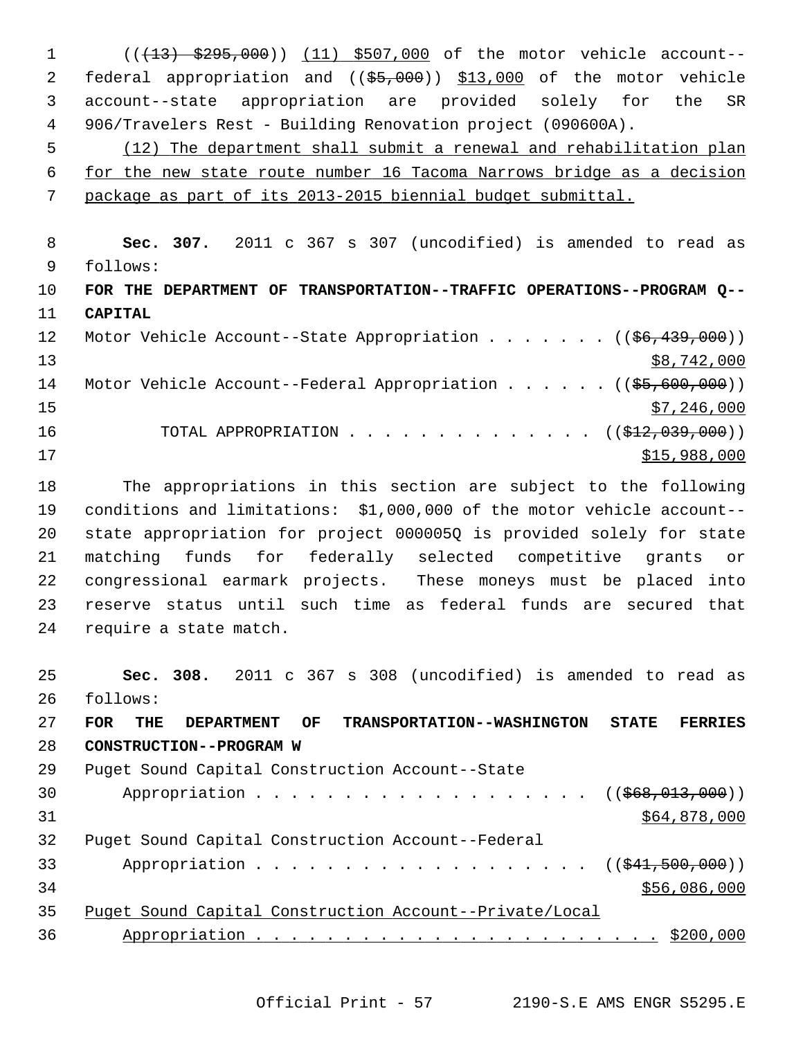((~~(13) $295,000~~)) (11) $507,000 of the motor vehicle account--federal appropriation and ((~~$5,000~~)) $13,000 of the motor vehicle account--state appropriation are provided solely for the SR 906/Travelers Rest - Building Renovation project (090600A).

(12) The department shall submit a renewal and rehabilitation plan for the new state route number 16 Tacoma Narrows bridge as a decision package as part of its 2013-2015 biennial budget submittal.

**Sec. 307.** 2011 c 367 s 307 (uncodified) is amended to read as follows:

**FOR THE DEPARTMENT OF TRANSPORTATION--TRAFFIC OPERATIONS--PROGRAM Q--CAPITAL**

Motor Vehicle Account--State Appropriation . . . . . . . ((~~$6,439,000~~)) $8,742,000

Motor Vehicle Account--Federal Appropriation . . . . . . ((~~$5,600,000~~)) $7,246,000

TOTAL APPROPRIATION . . . . . . . . . . . . . . ((~~$12,039,000~~)) $15,988,000

The appropriations in this section are subject to the following conditions and limitations: $1,000,000 of the motor vehicle account--state appropriation for project 000005Q is provided solely for state matching funds for federally selected competitive grants or congressional earmark projects. These moneys must be placed into reserve status until such time as federal funds are secured that require a state match.

**Sec. 308.** 2011 c 367 s 308 (uncodified) is amended to read as follows:

**FOR THE DEPARTMENT OF TRANSPORTATION--WASHINGTON STATE FERRIES CONSTRUCTION--PROGRAM W**

Puget Sound Capital Construction Account--State Appropriation . . . . . . . . . . . . . . . . . . . ((~~$68,013,000~~)) $64,878,000

Puget Sound Capital Construction Account--Federal Appropriation . . . . . . . . . . . . . . . . . . . ((~~$41,500,000~~)) $56,086,000

Puget Sound Capital Construction Account--Private/Local Appropriation . . . . . . . . . . . . . . . . . . . . . . . $200,000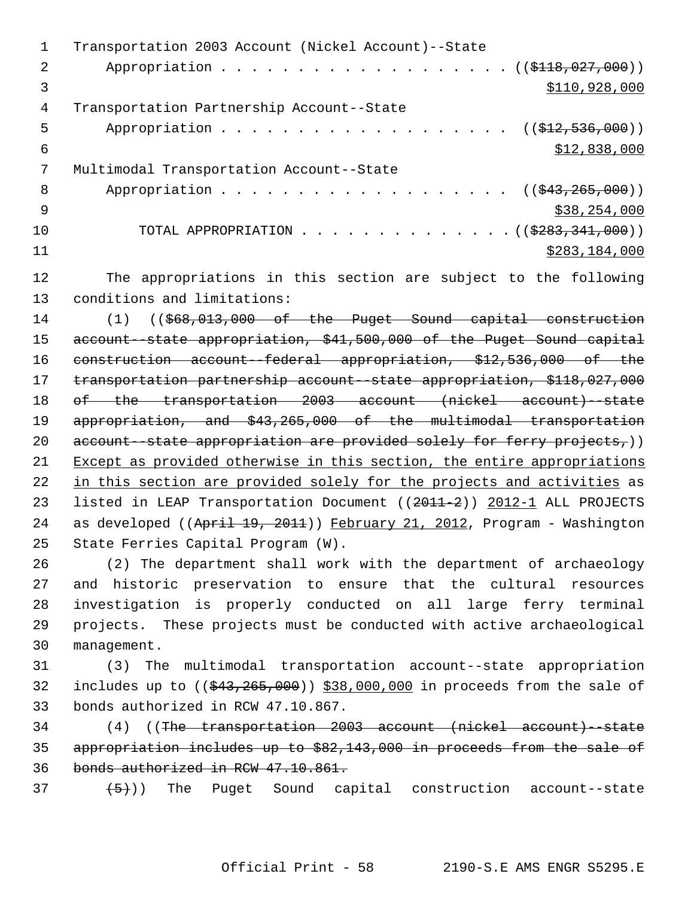Transportation 2003 Account (Nickel Account)--State
Appropriation . . . . . . . . . . . . . . . . . . . . ((~~$118,027,000~~))
$110,928,000

Transportation Partnership Account--State
Appropriation . . . . . . . . . . . . . . . . . . . . ((~~$12,536,000~~))
$12,838,000

Multimodal Transportation Account--State
Appropriation . . . . . . . . . . . . . . . . . . . . ((~~$43,265,000~~))
$38,254,000

TOTAL APPROPRIATION . . . . . . . . . . . . . . ((~~$283,341,000~~))
$283,184,000

The appropriations in this section are subject to the following conditions and limitations:

(1) ((~~$68,013,000 of the Puget Sound capital construction account--state appropriation, $41,500,000 of the Puget Sound capital construction account--federal appropriation, $12,536,000 of the transportation partnership account--state appropriation, $118,027,000 of the transportation 2003 account (nickel account)--state appropriation, and $43,265,000 of the multimodal transportation account--state appropriation are provided solely for ferry projects,~~)) <u>Except as provided otherwise in this section, the entire appropriations in this section are provided solely for the projects and activities</u> as listed in LEAP Transportation Document ((~~2011-2~~)) <u>2012-1</u> ALL PROJECTS as developed ((~~April 19, 2011~~)) <u>February 21, 2012</u>, Program - Washington State Ferries Capital Program (W).

(2) The department shall work with the department of archaeology and historic preservation to ensure that the cultural resources investigation is properly conducted on all large ferry terminal projects. These projects must be conducted with active archaeological management.

(3) The multimodal transportation account--state appropriation includes up to ((~~$43,265,000~~)) <u>$38,000,000</u> in proceeds from the sale of bonds authorized in RCW 47.10.867.

(4) ((~~The transportation 2003 account (nickel account)--state appropriation includes up to $82,143,000 in proceeds from the sale of bonds authorized in RCW 47.10.861.~~

~~(5)~~)) The Puget Sound capital construction account--state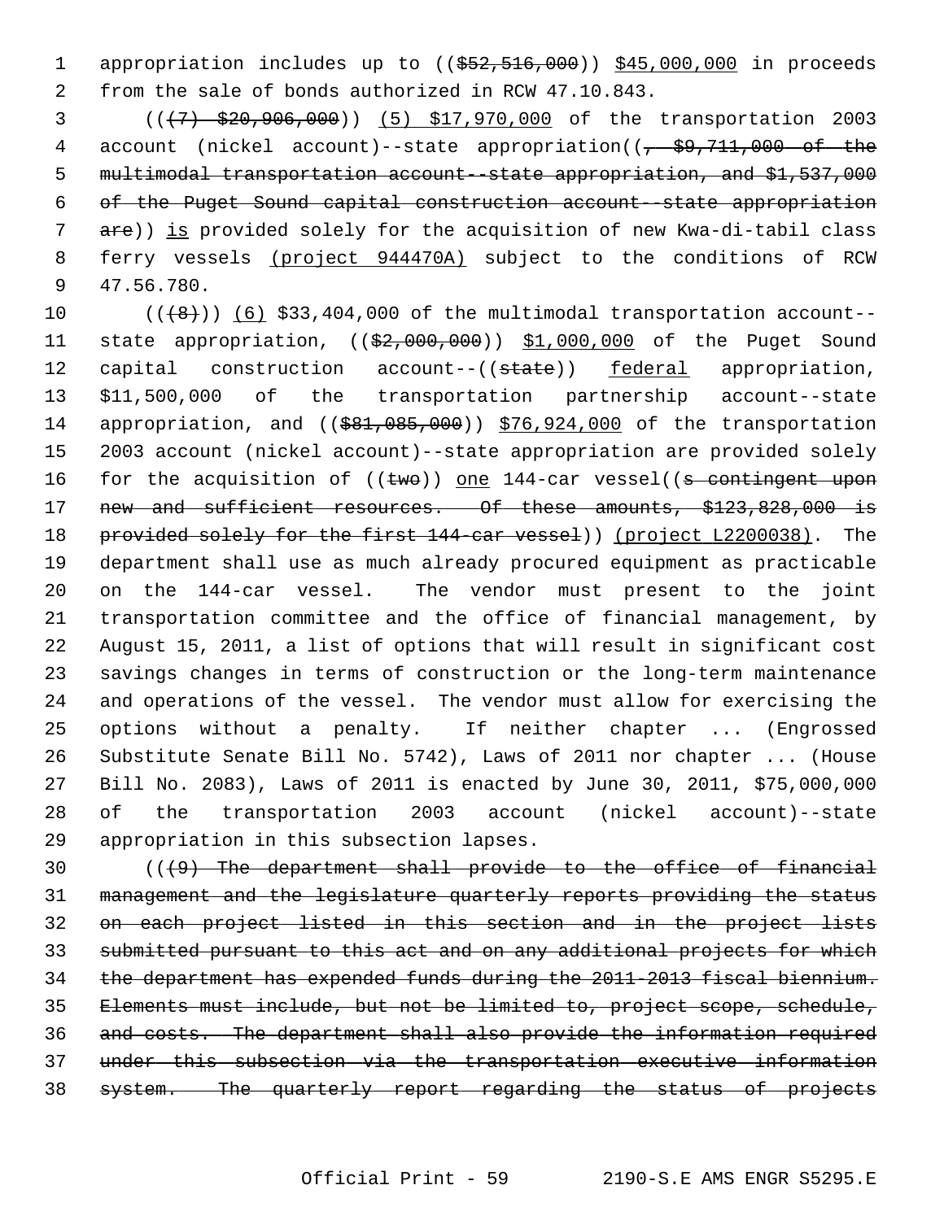appropriation includes up to (($52,516,000)) $45,000,000 in proceeds from the sale of bonds authorized in RCW 47.10.843.

(((7) $20,906,000)) (5) $17,970,000 of the transportation 2003 account (nickel account)--state appropriation((, $9,711,000 of the multimodal transportation account--state appropriation, and $1,537,000 of the Puget Sound capital construction account--state appropriation are)) is provided solely for the acquisition of new Kwa-di-tabil class ferry vessels (project 944470A) subject to the conditions of RCW 47.56.780.

(((8))) (6) $33,404,000 of the multimodal transportation account--state appropriation, (($2,000,000)) $1,000,000 of the Puget Sound capital construction account--((state)) federal appropriation, $11,500,000 of the transportation partnership account--state appropriation, and (($81,085,000)) $76,924,000 of the transportation 2003 account (nickel account)--state appropriation are provided solely for the acquisition of ((two)) one 144-car vessel((s contingent upon new and sufficient resources. Of these amounts, $123,828,000 is provided solely for the first 144-car vessel)) (project L2200038). The department shall use as much already procured equipment as practicable on the 144-car vessel. The vendor must present to the joint transportation committee and the office of financial management, by August 15, 2011, a list of options that will result in significant cost savings changes in terms of construction or the long-term maintenance and operations of the vessel. The vendor must allow for exercising the options without a penalty. If neither chapter ... (Engrossed Substitute Senate Bill No. 5742), Laws of 2011 nor chapter ... (House Bill No. 2083), Laws of 2011 is enacted by June 30, 2011, $75,000,000 of the transportation 2003 account (nickel account)--state appropriation in this subsection lapses.

(((9) The department shall provide to the office of financial management and the legislature quarterly reports providing the status on each project listed in this section and in the project lists submitted pursuant to this act and on any additional projects for which the department has expended funds during the 2011-2013 fiscal biennium. Elements must include, but not be limited to, project scope, schedule, and costs. The department shall also provide the information required under this subsection via the transportation executive information system. The quarterly report regarding the status of projects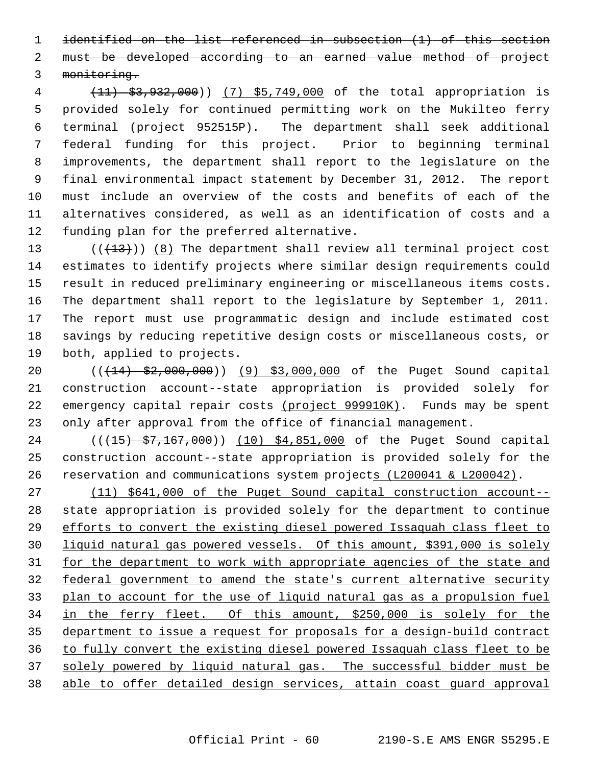~~identified on the list referenced in subsection (1) of this section must be developed according to an earned value method of project monitoring.~~

((~~(11) \$3,932,000~~)) (7) \$5,749,000 of the total appropriation is provided solely for continued permitting work on the Mukilteo ferry terminal (project 952515P). The department shall seek additional federal funding for this project. Prior to beginning terminal improvements, the department shall report to the legislature on the final environmental impact statement by December 31, 2012. The report must include an overview of the costs and benefits of each of the alternatives considered, as well as an identification of costs and a funding plan for the preferred alternative.

((~~(13)~~)) (8) The department shall review all terminal project cost estimates to identify projects where similar design requirements could result in reduced preliminary engineering or miscellaneous items costs. The department shall report to the legislature by September 1, 2011. The report must use programmatic design and include estimated cost savings by reducing repetitive design costs or miscellaneous costs, or both, applied to projects.

((~~(14) \$2,000,000~~)) (9) \$3,000,000 of the Puget Sound capital construction account--state appropriation is provided solely for emergency capital repair costs (project 999910K). Funds may be spent only after approval from the office of financial management.

((~~(15) \$7,167,000~~)) (10) \$4,851,000 of the Puget Sound capital construction account--state appropriation is provided solely for the reservation and communications system projects (L200041 & L200042).

(11) \$641,000 of the Puget Sound capital construction account--state appropriation is provided solely for the department to continue efforts to convert the existing diesel powered Issaquah class fleet to liquid natural gas powered vessels. Of this amount, \$391,000 is solely for the department to work with appropriate agencies of the state and federal government to amend the state's current alternative security plan to account for the use of liquid natural gas as a propulsion fuel in the ferry fleet. Of this amount, \$250,000 is solely for the department to issue a request for proposals for a design-build contract to fully convert the existing diesel powered Issaquah class fleet to be solely powered by liquid natural gas. The successful bidder must be able to offer detailed design services, attain coast guard approval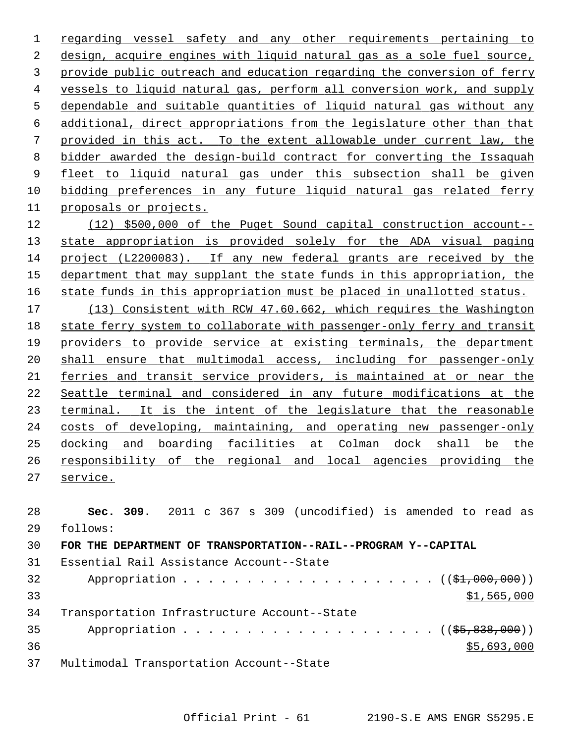regarding vessel safety and any other requirements pertaining to design, acquire engines with liquid natural gas as a sole fuel source, provide public outreach and education regarding the conversion of ferry vessels to liquid natural gas, perform all conversion work, and supply dependable and suitable quantities of liquid natural gas without any additional, direct appropriations from the legislature other than that provided in this act. To the extent allowable under current law, the bidder awarded the design-build contract for converting the Issaquah fleet to liquid natural gas under this subsection shall be given bidding preferences in any future liquid natural gas related ferry proposals or projects.

(12) $500,000 of the Puget Sound capital construction account--state appropriation is provided solely for the ADA visual paging project (L2200083). If any new federal grants are received by the department that may supplant the state funds in this appropriation, the state funds in this appropriation must be placed in unallotted status.

(13) Consistent with RCW 47.60.662, which requires the Washington state ferry system to collaborate with passenger-only ferry and transit providers to provide service at existing terminals, the department shall ensure that multimodal access, including for passenger-only ferries and transit service providers, is maintained at or near the Seattle terminal and considered in any future modifications at the terminal. It is the intent of the legislature that the reasonable costs of developing, maintaining, and operating new passenger-only docking and boarding facilities at Colman dock shall be the responsibility of the regional and local agencies providing the service.

**Sec. 309.** 2011 c 367 s 309 (uncodified) is amended to read as follows:

**FOR THE DEPARTMENT OF TRANSPORTATION--RAIL--PROGRAM Y--CAPITAL**

Essential Rail Assistance Account--State
Appropriation . . . . . . . . . . . . . . . . . . . . (($1,000,000))
$1,565,000

Transportation Infrastructure Account--State
Appropriation . . . . . . . . . . . . . . . . . . . . (($5,838,000))
$5,693,000

Multimodal Transportation Account--State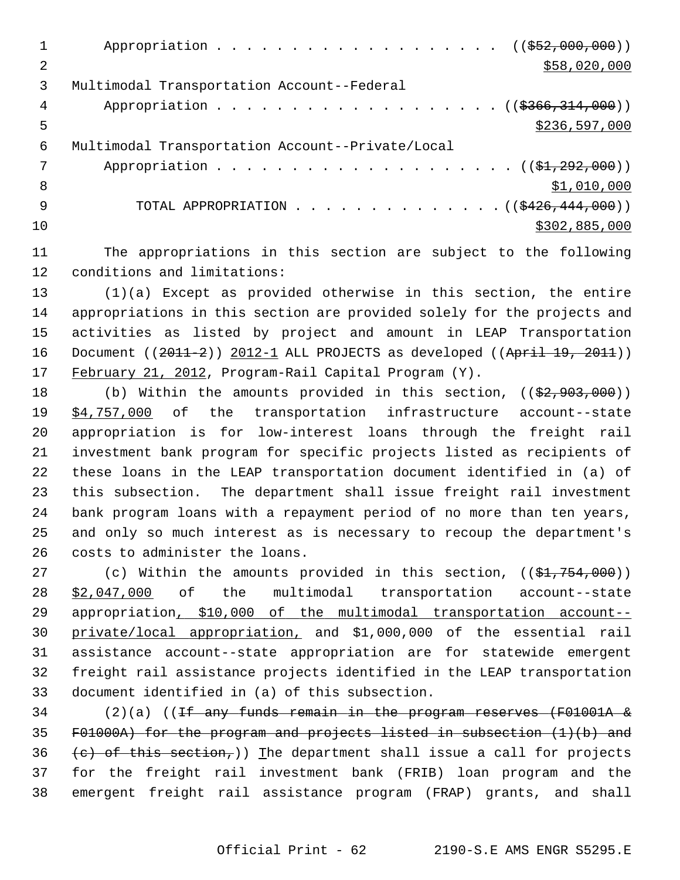Appropriation . . . . . . . . . . . . . . . . . . . ((~~$52,000,000~~))
$58,020,000

Multimodal Transportation Account--Federal
Appropriation . . . . . . . . . . . . . . . . . . . ((~~$366,314,000~~))
$236,597,000

Multimodal Transportation Account--Private/Local
Appropriation . . . . . . . . . . . . . . . . . . . . ((~~$1,292,000~~))
$1,010,000

TOTAL APPROPRIATION . . . . . . . . . . . . . . ((~~$426,444,000~~))
$302,885,000

The appropriations in this section are subject to the following conditions and limitations:

(1)(a) Except as provided otherwise in this section, the entire appropriations in this section are provided solely for the projects and activities as listed by project and amount in LEAP Transportation Document ((~~2011-2~~)) 2012-1 ALL PROJECTS as developed ((~~April 19, 2011~~)) February 21, 2012, Program-Rail Capital Program (Y).

(b) Within the amounts provided in this section, ((~~$2,903,000~~)) $4,757,000 of the transportation infrastructure account--state appropriation is for low-interest loans through the freight rail investment bank program for specific projects listed as recipients of these loans in the LEAP transportation document identified in (a) of this subsection. The department shall issue freight rail investment bank program loans with a repayment period of no more than ten years, and only so much interest as is necessary to recoup the department's costs to administer the loans.

(c) Within the amounts provided in this section, ((~~$1,754,000~~)) $2,047,000 of the multimodal transportation account--state appropriation, $10,000 of the multimodal transportation account--private/local appropriation, and $1,000,000 of the essential rail assistance account--state appropriation are for statewide emergent freight rail assistance projects identified in the LEAP transportation document identified in (a) of this subsection.

(2)(a) ((~~If any funds remain in the program reserves (F01001A & F01000A) for the program and projects listed in subsection (1)(b) and (c) of this section,~~)) The department shall issue a call for projects for the freight rail investment bank (FRIB) loan program and the emergent freight rail assistance program (FRAP) grants, and shall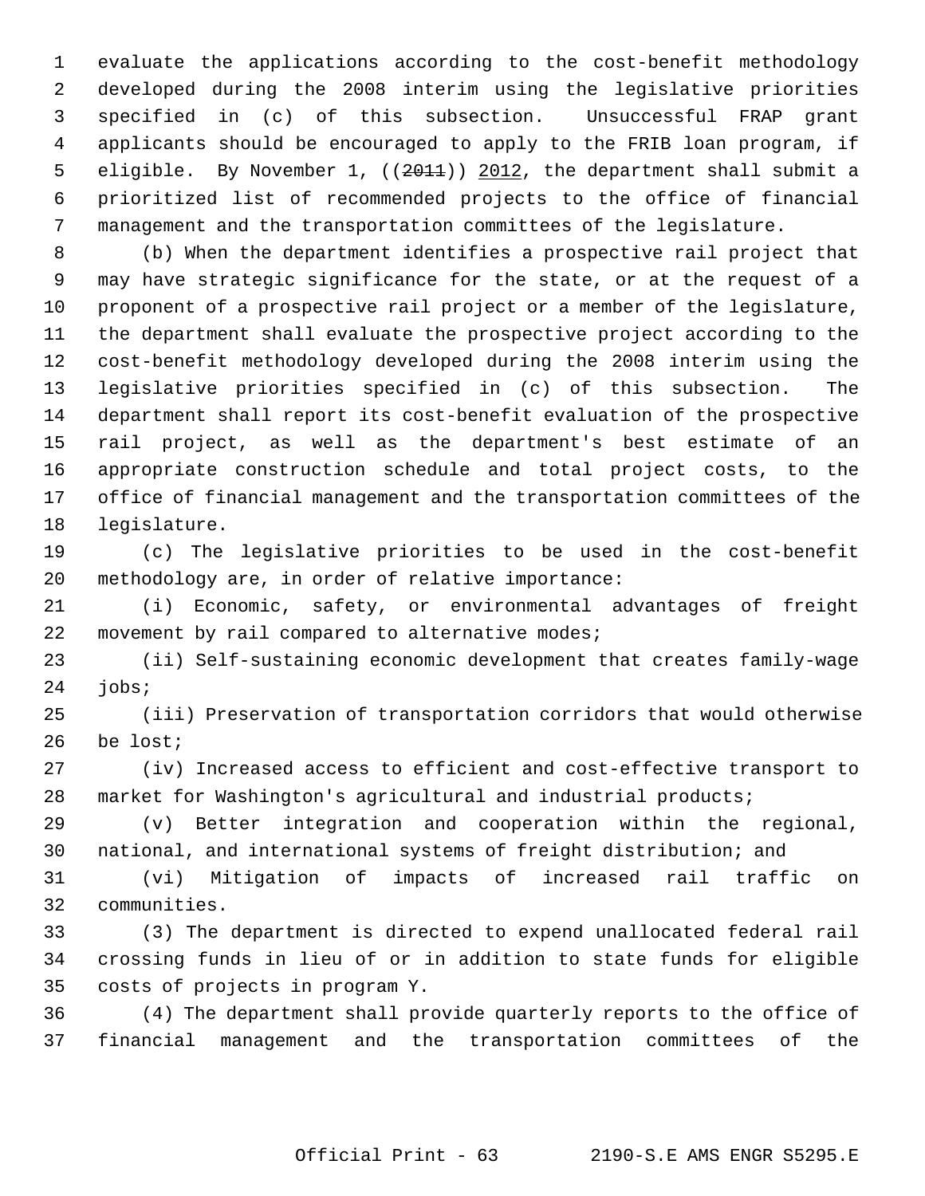evaluate the applications according to the cost-benefit methodology developed during the 2008 interim using the legislative priorities specified in (c) of this subsection. Unsuccessful FRAP grant applicants should be encouraged to apply to the FRIB loan program, if eligible. By November 1, ((~~2011~~)) <u>2012</u>, the department shall submit a prioritized list of recommended projects to the office of financial management and the transportation committees of the legislature.

(b) When the department identifies a prospective rail project that may have strategic significance for the state, or at the request of a proponent of a prospective rail project or a member of the legislature, the department shall evaluate the prospective project according to the cost-benefit methodology developed during the 2008 interim using the legislative priorities specified in (c) of this subsection. The department shall report its cost-benefit evaluation of the prospective rail project, as well as the department's best estimate of an appropriate construction schedule and total project costs, to the office of financial management and the transportation committees of the legislature.

(c) The legislative priorities to be used in the cost-benefit methodology are, in order of relative importance:

(i) Economic, safety, or environmental advantages of freight movement by rail compared to alternative modes;

(ii) Self-sustaining economic development that creates family-wage jobs;

(iii) Preservation of transportation corridors that would otherwise be lost;

(iv) Increased access to efficient and cost-effective transport to market for Washington's agricultural and industrial products;

(v) Better integration and cooperation within the regional, national, and international systems of freight distribution; and

(vi) Mitigation of impacts of increased rail traffic on communities.

(3) The department is directed to expend unallocated federal rail crossing funds in lieu of or in addition to state funds for eligible costs of projects in program Y.

(4) The department shall provide quarterly reports to the office of financial management and the transportation committees of the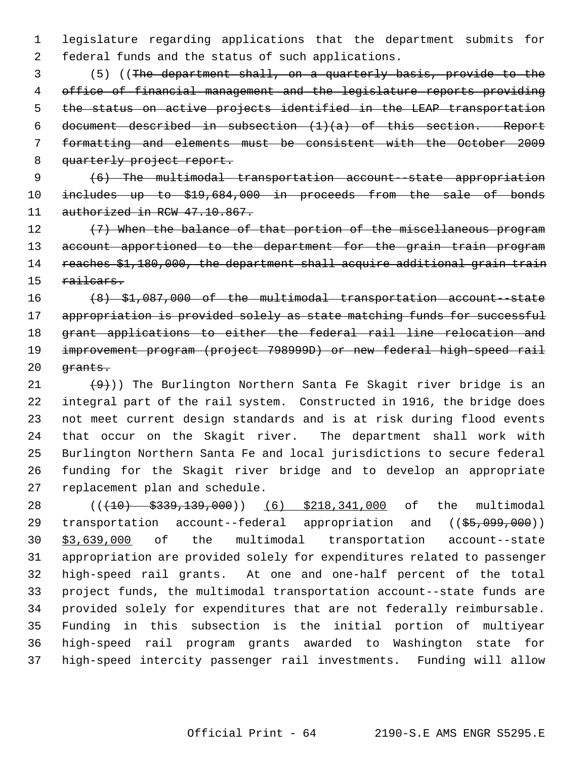legislature regarding applications that the department submits for federal funds and the status of such applications.

(5) ((~~The department shall, on a quarterly basis, provide to the office of financial management and the legislature reports providing the status on active projects identified in the LEAP transportation document described in subsection (1)(a) of this section. Report formatting and elements must be consistent with the October 2009 quarterly project report.~~

~~(6) The multimodal transportation account--state appropriation includes up to $19,684,000 in proceeds from the sale of bonds authorized in RCW 47.10.867.~~

~~(7) When the balance of that portion of the miscellaneous program account apportioned to the department for the grain train program reaches $1,180,000, the department shall acquire additional grain train railcars.~~

~~(8) $1,087,000 of the multimodal transportation account--state appropriation is provided solely as state matching funds for successful grant applications to either the federal rail line relocation and improvement program (project 798999D) or new federal high-speed rail grants.~~

~~(9)~~)) The Burlington Northern Santa Fe Skagit river bridge is an integral part of the rail system. Constructed in 1916, the bridge does not meet current design standards and is at risk during flood events that occur on the Skagit river. The department shall work with Burlington Northern Santa Fe and local jurisdictions to secure federal funding for the Skagit river bridge and to develop an appropriate replacement plan and schedule.

((~~(10) $339,139,000~~)) <u>(6) $218,341,000</u> of the multimodal transportation account--federal appropriation and ((~~$5,099,000~~)) <u>$3,639,000</u> of the multimodal transportation account--state appropriation are provided solely for expenditures related to passenger high-speed rail grants. At one and one-half percent of the total project funds, the multimodal transportation account--state funds are provided solely for expenditures that are not federally reimbursable. Funding in this subsection is the initial portion of multiyear high-speed rail program grants awarded to Washington state for high-speed intercity passenger rail investments. Funding will allow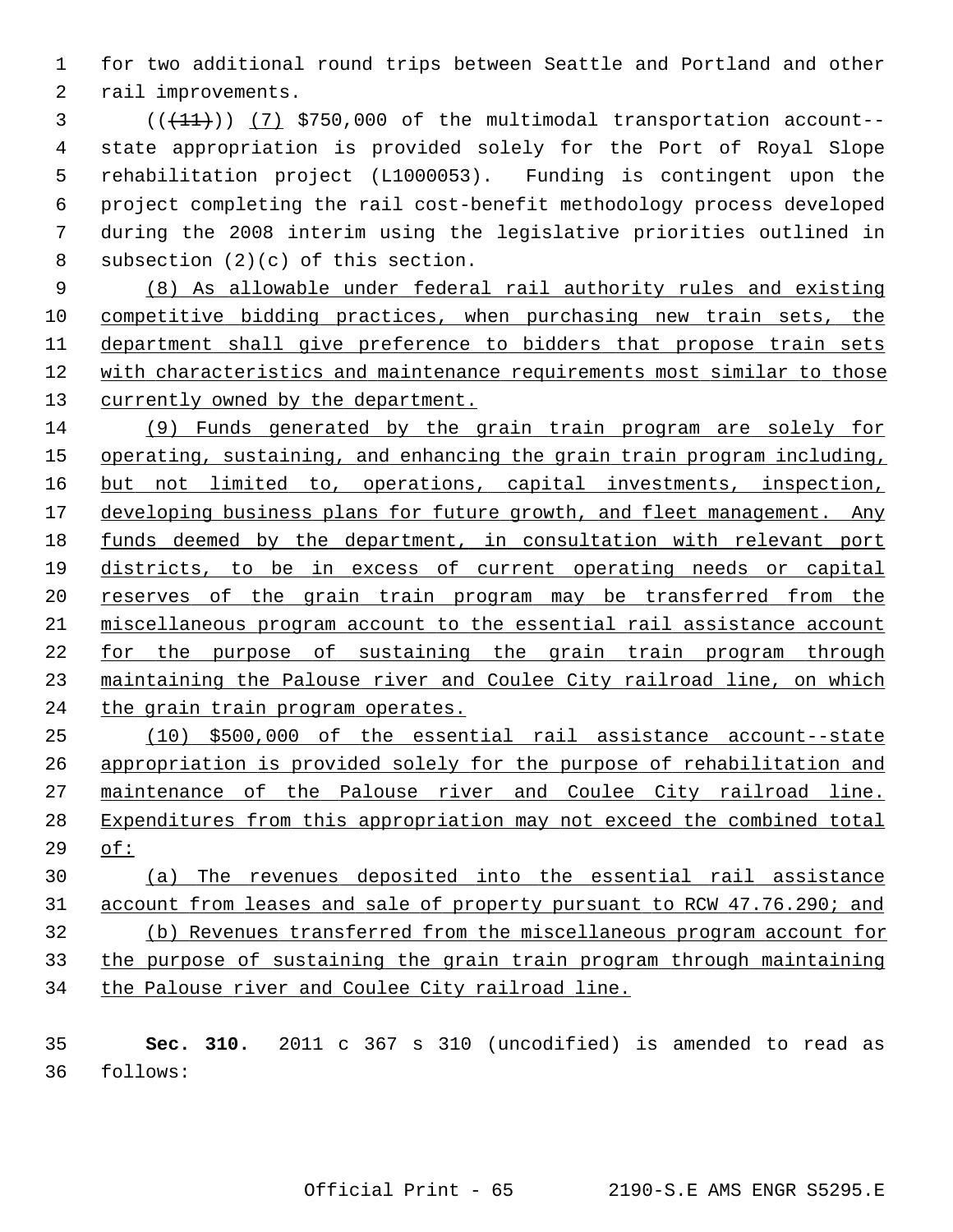for two additional round trips between Seattle and Portland and other rail improvements.

(((11))) (7) $750,000 of the multimodal transportation account--state appropriation is provided solely for the Port of Royal Slope rehabilitation project (L1000053). Funding is contingent upon the project completing the rail cost-benefit methodology process developed during the 2008 interim using the legislative priorities outlined in subsection (2)(c) of this section.

(8) As allowable under federal rail authority rules and existing competitive bidding practices, when purchasing new train sets, the department shall give preference to bidders that propose train sets with characteristics and maintenance requirements most similar to those currently owned by the department.

(9) Funds generated by the grain train program are solely for operating, sustaining, and enhancing the grain train program including, but not limited to, operations, capital investments, inspection, developing business plans for future growth, and fleet management. Any funds deemed by the department, in consultation with relevant port districts, to be in excess of current operating needs or capital reserves of the grain train program may be transferred from the miscellaneous program account to the essential rail assistance account for the purpose of sustaining the grain train program through maintaining the Palouse river and Coulee City railroad line, on which the grain train program operates.

(10) $500,000 of the essential rail assistance account--state appropriation is provided solely for the purpose of rehabilitation and maintenance of the Palouse river and Coulee City railroad line. Expenditures from this appropriation may not exceed the combined total of:

(a) The revenues deposited into the essential rail assistance account from leases and sale of property pursuant to RCW 47.76.290; and

(b) Revenues transferred from the miscellaneous program account for the purpose of sustaining the grain train program through maintaining the Palouse river and Coulee City railroad line.

**Sec. 310.** 2011 c 367 s 310 (uncodified) is amended to read as follows: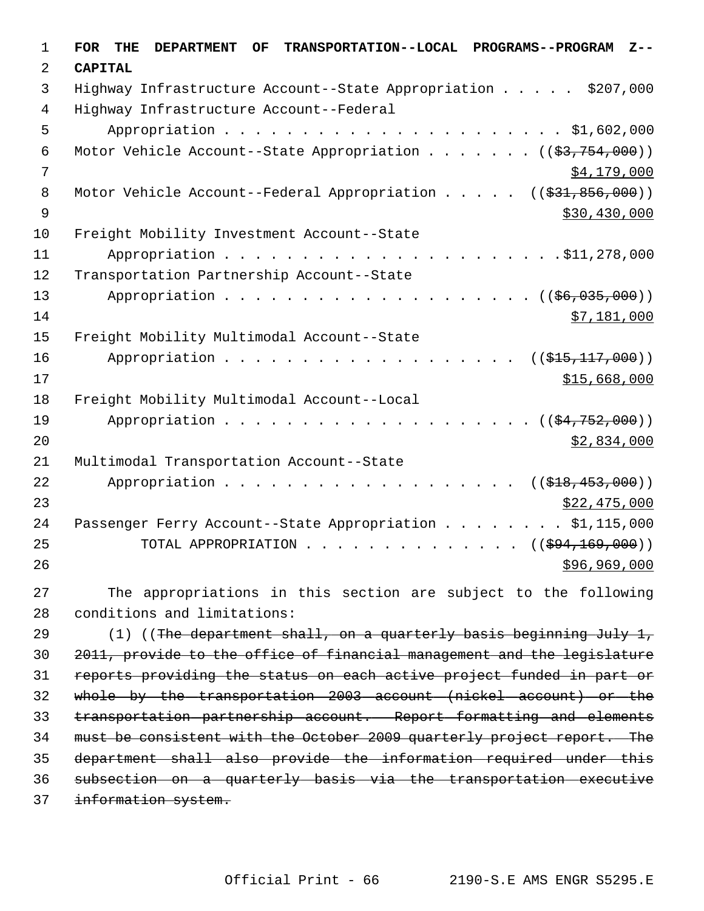**FOR THE DEPARTMENT OF TRANSPORTATION--LOCAL PROGRAMS--PROGRAM Z--CAPITAL**

Highway Infrastructure Account--State Appropriation . . . . . $207,000

Highway Infrastructure Account--Federal Appropriation . . . . . . . . . . . . . . . . . . . . . . . $1,602,000

Motor Vehicle Account--State Appropriation . . . . . . . (( ~~$3,754,000~~ )) $4,179,000

Motor Vehicle Account--Federal Appropriation . . . . . (( ~~$31,856,000~~ )) $30,430,000

Freight Mobility Investment Account--State Appropriation . . . . . . . . . . . . . . . . . . . . . . . .$11,278,000

Transportation Partnership Account--State Appropriation . . . . . . . . . . . . . . . . . . . . . (( ~~$6,035,000~~ )) $7,181,000

Freight Mobility Multimodal Account--State Appropriation . . . . . . . . . . . . . . . . . . . (( ~~$15,117,000~~ )) $15,668,000

Freight Mobility Multimodal Account--Local Appropriation . . . . . . . . . . . . . . . . . . . . (( ~~$4,752,000~~ )) $2,834,000

Multimodal Transportation Account--State Appropriation . . . . . . . . . . . . . . . . . . . (( ~~$18,453,000~~ )) $22,475,000

Passenger Ferry Account--State Appropriation . . . . . . . . $1,115,000

TOTAL APPROPRIATION . . . . . . . . . . . . . . (( ~~$94,169,000~~ )) $96,969,000

The appropriations in this section are subject to the following conditions and limitations:

(1) (( ~~The department shall, on a quarterly basis beginning July 1, 2011, provide to the office of financial management and the legislature reports providing the status on each active project funded in part or whole by the transportation 2003 account (nickel account) or the transportation partnership account. Report formatting and elements must be consistent with the October 2009 quarterly project report. The department shall also provide the information required under this subsection on a quarterly basis via the transportation executive information system.~~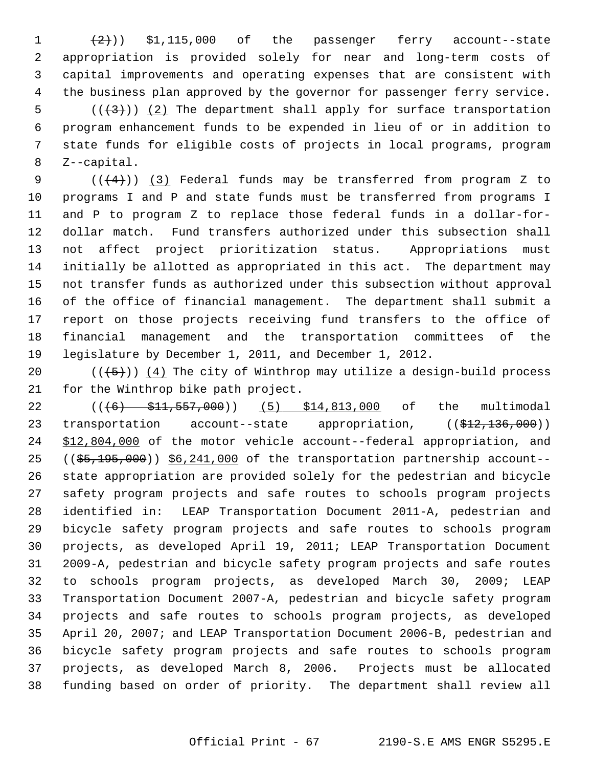~~(2)~~)) $1,115,000 of the passenger ferry account--state appropriation is provided solely for near and long-term costs of capital improvements and operating expenses that are consistent with the business plan approved by the governor for passenger ferry service.

((~~(3)~~)) (2) The department shall apply for surface transportation program enhancement funds to be expended in lieu of or in addition to state funds for eligible costs of projects in local programs, program Z--capital.

((~~(4)~~)) (3) Federal funds may be transferred from program Z to programs I and P and state funds must be transferred from programs I and P to program Z to replace those federal funds in a dollar-for-dollar match. Fund transfers authorized under this subsection shall not affect project prioritization status. Appropriations must initially be allotted as appropriated in this act. The department may not transfer funds as authorized under this subsection without approval of the office of financial management. The department shall submit a report on those projects receiving fund transfers to the office of financial management and the transportation committees of the legislature by December 1, 2011, and December 1, 2012.

((~~(5)~~)) (4) The city of Winthrop may utilize a design-build process for the Winthrop bike path project.

((~~(6) $11,557,000~~)) (5) $14,813,000 of the multimodal transportation account--state appropriation, ((~~$12,136,000~~)) $12,804,000 of the motor vehicle account--federal appropriation, and ((~~$5,195,000~~)) $6,241,000 of the transportation partnership account--state appropriation are provided solely for the pedestrian and bicycle safety program projects and safe routes to schools program projects identified in: LEAP Transportation Document 2011-A, pedestrian and bicycle safety program projects and safe routes to schools program projects, as developed April 19, 2011; LEAP Transportation Document 2009-A, pedestrian and bicycle safety program projects and safe routes to schools program projects, as developed March 30, 2009; LEAP Transportation Document 2007-A, pedestrian and bicycle safety program projects and safe routes to schools program projects, as developed April 20, 2007; and LEAP Transportation Document 2006-B, pedestrian and bicycle safety program projects and safe routes to schools program projects, as developed March 8, 2006. Projects must be allocated funding based on order of priority. The department shall review all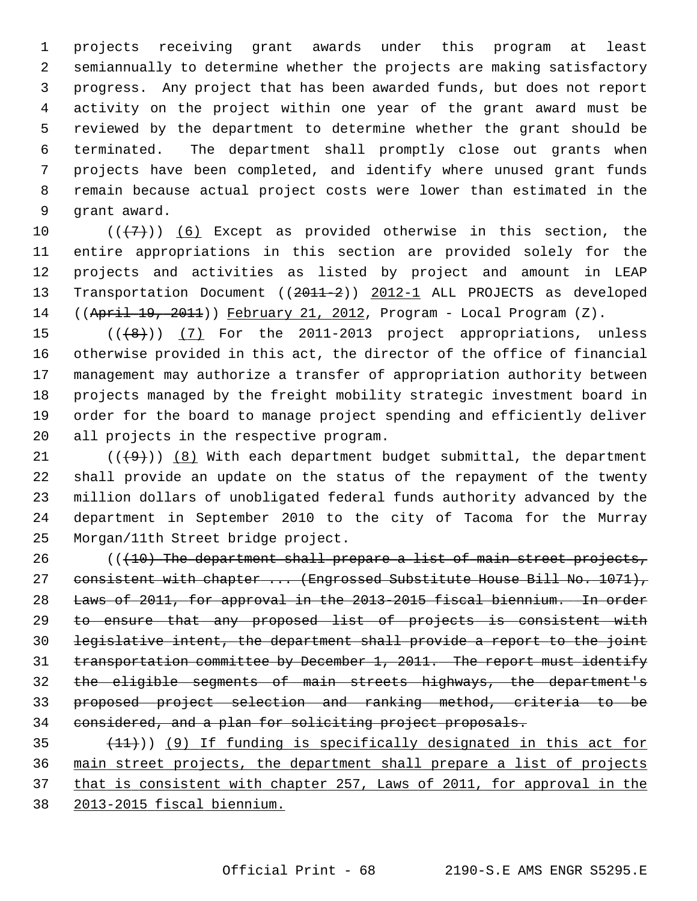projects receiving grant awards under this program at least semiannually to determine whether the projects are making satisfactory progress. Any project that has been awarded funds, but does not report activity on the project within one year of the grant award must be reviewed by the department to determine whether the grant should be terminated. The department shall promptly close out grants when projects have been completed, and identify where unused grant funds remain because actual project costs were lower than estimated in the grant award.

((~~(7)~~)) (6) Except as provided otherwise in this section, the entire appropriations in this section are provided solely for the projects and activities as listed by project and amount in LEAP Transportation Document ((~~2011-2~~)) 2012-1 ALL PROJECTS as developed ((~~April 19, 2011~~)) February 21, 2012, Program - Local Program (Z).

((~~(8)~~)) (7) For the 2011-2013 project appropriations, unless otherwise provided in this act, the director of the office of financial management may authorize a transfer of appropriation authority between projects managed by the freight mobility strategic investment board in order for the board to manage project spending and efficiently deliver all projects in the respective program.

((~~(9)~~)) (8) With each department budget submittal, the department shall provide an update on the status of the repayment of the twenty million dollars of unobligated federal funds authority advanced by the department in September 2010 to the city of Tacoma for the Murray Morgan/11th Street bridge project.

((~~(10) The department shall prepare a list of main street projects, consistent with chapter ... (Engrossed Substitute House Bill No. 1071), Laws of 2011, for approval in the 2013-2015 fiscal biennium. In order to ensure that any proposed list of projects is consistent with legislative intent, the department shall provide a report to the joint transportation committee by December 1, 2011. The report must identify the eligible segments of main streets highways, the department's proposed project selection and ranking method, criteria to be considered, and a plan for soliciting project proposals.~~

~~(11)~~)) (9) If funding is specifically designated in this act for main street projects, the department shall prepare a list of projects that is consistent with chapter 257, Laws of 2011, for approval in the 2013-2015 fiscal biennium.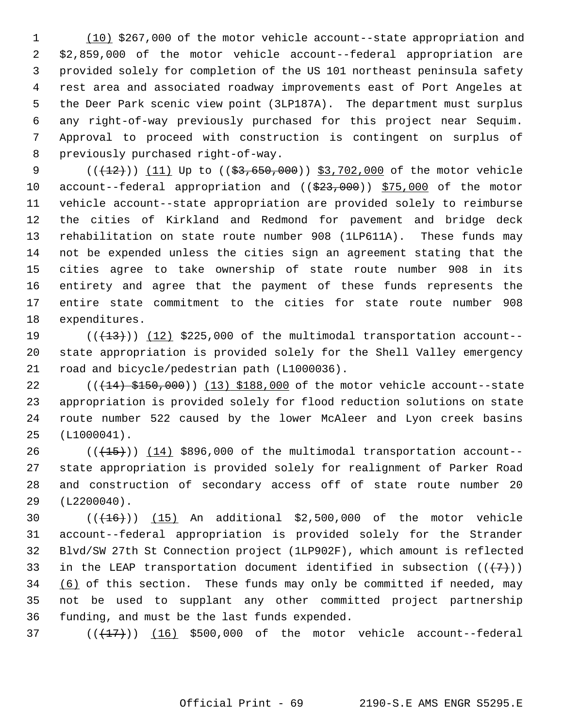(10) $267,000 of the motor vehicle account--state appropriation and $2,859,000 of the motor vehicle account--federal appropriation are provided solely for completion of the US 101 northeast peninsula safety rest area and associated roadway improvements east of Port Angeles at the Deer Park scenic view point (3LP187A). The department must surplus any right-of-way previously purchased for this project near Sequim. Approval to proceed with construction is contingent on surplus of previously purchased right-of-way.

((~~(12)~~)) (11) Up to ((~~$3,650,000~~)) $3,702,000 of the motor vehicle account--federal appropriation and ((~~$23,000~~)) $75,000 of the motor vehicle account--state appropriation are provided solely to reimburse the cities of Kirkland and Redmond for pavement and bridge deck rehabilitation on state route number 908 (1LP611A). These funds may not be expended unless the cities sign an agreement stating that the cities agree to take ownership of state route number 908 in its entirety and agree that the payment of these funds represents the entire state commitment to the cities for state route number 908 expenditures.

((~~(13)~~)) (12) $225,000 of the multimodal transportation account--state appropriation is provided solely for the Shell Valley emergency road and bicycle/pedestrian path (L1000036).

((~~(14) $150,000~~)) (13) $188,000 of the motor vehicle account--state appropriation is provided solely for flood reduction solutions on state route number 522 caused by the lower McAleer and Lyon creek basins (L1000041).

((~~(15)~~)) (14) $896,000 of the multimodal transportation account--state appropriation is provided solely for realignment of Parker Road and construction of secondary access off of state route number 20 (L2200040).

((~~(16)~~)) (15) An additional $2,500,000 of the motor vehicle account--federal appropriation is provided solely for the Strander Blvd/SW 27th St Connection project (1LP902F), which amount is reflected in the LEAP transportation document identified in subsection ((~~(7)~~)) (6) of this section. These funds may only be committed if needed, may not be used to supplant any other committed project partnership funding, and must be the last funds expended.

((~~(17)~~)) (16) $500,000 of the motor vehicle account--federal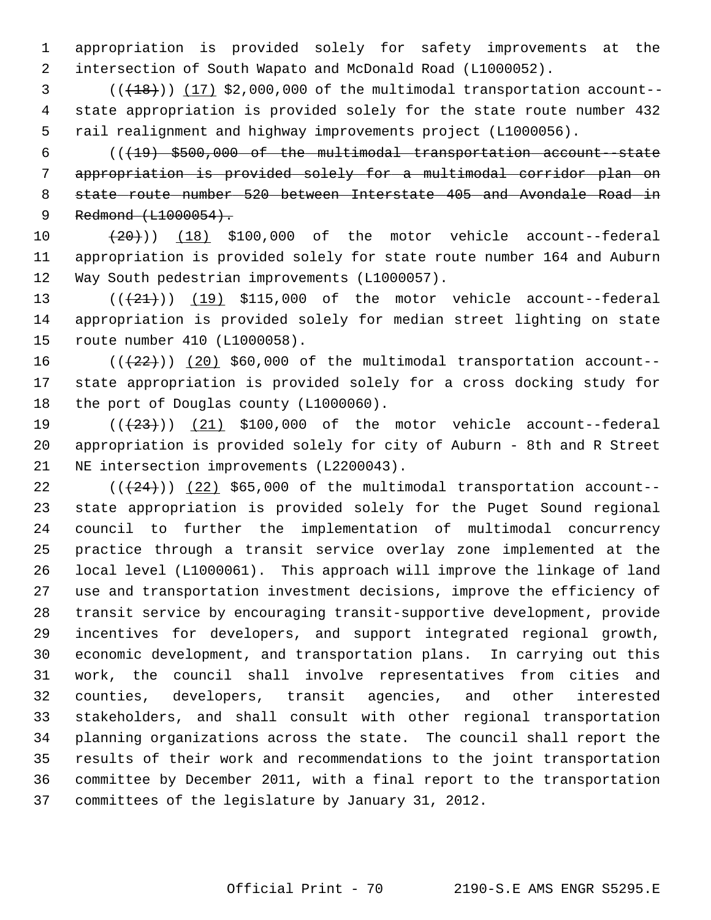appropriation is provided solely for safety improvements at the intersection of South Wapato and McDonald Road (L1000052).

(((18))) (17) $2,000,000 of the multimodal transportation account--state appropriation is provided solely for the state route number 432 rail realignment and highway improvements project (L1000056).

(((19) $500,000 of the multimodal transportation account--state appropriation is provided solely for a multimodal corridor plan on state route number 520 between Interstate 405 and Avondale Road in Redmond (L1000054).

(20))) (18) $100,000 of the motor vehicle account--federal appropriation is provided solely for state route number 164 and Auburn Way South pedestrian improvements (L1000057).

(((21))) (19) $115,000 of the motor vehicle account--federal appropriation is provided solely for median street lighting on state route number 410 (L1000058).

(((22))) (20) $60,000 of the multimodal transportation account--state appropriation is provided solely for a cross docking study for the port of Douglas county (L1000060).

(((23))) (21) $100,000 of the motor vehicle account--federal appropriation is provided solely for city of Auburn - 8th and R Street NE intersection improvements (L2200043).

(((24))) (22) $65,000 of the multimodal transportation account--state appropriation is provided solely for the Puget Sound regional council to further the implementation of multimodal concurrency practice through a transit service overlay zone implemented at the local level (L1000061). This approach will improve the linkage of land use and transportation investment decisions, improve the efficiency of transit service by encouraging transit-supportive development, provide incentives for developers, and support integrated regional growth, economic development, and transportation plans. In carrying out this work, the council shall involve representatives from cities and counties, developers, transit agencies, and other interested stakeholders, and shall consult with other regional transportation planning organizations across the state. The council shall report the results of their work and recommendations to the joint transportation committee by December 2011, with a final report to the transportation committees of the legislature by January 31, 2012.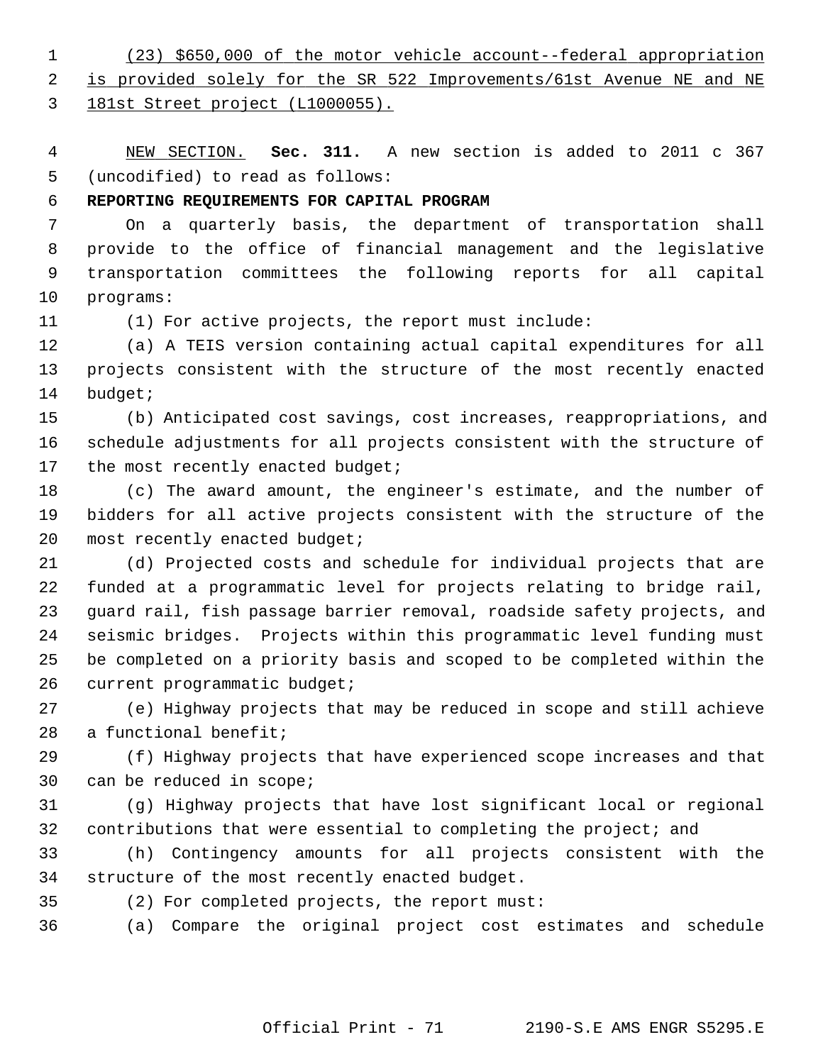(23) $650,000 of the motor vehicle account--federal appropriation is provided solely for the SR 522 Improvements/61st Avenue NE and NE 181st Street project (L1000055).

NEW SECTION. **Sec. 311.** A new section is added to 2011 c 367 (uncodified) to read as follows:

**REPORTING REQUIREMENTS FOR CAPITAL PROGRAM**

On a quarterly basis, the department of transportation shall provide to the office of financial management and the legislative transportation committees the following reports for all capital programs:

(1) For active projects, the report must include:

(a) A TEIS version containing actual capital expenditures for all projects consistent with the structure of the most recently enacted budget;

(b) Anticipated cost savings, cost increases, reappropriations, and schedule adjustments for all projects consistent with the structure of the most recently enacted budget;

(c) The award amount, the engineer's estimate, and the number of bidders for all active projects consistent with the structure of the most recently enacted budget;

(d) Projected costs and schedule for individual projects that are funded at a programmatic level for projects relating to bridge rail, guard rail, fish passage barrier removal, roadside safety projects, and seismic bridges. Projects within this programmatic level funding must be completed on a priority basis and scoped to be completed within the current programmatic budget;

(e) Highway projects that may be reduced in scope and still achieve a functional benefit;

(f) Highway projects that have experienced scope increases and that can be reduced in scope;

(g) Highway projects that have lost significant local or regional contributions that were essential to completing the project; and

(h) Contingency amounts for all projects consistent with the structure of the most recently enacted budget.

(2) For completed projects, the report must:

(a) Compare the original project cost estimates and schedule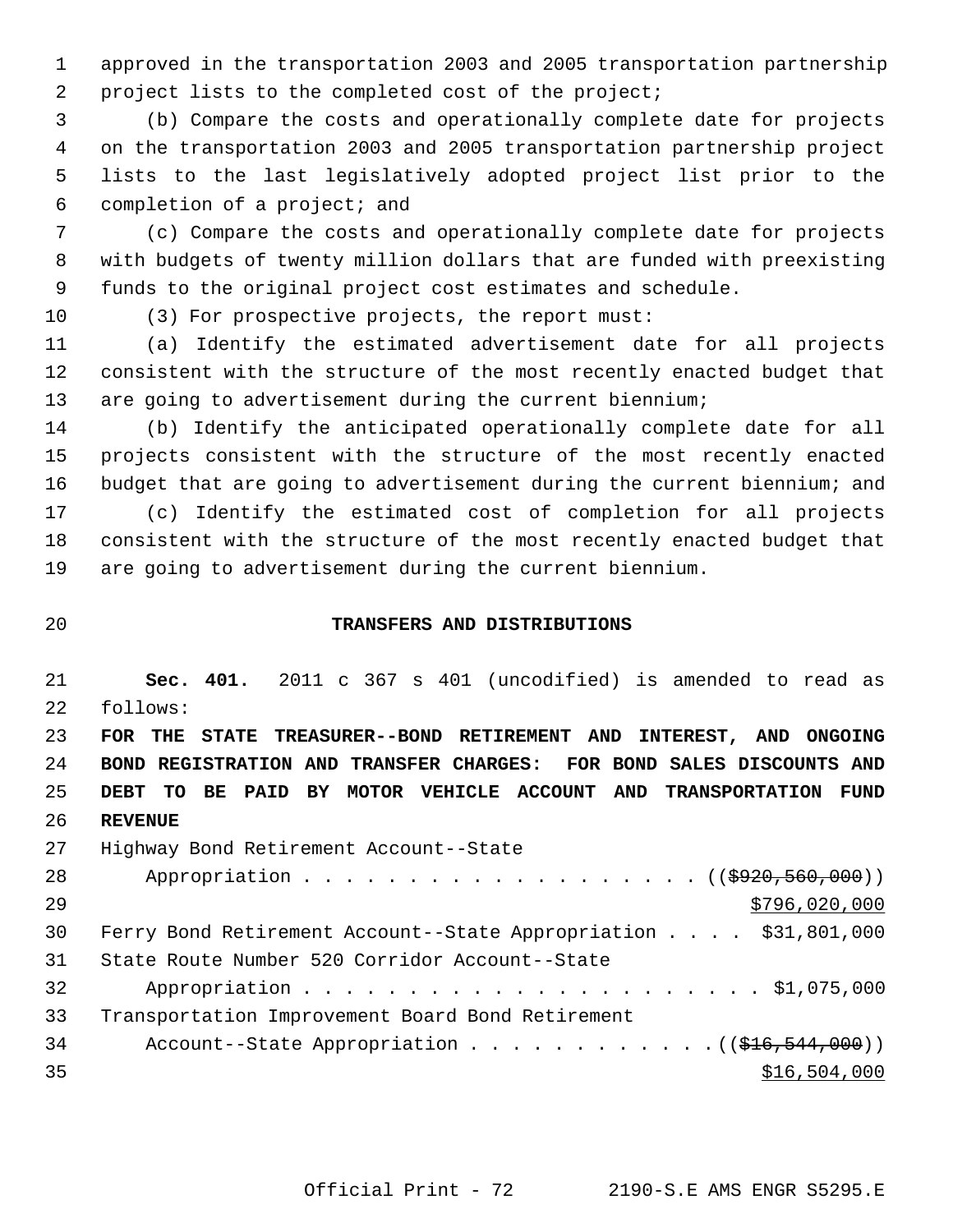approved in the transportation 2003 and 2005 transportation partnership project lists to the completed cost of the project;

(b) Compare the costs and operationally complete date for projects on the transportation 2003 and 2005 transportation partnership project lists to the last legislatively adopted project list prior to the completion of a project; and

(c) Compare the costs and operationally complete date for projects with budgets of twenty million dollars that are funded with preexisting funds to the original project cost estimates and schedule.

(3) For prospective projects, the report must:

(a) Identify the estimated advertisement date for all projects consistent with the structure of the most recently enacted budget that are going to advertisement during the current biennium;

(b) Identify the anticipated operationally complete date for all projects consistent with the structure of the most recently enacted budget that are going to advertisement during the current biennium; and

(c) Identify the estimated cost of completion for all projects consistent with the structure of the most recently enacted budget that are going to advertisement during the current biennium.

## TRANSFERS AND DISTRIBUTIONS

**Sec. 401.** 2011 c 367 s 401 (uncodified) is amended to read as follows:

**FOR THE STATE TREASURER--BOND RETIREMENT AND INTEREST, AND ONGOING BOND REGISTRATION AND TRANSFER CHARGES: FOR BOND SALES DISCOUNTS AND DEBT TO BE PAID BY MOTOR VEHICLE ACCOUNT AND TRANSPORTATION FUND REVENUE**

Highway Bond Retirement Account--State
Appropriation . . . . . . . . . . . . . . . . . . . (( ~~$920,560,000~~ ))
<u>$796,020,000</u>

Ferry Bond Retirement Account--State Appropriation . . . . $31,801,000

State Route Number 520 Corridor Account--State
Appropriation . . . . . . . . . . . . . . . . . . . . . . $1,075,000

Transportation Improvement Board Bond Retirement
Account--State Appropriation . . . . . . . . . . . . (( ~~$16,544,000~~ ))
<u>$16,504,000</u>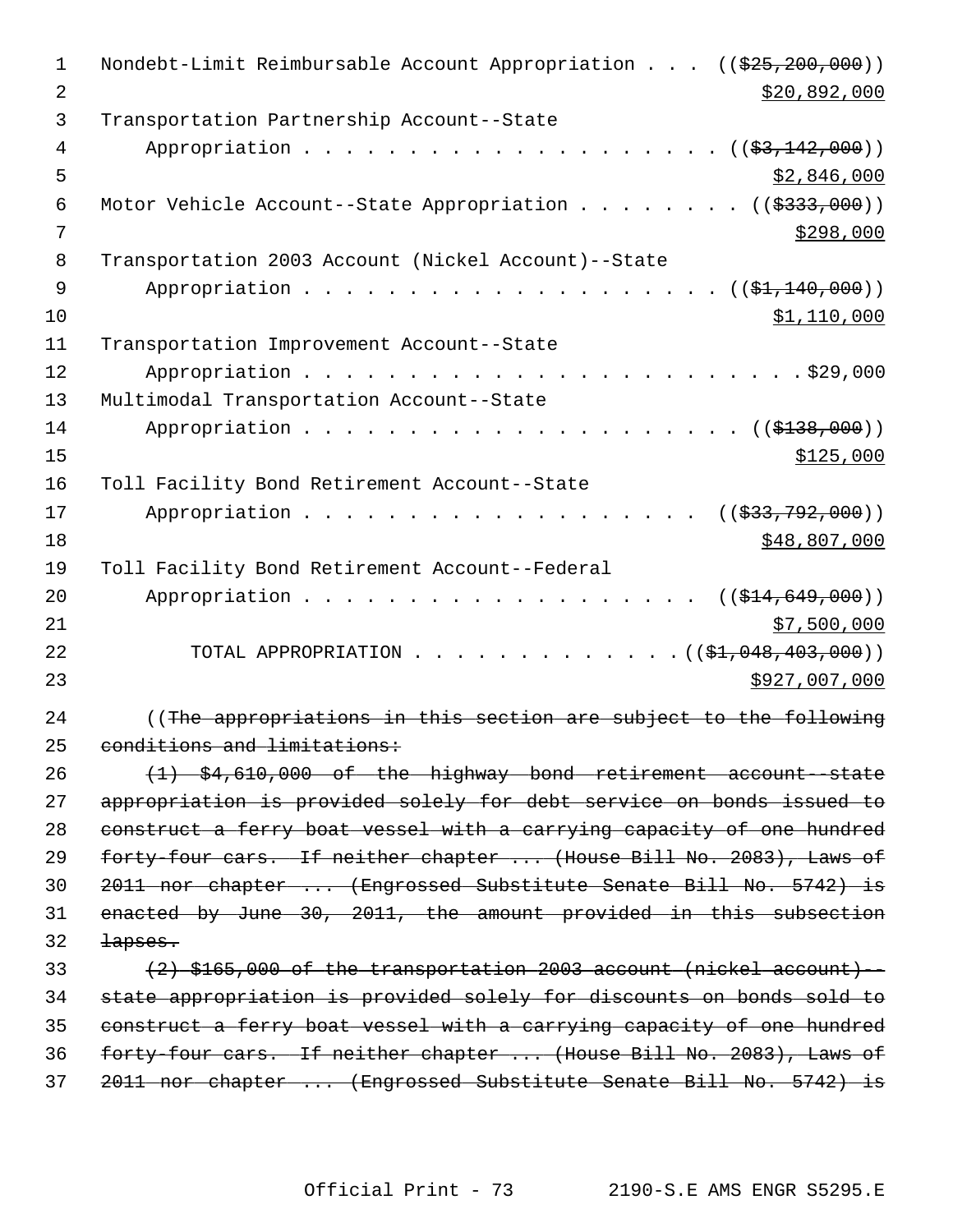Nondebt-Limit Reimbursable Account Appropriation . . . ((~~$25,200,000~~))
$20,892,000

Transportation Partnership Account--State Appropriation . . . . . . . . . . . . . . . . . . . . ((~~$3,142,000~~))
$2,846,000

Motor Vehicle Account--State Appropriation . . . . . . . . ((~~$333,000~~))
$298,000

Transportation 2003 Account (Nickel Account)--State Appropriation . . . . . . . . . . . . . . . . . . . . ((~~$1,140,000~~))
$1,110,000

Transportation Improvement Account--State Appropriation . . . . . . . . . . . . . . . . . . . . . . . . $29,000

Multimodal Transportation Account--State Appropriation . . . . . . . . . . . . . . . . . . . . . . ((~~$138,000~~))
$125,000

Toll Facility Bond Retirement Account--State Appropriation . . . . . . . . . . . . . . . . . . . . ((~~$33,792,000~~))
$48,807,000

Toll Facility Bond Retirement Account--Federal Appropriation . . . . . . . . . . . . . . . . . . . . ((~~$14,649,000~~))
$7,500,000

TOTAL APPROPRIATION . . . . . . . . . . . . . . ((~~$1,048,403,000~~))
$927,007,000

((~~The appropriations in this section are subject to the following conditions and limitations:~~

~~(1) $4,610,000 of the highway bond retirement account--state appropriation is provided solely for debt service on bonds issued to construct a ferry boat vessel with a carrying capacity of one hundred forty-four cars. If neither chapter ... (House Bill No. 2083), Laws of 2011 nor chapter ... (Engrossed Substitute Senate Bill No. 5742) is enacted by June 30, 2011, the amount provided in this subsection lapses.~~

~~(2) $165,000 of the transportation 2003 account (nickel account)--state appropriation is provided solely for discounts on bonds sold to construct a ferry boat vessel with a carrying capacity of one hundred forty-four cars. If neither chapter ... (House Bill No. 2083), Laws of 2011 nor chapter ... (Engrossed Substitute Senate Bill No. 5742) is~~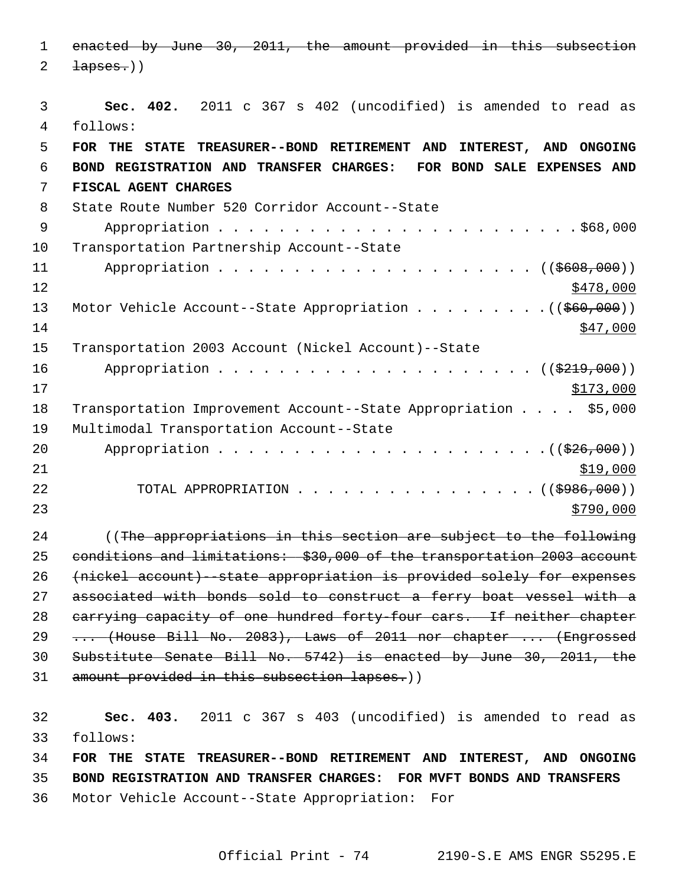~~enacted by June 30, 2011, the amount provided in this subsection lapses.~~))

**Sec. 402.** 2011 c 367 s 402 (uncodified) is amended to read as follows:

**FOR THE STATE TREASURER--BOND RETIREMENT AND INTEREST, AND ONGOING BOND REGISTRATION AND TRANSFER CHARGES: FOR BOND SALE EXPENSES AND FISCAL AGENT CHARGES**

State Route Number 520 Corridor Account--State Appropriation . . . . . . . . . . . . . . . . . . . . . . . . . $68,000

Transportation Partnership Account--State Appropriation . . . . . . . . . . . . . . . . . . . . . . ((~~$608,000~~)) <u>$478,000</u>

Motor Vehicle Account--State Appropriation . . . . . . . . . ((~~$60,000~~)) <u>$47,000</u>

Transportation 2003 Account (Nickel Account)--State Appropriation . . . . . . . . . . . . . . . . . . . . . . ((~~$219,000~~)) <u>$173,000</u>

Transportation Improvement Account--State Appropriation . . . . $5,000

Multimodal Transportation Account--State Appropriation . . . . . . . . . . . . . . . . . . . . . . ((~~$26,000~~)) <u>$19,000</u>

TOTAL APPROPRIATION . . . . . . . . . . . . . . . . . ((~~$986,000~~)) <u>$790,000</u>

((~~The appropriations in this section are subject to the following conditions and limitations: $30,000 of the transportation 2003 account (nickel account)--state appropriation is provided solely for expenses associated with bonds sold to construct a ferry boat vessel with a carrying capacity of one hundred forty-four cars. If neither chapter ... (House Bill No. 2083), Laws of 2011 nor chapter ... (Engrossed Substitute Senate Bill No. 5742) is enacted by June 30, 2011, the amount provided in this subsection lapses.~~))

**Sec. 403.** 2011 c 367 s 403 (uncodified) is amended to read as follows:

**FOR THE STATE TREASURER--BOND RETIREMENT AND INTEREST, AND ONGOING BOND REGISTRATION AND TRANSFER CHARGES: FOR MVFT BONDS AND TRANSFERS**

Motor Vehicle Account--State Appropriation: For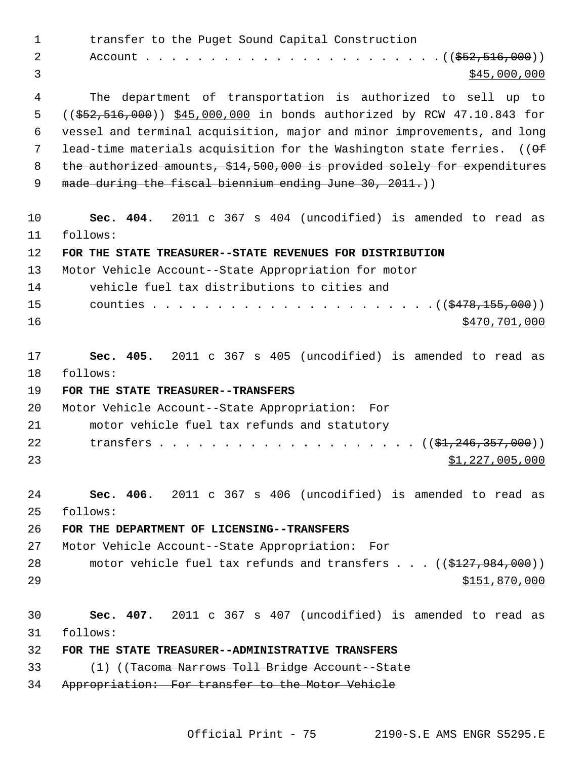transfer to the Puget Sound Capital Construction
Account . . . . . . . . . . . . . . . . . . . . . . . ((~~$52,516,000~~))
$45,000,000

The department of transportation is authorized to sell up to ((~~$52,516,000~~)) $45,000,000 in bonds authorized by RCW 47.10.843 for vessel and terminal acquisition, major and minor improvements, and long lead-time materials acquisition for the Washington state ferries. ((~~Of the authorized amounts, $14,500,000 is provided solely for expenditures made during the fiscal biennium ending June 30, 2011.~~))

**Sec. 404.** 2011 c 367 s 404 (uncodified) is amended to read as follows:

**FOR THE STATE TREASURER--STATE REVENUES FOR DISTRIBUTION**

Motor Vehicle Account--State Appropriation for motor vehicle fuel tax distributions to cities and counties . . . . . . . . . . . . . . . . . . . . . . ((~~$478,155,000~~))
$470,701,000

**Sec. 405.** 2011 c 367 s 405 (uncodified) is amended to read as follows:

**FOR THE STATE TREASURER--TRANSFERS**

Motor Vehicle Account--State Appropriation: For motor vehicle fuel tax refunds and statutory transfers . . . . . . . . . . . . . . . . . . . . ((~~$1,246,357,000~~))
$1,227,005,000

**Sec. 406.** 2011 c 367 s 406 (uncodified) is amended to read as follows:

**FOR THE DEPARTMENT OF LICENSING--TRANSFERS**

Motor Vehicle Account--State Appropriation: For motor vehicle fuel tax refunds and transfers . . . ((~~$127,984,000~~))
$151,870,000

**Sec. 407.** 2011 c 367 s 407 (uncodified) is amended to read as follows:

**FOR THE STATE TREASURER--ADMINISTRATIVE TRANSFERS**

(1) ((~~Tacoma Narrows Toll Bridge Account--State Appropriation: For transfer to the Motor Vehicle~~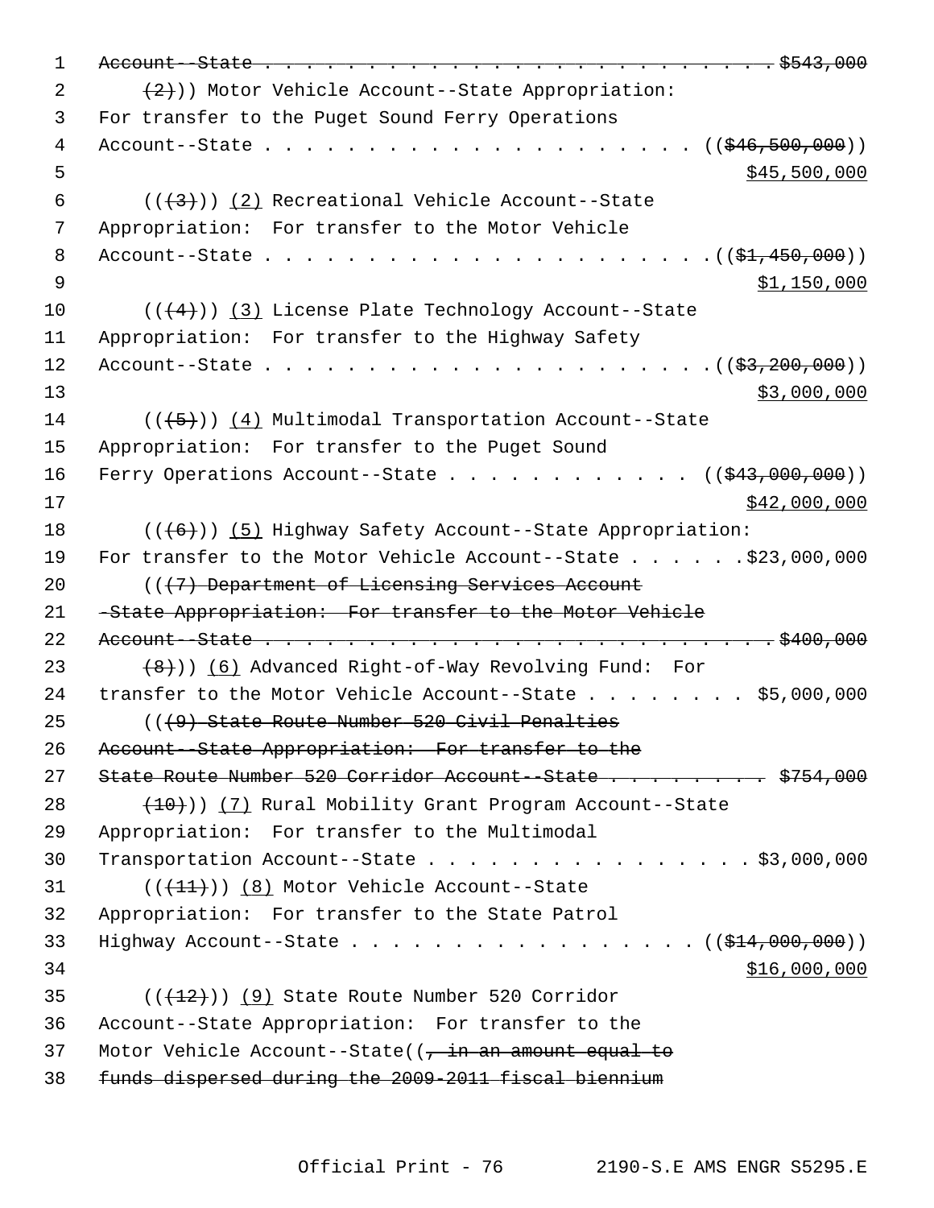~~Account--State . . . . . . . . . . . . . . . . . . . . . . . . . $543,000~~

~~(2)~~)) Motor Vehicle Account--State Appropriation: For transfer to the Puget Sound Ferry Operations Account--State . . . . . . . . . . . . . . . . . . . . . ((~~$46,500,000~~)) <u>$45,500,000</u>

((~~(3)~~)) <u>(2)</u> Recreational Vehicle Account--State Appropriation: For transfer to the Motor Vehicle Account--State . . . . . . . . . . . . . . . . . . . . . ((~~$1,450,000~~)) <u>$1,150,000</u>

((~~(4)~~)) <u>(3)</u> License Plate Technology Account--State Appropriation: For transfer to the Highway Safety Account--State . . . . . . . . . . . . . . . . . . . . . ((~~$3,200,000~~)) <u>$3,000,000</u>

((~~(5)~~)) <u>(4)</u> Multimodal Transportation Account--State Appropriation: For transfer to the Puget Sound Ferry Operations Account--State . . . . . . . . . . . . ((~~$43,000,000~~)) <u>$42,000,000</u>

((~~(6)~~)) <u>(5)</u> Highway Safety Account--State Appropriation: For transfer to the Motor Vehicle Account--State . . . . . . $23,000,000

((~~(7) Department of Licensing Services Account -State Appropriation: For transfer to the Motor Vehicle Account--State . . . . . . . . . . . . . . . . . . . . . . . . . $400,000~~

~~(8)~~)) <u>(6)</u> Advanced Right-of-Way Revolving Fund: For transfer to the Motor Vehicle Account--State . . . . . . . . $5,000,000

((~~(9) State Route Number 520 Civil Penalties Account--State Appropriation: For transfer to the State Route Number 520 Corridor Account--State . . . . . . . . . $754,000~~

~~(10)~~)) <u>(7)</u> Rural Mobility Grant Program Account--State Appropriation: For transfer to the Multimodal Transportation Account--State . . . . . . . . . . . . . . . . . $3,000,000

((~~(11)~~)) <u>(8)</u> Motor Vehicle Account--State Appropriation: For transfer to the State Patrol Highway Account--State . . . . . . . . . . . . . . . . . ((~~$14,000,000~~)) <u>$16,000,000</u>

((~~(12)~~)) <u>(9)</u> State Route Number 520 Corridor Account--State Appropriation: For transfer to the Motor Vehicle Account--State((~~, in an amount equal to funds dispersed during the 2009-2011 fiscal biennium~~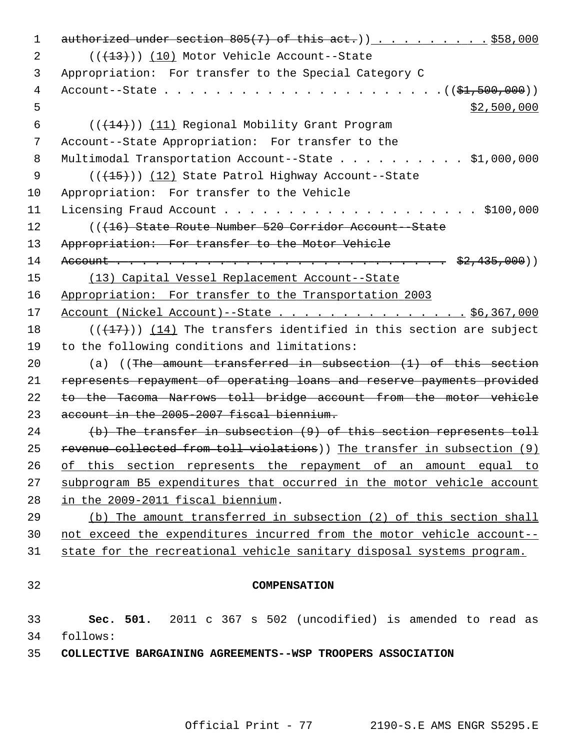authorized under section 805(7) of this act.)) . . . . . . . . . $58,000

((~~(13)~~)) (10) Motor Vehicle Account--State Appropriation: For transfer to the Special Category C Account--State . . . . . . . . . . . . . . . . . . . . . ((~~$1,500,000~~)) $2,500,000

((~~(14)~~)) (11) Regional Mobility Grant Program Account--State Appropriation: For transfer to the Multimodal Transportation Account--State . . . . . . . . . . $1,000,000

((~~(15)~~)) (12) State Patrol Highway Account--State Appropriation: For transfer to the Vehicle Licensing Fraud Account . . . . . . . . . . . . . . . . . . . . . $100,000

((~~(16) State Route Number 520 Corridor Account--State Appropriation: For transfer to the Motor Vehicle Account . . . . . . . . . . . . . . . . . . . . . . . . . . . . $2,435,000~~))

(13) Capital Vessel Replacement Account--State Appropriation: For transfer to the Transportation 2003 Account (Nickel Account)--State . . . . . . . . . . . . . . . $6,367,000

((~~(17)~~)) (14) The transfers identified in this section are subject to the following conditions and limitations:

(a) ((~~The amount transferred in subsection (1) of this section represents repayment of operating loans and reserve payments provided to the Tacoma Narrows toll bridge account from the motor vehicle account in the 2005-2007 fiscal biennium.~~

~~(b) The transfer in subsection (9) of this section represents toll revenue collected from toll violations~~)) The transfer in subsection (9) of this section represents the repayment of an amount equal to subprogram B5 expenditures that occurred in the motor vehicle account in the 2009-2011 fiscal biennium.

(b) The amount transferred in subsection (2) of this section shall not exceed the expenditures incurred from the motor vehicle account--state for the recreational vehicle sanitary disposal systems program.

## COMPENSATION

**Sec. 501.** 2011 c 367 s 502 (uncodified) is amended to read as follows:

**COLLECTIVE BARGAINING AGREEMENTS--WSP TROOPERS ASSOCIATION**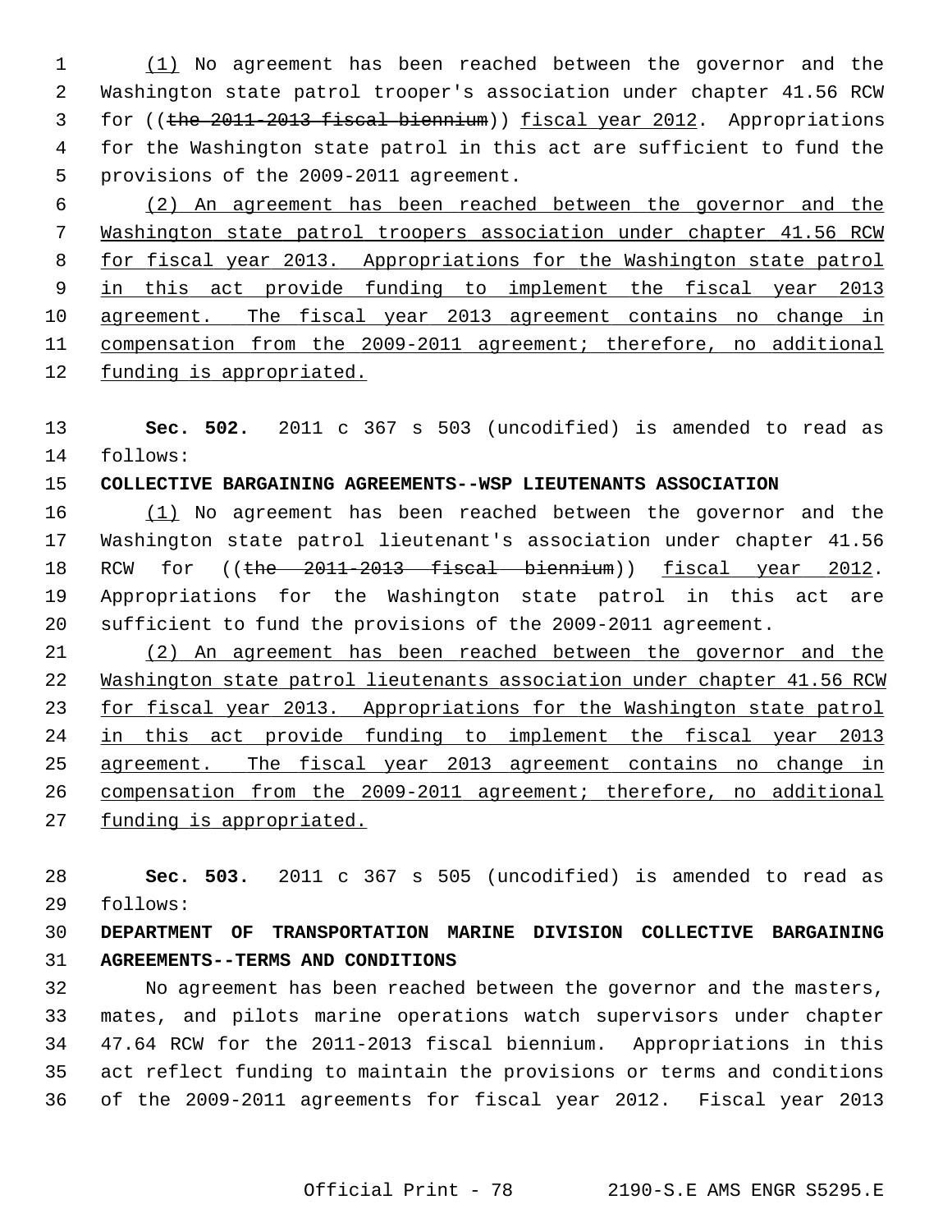(1) No agreement has been reached between the governor and the Washington state patrol trooper's association under chapter 41.56 RCW for ((~~the 2011-2013 fiscal biennium~~)) fiscal year 2012. Appropriations for the Washington state patrol in this act are sufficient to fund the provisions of the 2009-2011 agreement.

(2) An agreement has been reached between the governor and the Washington state patrol troopers association under chapter 41.56 RCW for fiscal year 2013. Appropriations for the Washington state patrol in this act provide funding to implement the fiscal year 2013 agreement. The fiscal year 2013 agreement contains no change in compensation from the 2009-2011 agreement; therefore, no additional funding is appropriated.

**Sec. 502.** 2011 c 367 s 503 (uncodified) is amended to read as follows:

**COLLECTIVE BARGAINING AGREEMENTS--WSP LIEUTENANTS ASSOCIATION**

(1) No agreement has been reached between the governor and the Washington state patrol lieutenant's association under chapter 41.56 RCW for ((~~the 2011-2013 fiscal biennium~~)) fiscal year 2012. Appropriations for the Washington state patrol in this act are sufficient to fund the provisions of the 2009-2011 agreement.

(2) An agreement has been reached between the governor and the Washington state patrol lieutenants association under chapter 41.56 RCW for fiscal year 2013. Appropriations for the Washington state patrol in this act provide funding to implement the fiscal year 2013 agreement. The fiscal year 2013 agreement contains no change in compensation from the 2009-2011 agreement; therefore, no additional funding is appropriated.

**Sec. 503.** 2011 c 367 s 505 (uncodified) is amended to read as follows:

**DEPARTMENT OF TRANSPORTATION MARINE DIVISION COLLECTIVE BARGAINING AGREEMENTS--TERMS AND CONDITIONS**

No agreement has been reached between the governor and the masters, mates, and pilots marine operations watch supervisors under chapter 47.64 RCW for the 2011-2013 fiscal biennium. Appropriations in this act reflect funding to maintain the provisions or terms and conditions of the 2009-2011 agreements for fiscal year 2012. Fiscal year 2013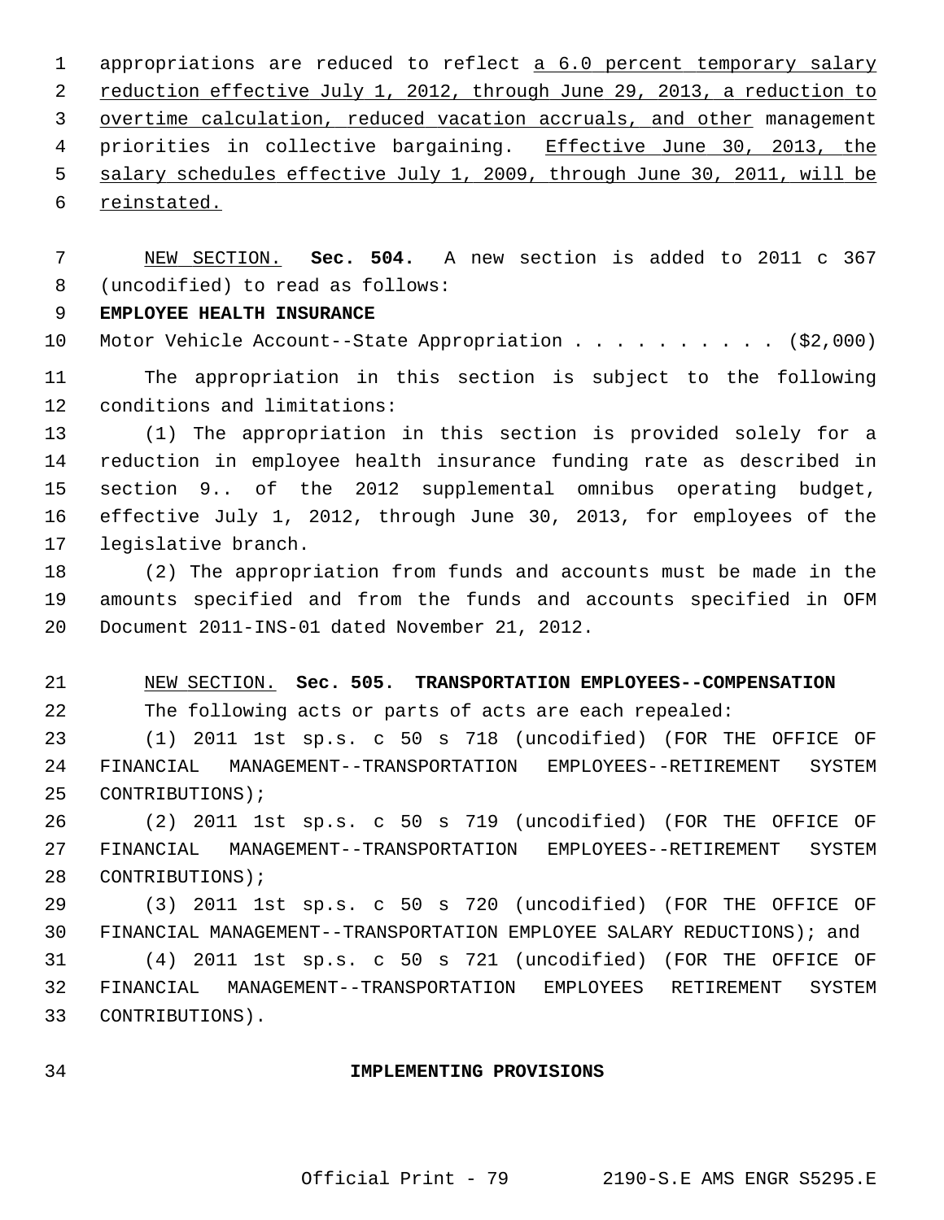appropriations are reduced to reflect a 6.0 percent temporary salary reduction effective July 1, 2012, through June 29, 2013, a reduction to overtime calculation, reduced vacation accruals, and other management priorities in collective bargaining. Effective June 30, 2013, the salary schedules effective July 1, 2009, through June 30, 2011, will be reinstated.

NEW SECTION. **Sec. 504.** A new section is added to 2011 c 367 (uncodified) to read as follows:

**EMPLOYEE HEALTH INSURANCE**

Motor Vehicle Account--State Appropriation . . . . . . . . . . ($2,000)

The appropriation in this section is subject to the following conditions and limitations:

(1) The appropriation in this section is provided solely for a reduction in employee health insurance funding rate as described in section 9.. of the 2012 supplemental omnibus operating budget, effective July 1, 2012, through June 30, 2013, for employees of the legislative branch.

(2) The appropriation from funds and accounts must be made in the amounts specified and from the funds and accounts specified in OFM Document 2011-INS-01 dated November 21, 2012.

NEW SECTION. **Sec. 505. TRANSPORTATION EMPLOYEES--COMPENSATION**

The following acts or parts of acts are each repealed:

(1) 2011 1st sp.s. c 50 s 718 (uncodified) (FOR THE OFFICE OF FINANCIAL MANAGEMENT--TRANSPORTATION EMPLOYEES--RETIREMENT SYSTEM CONTRIBUTIONS);

(2) 2011 1st sp.s. c 50 s 719 (uncodified) (FOR THE OFFICE OF FINANCIAL MANAGEMENT--TRANSPORTATION EMPLOYEES--RETIREMENT SYSTEM CONTRIBUTIONS);

(3) 2011 1st sp.s. c 50 s 720 (uncodified) (FOR THE OFFICE OF FINANCIAL MANAGEMENT--TRANSPORTATION EMPLOYEE SALARY REDUCTIONS); and

(4) 2011 1st sp.s. c 50 s 721 (uncodified) (FOR THE OFFICE OF FINANCIAL MANAGEMENT--TRANSPORTATION EMPLOYEES RETIREMENT SYSTEM CONTRIBUTIONS).

**IMPLEMENTING PROVISIONS**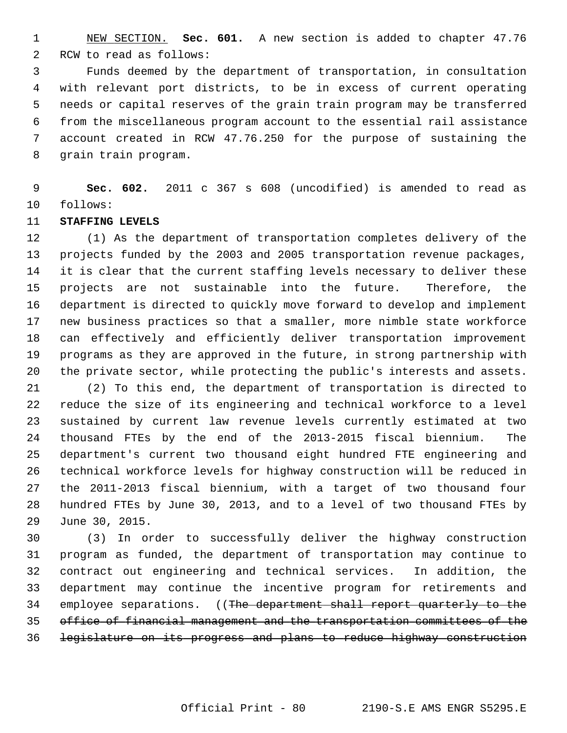NEW SECTION. **Sec. 601.** A new section is added to chapter 47.76 RCW to read as follows:

Funds deemed by the department of transportation, in consultation with relevant port districts, to be in excess of current operating needs or capital reserves of the grain train program may be transferred from the miscellaneous program account to the essential rail assistance account created in RCW 47.76.250 for the purpose of sustaining the grain train program.

**Sec. 602.** 2011 c 367 s 608 (uncodified) is amended to read as follows:

**STAFFING LEVELS**

(1) As the department of transportation completes delivery of the projects funded by the 2003 and 2005 transportation revenue packages, it is clear that the current staffing levels necessary to deliver these projects are not sustainable into the future. Therefore, the department is directed to quickly move forward to develop and implement new business practices so that a smaller, more nimble state workforce can effectively and efficiently deliver transportation improvement programs as they are approved in the future, in strong partnership with the private sector, while protecting the public's interests and assets.

(2) To this end, the department of transportation is directed to reduce the size of its engineering and technical workforce to a level sustained by current law revenue levels currently estimated at two thousand FTEs by the end of the 2013-2015 fiscal biennium. The department's current two thousand eight hundred FTE engineering and technical workforce levels for highway construction will be reduced in the 2011-2013 fiscal biennium, with a target of two thousand four hundred FTEs by June 30, 2013, and to a level of two thousand FTEs by June 30, 2015.

(3) In order to successfully deliver the highway construction program as funded, the department of transportation may continue to contract out engineering and technical services. In addition, the department may continue the incentive program for retirements and employee separations. ((~~The department shall report quarterly to the office of financial management and the transportation committees of the legislature on its progress and plans to reduce highway construction~~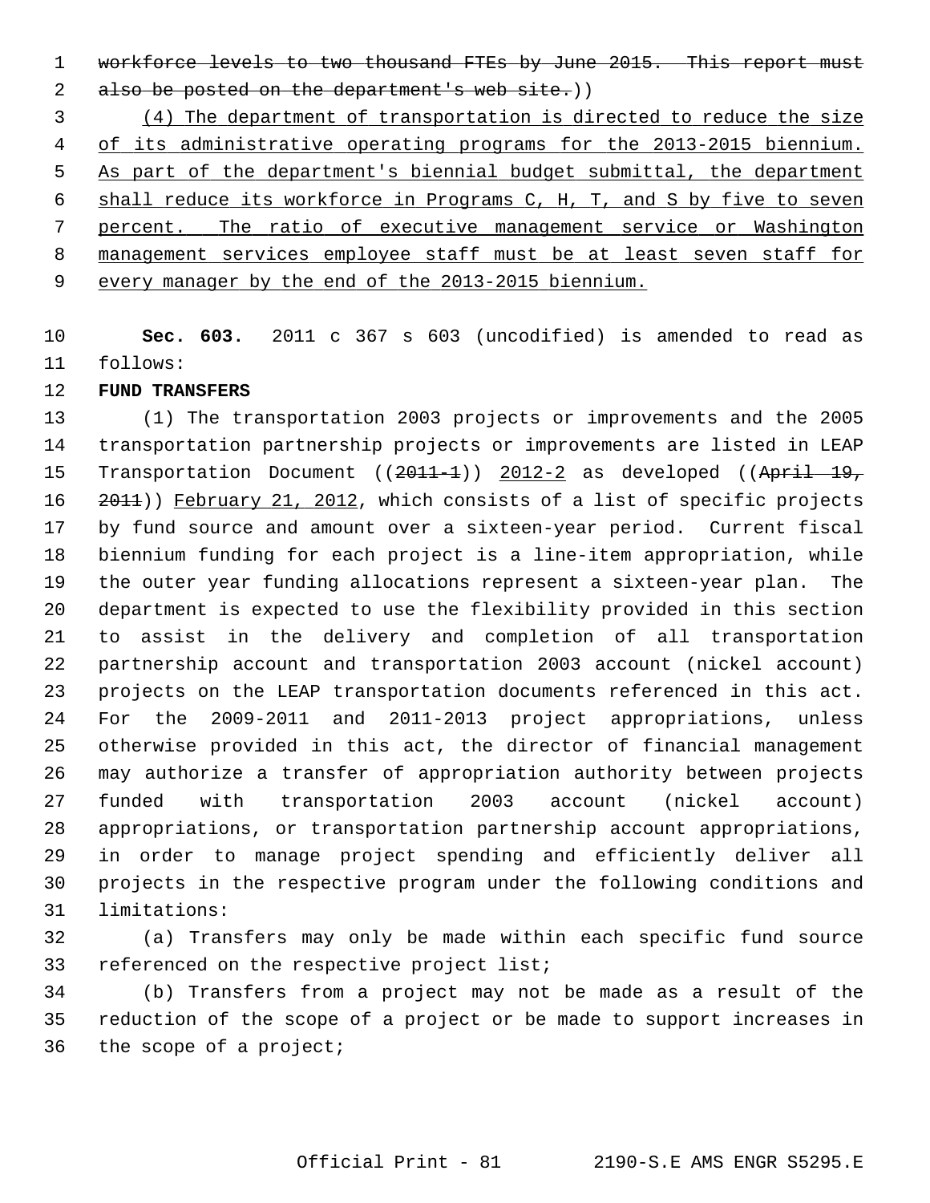~~workforce levels to two thousand FTEs by June 2015. This report must also be posted on the department's web site.~~))

(4) The department of transportation is directed to reduce the size of its administrative operating programs for the 2013-2015 biennium. As part of the department's biennial budget submittal, the department shall reduce its workforce in Programs C, H, T, and S by five to seven percent. The ratio of executive management service or Washington management services employee staff must be at least seven staff for every manager by the end of the 2013-2015 biennium.

**Sec. 603.** 2011 c 367 s 603 (uncodified) is amended to read as follows:

**FUND TRANSFERS**

(1) The transportation 2003 projects or improvements and the 2005 transportation partnership projects or improvements are listed in LEAP Transportation Document ((~~2011-1~~)) 2012-2 as developed ((~~April 19, 2011~~)) February 21, 2012, which consists of a list of specific projects by fund source and amount over a sixteen-year period. Current fiscal biennium funding for each project is a line-item appropriation, while the outer year funding allocations represent a sixteen-year plan. The department is expected to use the flexibility provided in this section to assist in the delivery and completion of all transportation partnership account and transportation 2003 account (nickel account) projects on the LEAP transportation documents referenced in this act. For the 2009-2011 and 2011-2013 project appropriations, unless otherwise provided in this act, the director of financial management may authorize a transfer of appropriation authority between projects funded with transportation 2003 account (nickel account) appropriations, or transportation partnership account appropriations, in order to manage project spending and efficiently deliver all projects in the respective program under the following conditions and limitations:

(a) Transfers may only be made within each specific fund source referenced on the respective project list;

(b) Transfers from a project may not be made as a result of the reduction of the scope of a project or be made to support increases in the scope of a project;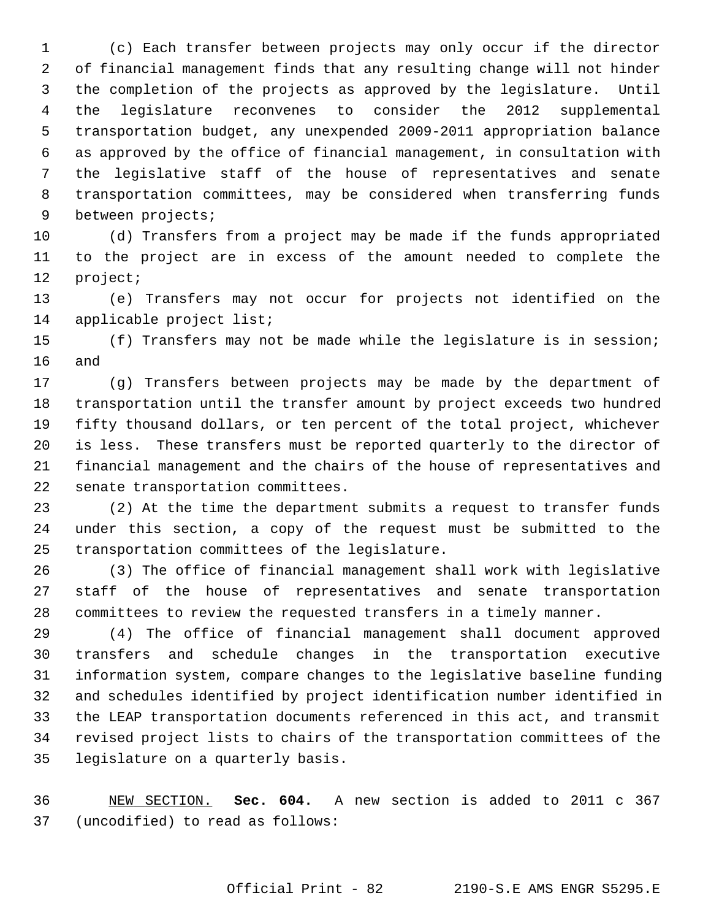(c) Each transfer between projects may only occur if the director of financial management finds that any resulting change will not hinder the completion of the projects as approved by the legislature. Until the legislature reconvenes to consider the 2012 supplemental transportation budget, any unexpended 2009-2011 appropriation balance as approved by the office of financial management, in consultation with the legislative staff of the house of representatives and senate transportation committees, may be considered when transferring funds between projects;

(d) Transfers from a project may be made if the funds appropriated to the project are in excess of the amount needed to complete the project;

(e) Transfers may not occur for projects not identified on the applicable project list;

(f) Transfers may not be made while the legislature is in session; and

(g) Transfers between projects may be made by the department of transportation until the transfer amount by project exceeds two hundred fifty thousand dollars, or ten percent of the total project, whichever is less. These transfers must be reported quarterly to the director of financial management and the chairs of the house of representatives and senate transportation committees.

(2) At the time the department submits a request to transfer funds under this section, a copy of the request must be submitted to the transportation committees of the legislature.

(3) The office of financial management shall work with legislative staff of the house of representatives and senate transportation committees to review the requested transfers in a timely manner.

(4) The office of financial management shall document approved transfers and schedule changes in the transportation executive information system, compare changes to the legislative baseline funding and schedules identified by project identification number identified in the LEAP transportation documents referenced in this act, and transmit revised project lists to chairs of the transportation committees of the legislature on a quarterly basis.

NEW SECTION. **Sec. 604.** A new section is added to 2011 c 367 (uncodified) to read as follows: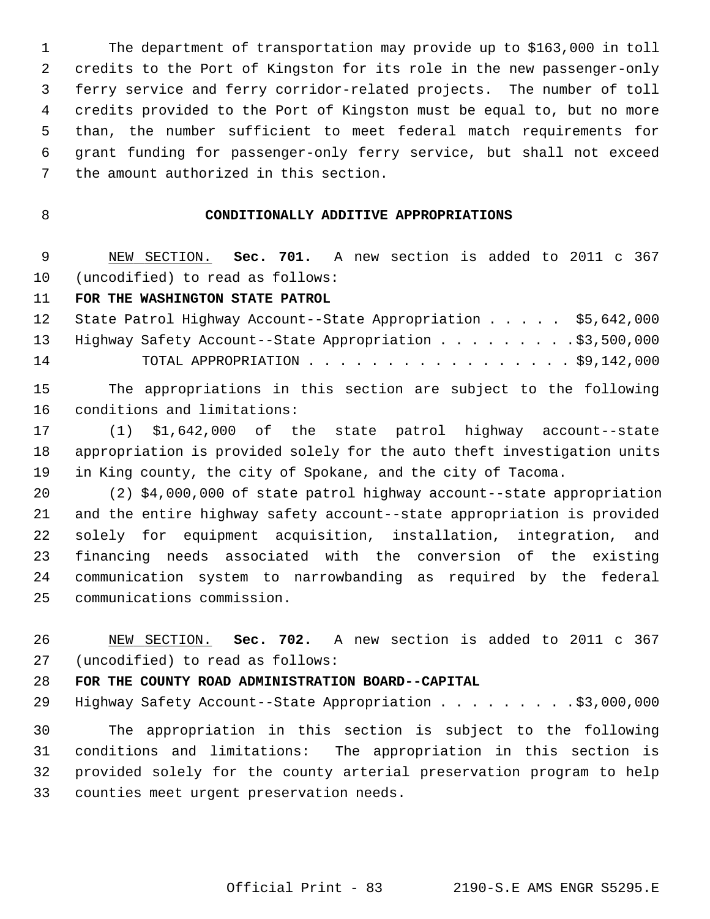The department of transportation may provide up to $163,000 in toll credits to the Port of Kingston for its role in the new passenger-only ferry service and ferry corridor-related projects. The number of toll credits provided to the Port of Kingston must be equal to, but no more than, the number sufficient to meet federal match requirements for grant funding for passenger-only ferry service, but shall not exceed the amount authorized in this section.

## CONDITIONALLY ADDITIVE APPROPRIATIONS

NEW SECTION. **Sec. 701.** A new section is added to 2011 c 367 (uncodified) to read as follows:

**FOR THE WASHINGTON STATE PATROL**

State Patrol Highway Account--State Appropriation . . . . . $5,642,000
Highway Safety Account--State Appropriation . . . . . . . . . $3,500,000
TOTAL APPROPRIATION . . . . . . . . . . . . . . . . . $9,142,000

The appropriations in this section are subject to the following conditions and limitations:

(1) $1,642,000 of the state patrol highway account--state appropriation is provided solely for the auto theft investigation units in King county, the city of Spokane, and the city of Tacoma.

(2) $4,000,000 of state patrol highway account--state appropriation and the entire highway safety account--state appropriation is provided solely for equipment acquisition, installation, integration, and financing needs associated with the conversion of the existing communication system to narrowbanding as required by the federal communications commission.

NEW SECTION. **Sec. 702.** A new section is added to 2011 c 367 (uncodified) to read as follows:

**FOR THE COUNTY ROAD ADMINISTRATION BOARD--CAPITAL**

Highway Safety Account--State Appropriation . . . . . . . . . $3,000,000

The appropriation in this section is subject to the following conditions and limitations: The appropriation in this section is provided solely for the county arterial preservation program to help counties meet urgent preservation needs.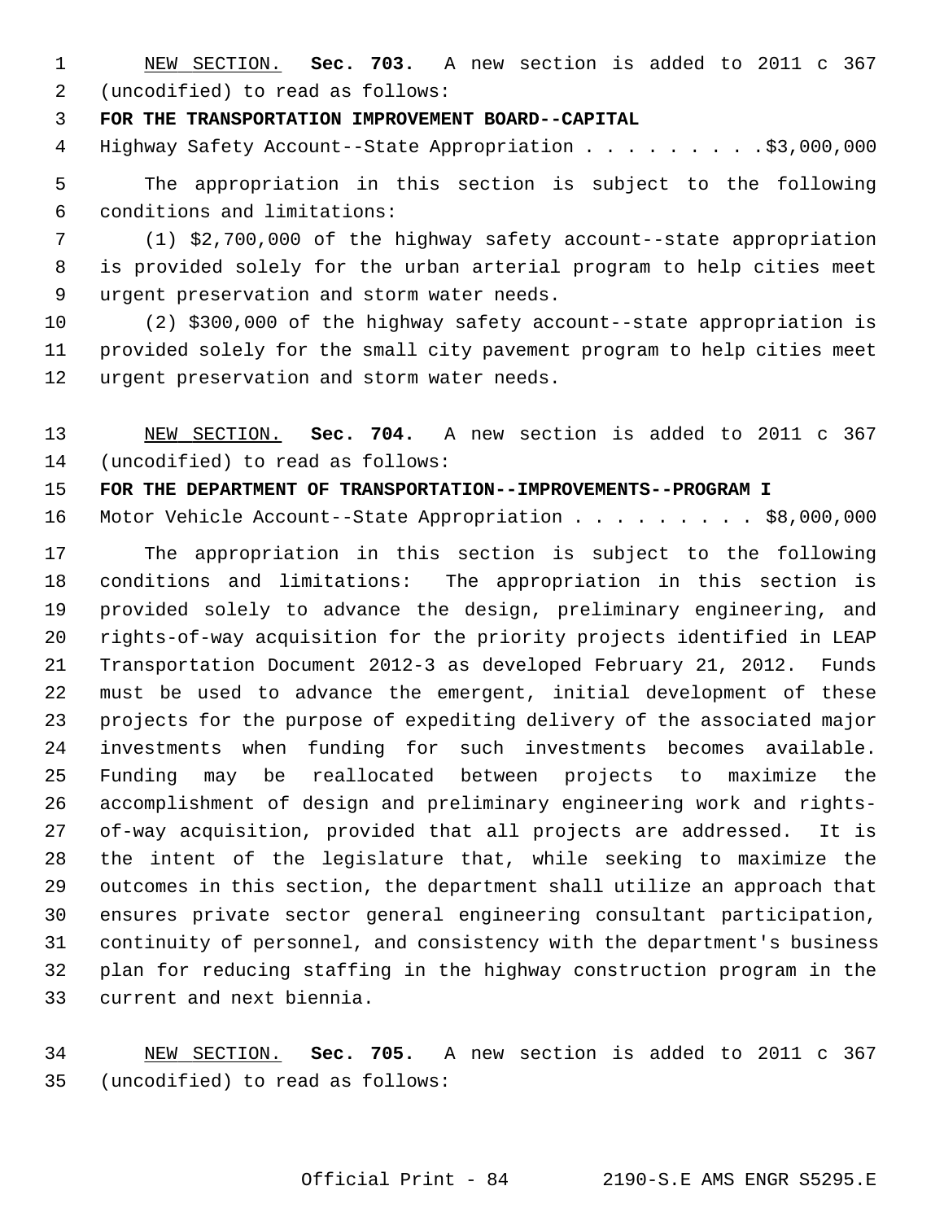NEW SECTION. **Sec. 703.** A new section is added to 2011 c 367 (uncodified) to read as follows:

**FOR THE TRANSPORTATION IMPROVEMENT BOARD--CAPITAL**

Highway Safety Account--State Appropriation . . . . . . . . . $3,000,000

The appropriation in this section is subject to the following conditions and limitations:

(1) $2,700,000 of the highway safety account--state appropriation is provided solely for the urban arterial program to help cities meet urgent preservation and storm water needs.

(2) $300,000 of the highway safety account--state appropriation is provided solely for the small city pavement program to help cities meet urgent preservation and storm water needs.

NEW SECTION. **Sec. 704.** A new section is added to 2011 c 367 (uncodified) to read as follows:

**FOR THE DEPARTMENT OF TRANSPORTATION--IMPROVEMENTS--PROGRAM I**

Motor Vehicle Account--State Appropriation . . . . . . . . . $8,000,000

The appropriation in this section is subject to the following conditions and limitations: The appropriation in this section is provided solely to advance the design, preliminary engineering, and rights-of-way acquisition for the priority projects identified in LEAP Transportation Document 2012-3 as developed February 21, 2012. Funds must be used to advance the emergent, initial development of these projects for the purpose of expediting delivery of the associated major investments when funding for such investments becomes available. Funding may be reallocated between projects to maximize the accomplishment of design and preliminary engineering work and rights-of-way acquisition, provided that all projects are addressed. It is the intent of the legislature that, while seeking to maximize the outcomes in this section, the department shall utilize an approach that ensures private sector general engineering consultant participation, continuity of personnel, and consistency with the department's business plan for reducing staffing in the highway construction program in the current and next biennia.

NEW SECTION. **Sec. 705.** A new section is added to 2011 c 367 (uncodified) to read as follows: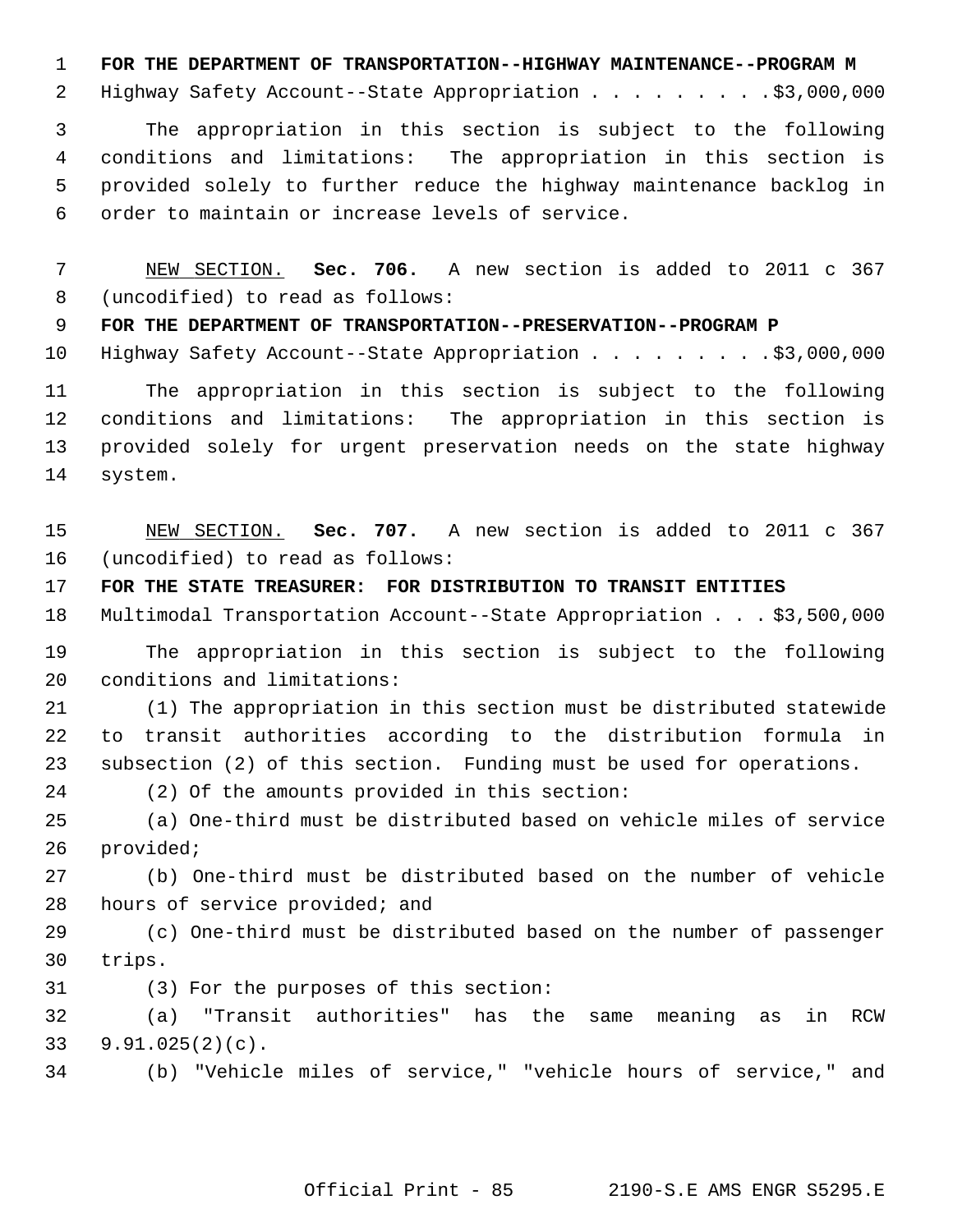**FOR THE DEPARTMENT OF TRANSPORTATION--HIGHWAY MAINTENANCE--PROGRAM M**

Highway Safety Account--State Appropriation . . . . . . . . . $3,000,000

The appropriation in this section is subject to the following conditions and limitations: The appropriation in this section is provided solely to further reduce the highway maintenance backlog in order to maintain or increase levels of service.

NEW SECTION. **Sec. 706.** A new section is added to 2011 c 367 (uncodified) to read as follows:

**FOR THE DEPARTMENT OF TRANSPORTATION--PRESERVATION--PROGRAM P**

Highway Safety Account--State Appropriation . . . . . . . . . $3,000,000

The appropriation in this section is subject to the following conditions and limitations: The appropriation in this section is provided solely for urgent preservation needs on the state highway system.

NEW SECTION. **Sec. 707.** A new section is added to 2011 c 367 (uncodified) to read as follows:

**FOR THE STATE TREASURER: FOR DISTRIBUTION TO TRANSIT ENTITIES**

Multimodal Transportation Account--State Appropriation . . . $3,500,000

The appropriation in this section is subject to the following conditions and limitations:

(1) The appropriation in this section must be distributed statewide to transit authorities according to the distribution formula in subsection (2) of this section. Funding must be used for operations.

(2) Of the amounts provided in this section:

(a) One-third must be distributed based on vehicle miles of service provided;

(b) One-third must be distributed based on the number of vehicle hours of service provided; and

(c) One-third must be distributed based on the number of passenger trips.

(3) For the purposes of this section:

(a) "Transit authorities" has the same meaning as in RCW 9.91.025(2)(c).

(b) "Vehicle miles of service," "vehicle hours of service," and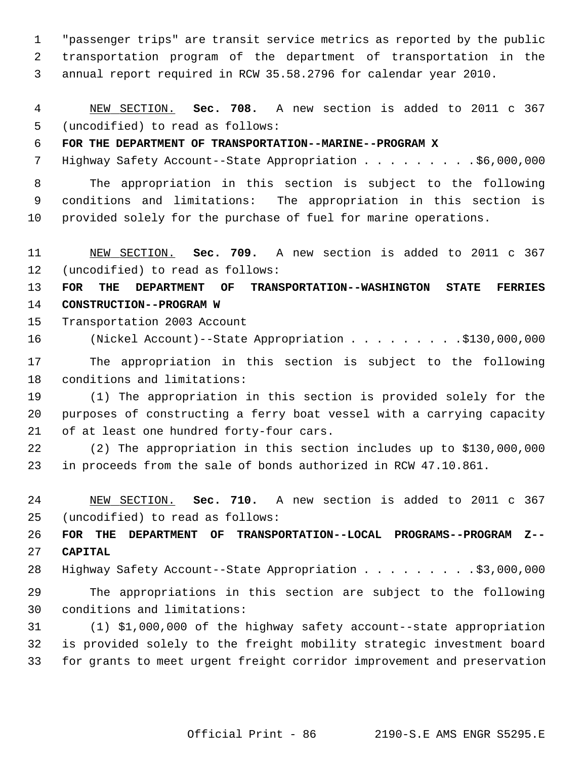"passenger trips" are transit service metrics as reported by the public transportation program of the department of transportation in the annual report required in RCW 35.58.2796 for calendar year 2010.

NEW SECTION. **Sec. 708.** A new section is added to 2011 c 367 (uncodified) to read as follows:

**FOR THE DEPARTMENT OF TRANSPORTATION--MARINE--PROGRAM X**

Highway Safety Account--State Appropriation . . . . . . . . . .$6,000,000

The appropriation in this section is subject to the following conditions and limitations: The appropriation in this section is provided solely for the purchase of fuel for marine operations.

NEW SECTION. **Sec. 709.** A new section is added to 2011 c 367 (uncodified) to read as follows:

**FOR THE DEPARTMENT OF TRANSPORTATION--WASHINGTON STATE FERRIES CONSTRUCTION--PROGRAM W**

Transportation 2003 Account
(Nickel Account)--State Appropriation . . . . . . . . . .$130,000,000

The appropriation in this section is subject to the following conditions and limitations:

(1) The appropriation in this section is provided solely for the purposes of constructing a ferry boat vessel with a carrying capacity of at least one hundred forty-four cars.

(2) The appropriation in this section includes up to $130,000,000 in proceeds from the sale of bonds authorized in RCW 47.10.861.

NEW SECTION. **Sec. 710.** A new section is added to 2011 c 367 (uncodified) to read as follows:

**FOR THE DEPARTMENT OF TRANSPORTATION--LOCAL PROGRAMS--PROGRAM Z--CAPITAL**

Highway Safety Account--State Appropriation . . . . . . . . . .$3,000,000

The appropriations in this section are subject to the following conditions and limitations:

(1) $1,000,000 of the highway safety account--state appropriation is provided solely to the freight mobility strategic investment board for grants to meet urgent freight corridor improvement and preservation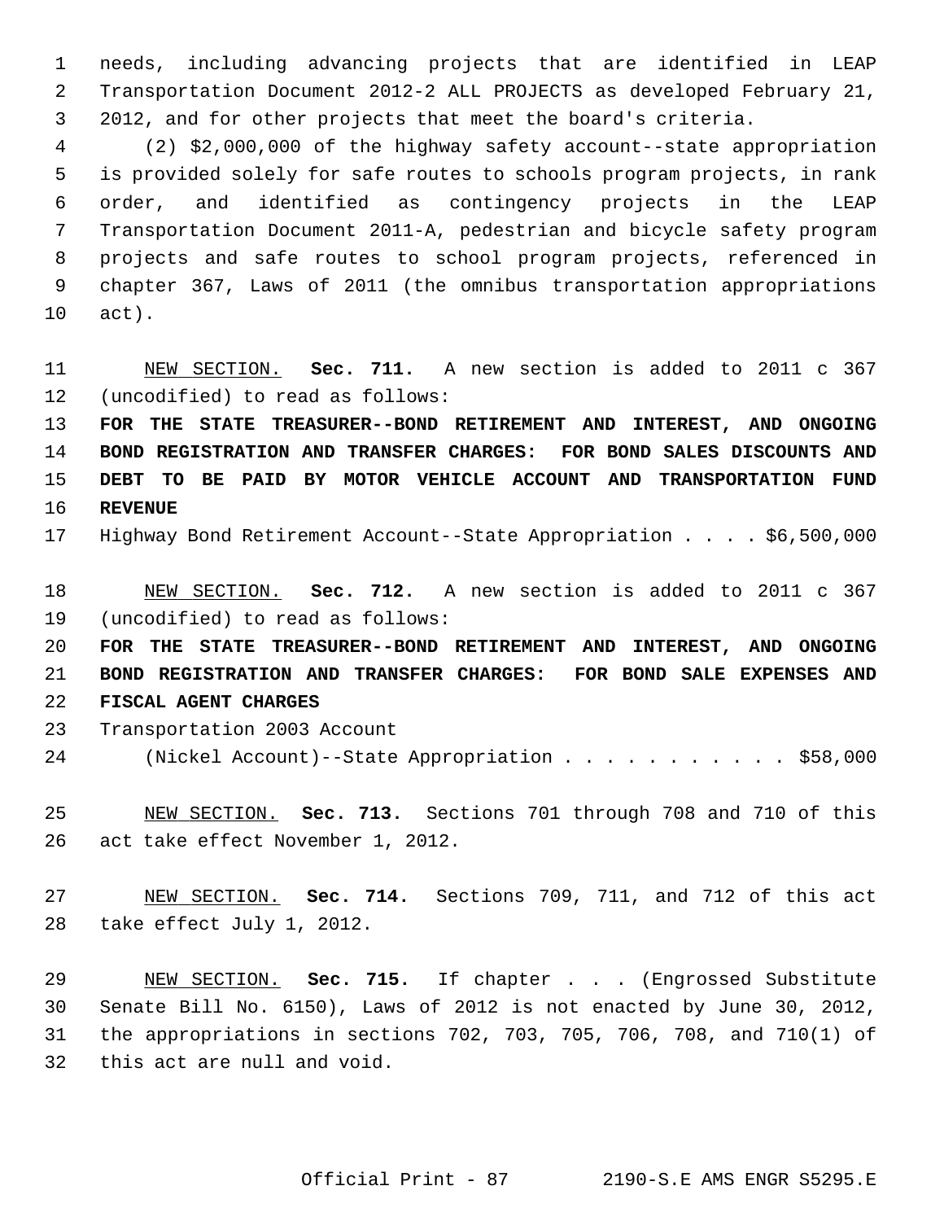needs, including advancing projects that are identified in LEAP Transportation Document 2012-2 ALL PROJECTS as developed February 21, 2012, and for other projects that meet the board's criteria.

(2) $2,000,000 of the highway safety account--state appropriation is provided solely for safe routes to schools program projects, in rank order, and identified as contingency projects in the LEAP Transportation Document 2011-A, pedestrian and bicycle safety program projects and safe routes to school program projects, referenced in chapter 367, Laws of 2011 (the omnibus transportation appropriations act).

NEW SECTION. **Sec. 711.** A new section is added to 2011 c 367 (uncodified) to read as follows:

**FOR THE STATE TREASURER--BOND RETIREMENT AND INTEREST, AND ONGOING BOND REGISTRATION AND TRANSFER CHARGES: FOR BOND SALES DISCOUNTS AND DEBT TO BE PAID BY MOTOR VEHICLE ACCOUNT AND TRANSPORTATION FUND REVENUE**

Highway Bond Retirement Account--State Appropriation . . . . $6,500,000

NEW SECTION. **Sec. 712.** A new section is added to 2011 c 367 (uncodified) to read as follows:

**FOR THE STATE TREASURER--BOND RETIREMENT AND INTEREST, AND ONGOING BOND REGISTRATION AND TRANSFER CHARGES: FOR BOND SALE EXPENSES AND FISCAL AGENT CHARGES**

Transportation 2003 Account
(Nickel Account)--State Appropriation . . . . . . . . . . . $58,000

NEW SECTION. **Sec. 713.** Sections 701 through 708 and 710 of this act take effect November 1, 2012.

NEW SECTION. **Sec. 714.** Sections 709, 711, and 712 of this act take effect July 1, 2012.

NEW SECTION. **Sec. 715.** If chapter . . . (Engrossed Substitute Senate Bill No. 6150), Laws of 2012 is not enacted by June 30, 2012, the appropriations in sections 702, 703, 705, 706, 708, and 710(1) of this act are null and void.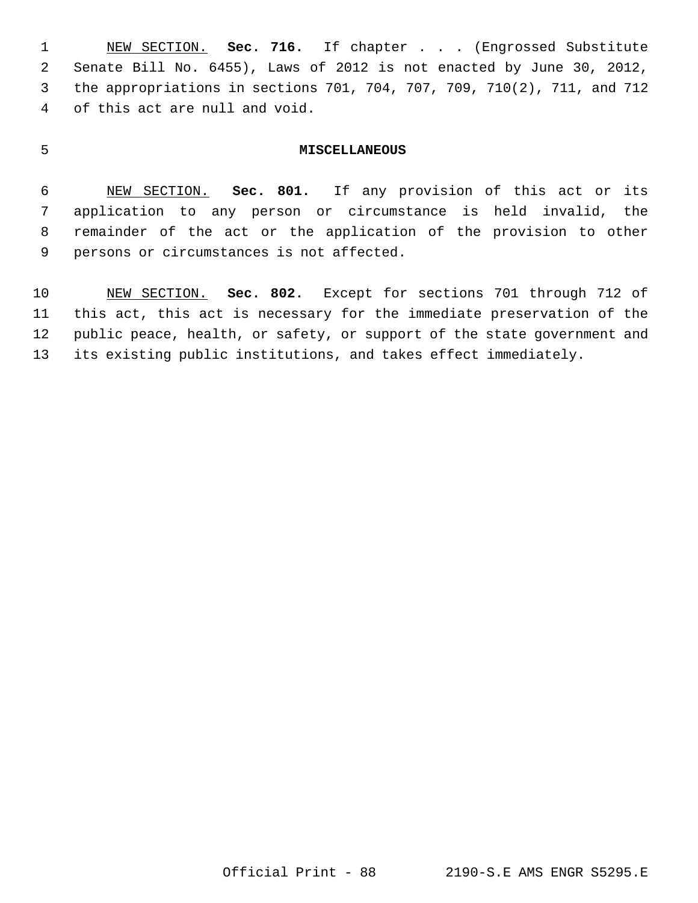NEW SECTION. **Sec. 716.** If chapter . . . (Engrossed Substitute Senate Bill No. 6455), Laws of 2012 is not enacted by June 30, 2012, the appropriations in sections 701, 704, 707, 709, 710(2), 711, and 712 of this act are null and void.

## MISCELLANEOUS

NEW SECTION. **Sec. 801.** If any provision of this act or its application to any person or circumstance is held invalid, the remainder of the act or the application of the provision to other persons or circumstances is not affected.

NEW SECTION. **Sec. 802.** Except for sections 701 through 712 of this act, this act is necessary for the immediate preservation of the public peace, health, or safety, or support of the state government and its existing public institutions, and takes effect immediately.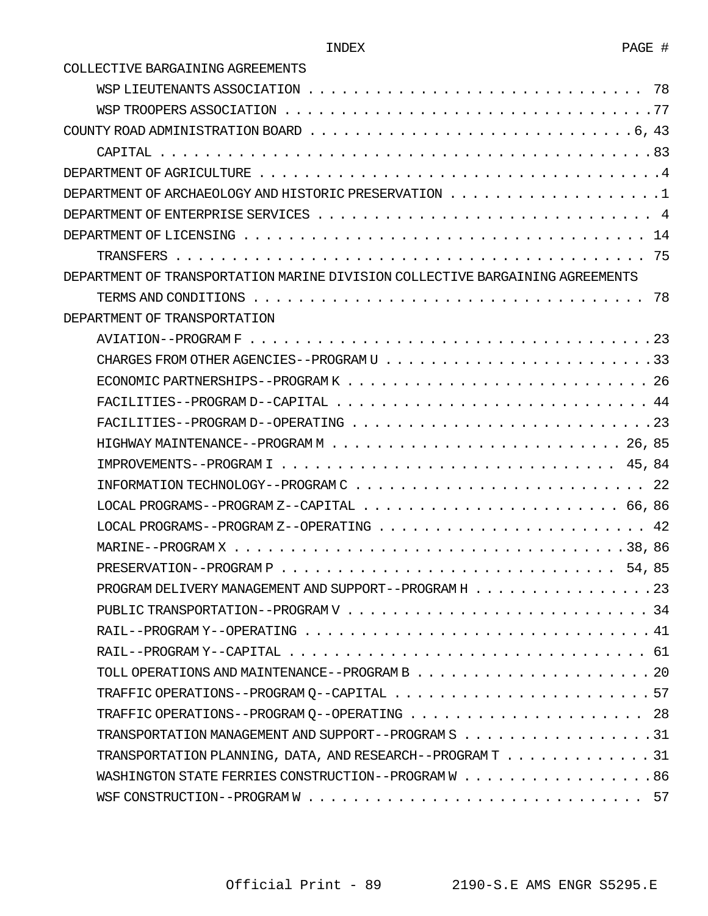INDEX PAGE #

COLLECTIVE BARGAINING AGREEMENTS

- WSP LIEUTENANTS ASSOCIATION . . . . . . . . . . . . . . . . . . . . . . . . . . . . . 78
- WSP TROOPERS ASSOCIATION . . . . . . . . . . . . . . . . . . . . . . . . . . . . . . .77

COUNTY ROAD ADMINISTRATION BOARD . . . . . . . . . . . . . . . . . . . . . . . . . . . .6, 43

- CAPITAL . . . . . . . . . . . . . . . . . . . . . . . . . . . . . . . . . . . . . . . . . .83

DEPARTMENT OF AGRICULTURE . . . . . . . . . . . . . . . . . . . . . . . . . . . . . . . . .4

DEPARTMENT OF ARCHAEOLOGY AND HISTORIC PRESERVATION . . . . . . . . . . . . . . . . . . .1

DEPARTMENT OF ENTERPRISE SERVICES . . . . . . . . . . . . . . . . . . . . . . . . . . . . 4

DEPARTMENT OF LICENSING . . . . . . . . . . . . . . . . . . . . . . . . . . . . . . . . . 14

- TRANSFERS . . . . . . . . . . . . . . . . . . . . . . . . . . . . . . . . . . . . . . . . 75

DEPARTMENT OF TRANSPORTATION MARINE DIVISION COLLECTIVE BARGAINING AGREEMENTS

- TERMS AND CONDITIONS . . . . . . . . . . . . . . . . . . . . . . . . . . . . . . . . . 78

DEPARTMENT OF TRANSPORTATION

- AVIATION--PROGRAM F . . . . . . . . . . . . . . . . . . . . . . . . . . . . . . . . . . .23
- CHARGES FROM OTHER AGENCIES--PROGRAM U . . . . . . . . . . . . . . . . . . . . . . . . .33
- ECONOMIC PARTNERSHIPS--PROGRAM K . . . . . . . . . . . . . . . . . . . . . . . . . . . 26
- FACILITIES--PROGRAM D--CAPITAL . . . . . . . . . . . . . . . . . . . . . . . . . . . . 44
- FACILITIES--PROGRAM D--OPERATING . . . . . . . . . . . . . . . . . . . . . . . . . . . .23
- HIGHWAY MAINTENANCE--PROGRAM M . . . . . . . . . . . . . . . . . . . . . . . . . . . 26, 85
- IMPROVEMENTS--PROGRAM I . . . . . . . . . . . . . . . . . . . . . . . . . . . . . . 45, 84
- INFORMATION TECHNOLOGY--PROGRAM C . . . . . . . . . . . . . . . . . . . . . . . . . . 22
- LOCAL PROGRAMS--PROGRAM Z--CAPITAL . . . . . . . . . . . . . . . . . . . . . . . . 66, 86
- LOCAL PROGRAMS--PROGRAM Z--OPERATING . . . . . . . . . . . . . . . . . . . . . . . . . 42
- MARINE--PROGRAM X . . . . . . . . . . . . . . . . . . . . . . . . . . . . . . . . . . .38, 86
- PRESERVATION--PROGRAM P . . . . . . . . . . . . . . . . . . . . . . . . . . . . . . 54, 85
- PROGRAM DELIVERY MANAGEMENT AND SUPPORT--PROGRAM H . . . . . . . . . . . . . . . . .23
- PUBLIC TRANSPORTATION--PROGRAM V . . . . . . . . . . . . . . . . . . . . . . . . . . . 34
- RAIL--PROGRAM Y--OPERATING . . . . . . . . . . . . . . . . . . . . . . . . . . . . . . .41
- RAIL--PROGRAM Y--CAPITAL . . . . . . . . . . . . . . . . . . . . . . . . . . . . . . . 61
- TOLL OPERATIONS AND MAINTENANCE--PROGRAM B . . . . . . . . . . . . . . . . . . . . . .20
- TRAFFIC OPERATIONS--PROGRAM Q--CAPITAL . . . . . . . . . . . . . . . . . . . . . . . .57
- TRAFFIC OPERATIONS--PROGRAM Q--OPERATING . . . . . . . . . . . . . . . . . . . . . . 28
- TRANSPORTATION MANAGEMENT AND SUPPORT--PROGRAM S . . . . . . . . . . . . . . . . . . .31
- TRANSPORTATION PLANNING, DATA, AND RESEARCH--PROGRAM T . . . . . . . . . . . . . .31
- WASHINGTON STATE FERRIES CONSTRUCTION--PROGRAM W . . . . . . . . . . . . . . . . . .86
- WSF CONSTRUCTION--PROGRAM W . . . . . . . . . . . . . . . . . . . . . . . . . . . . . 57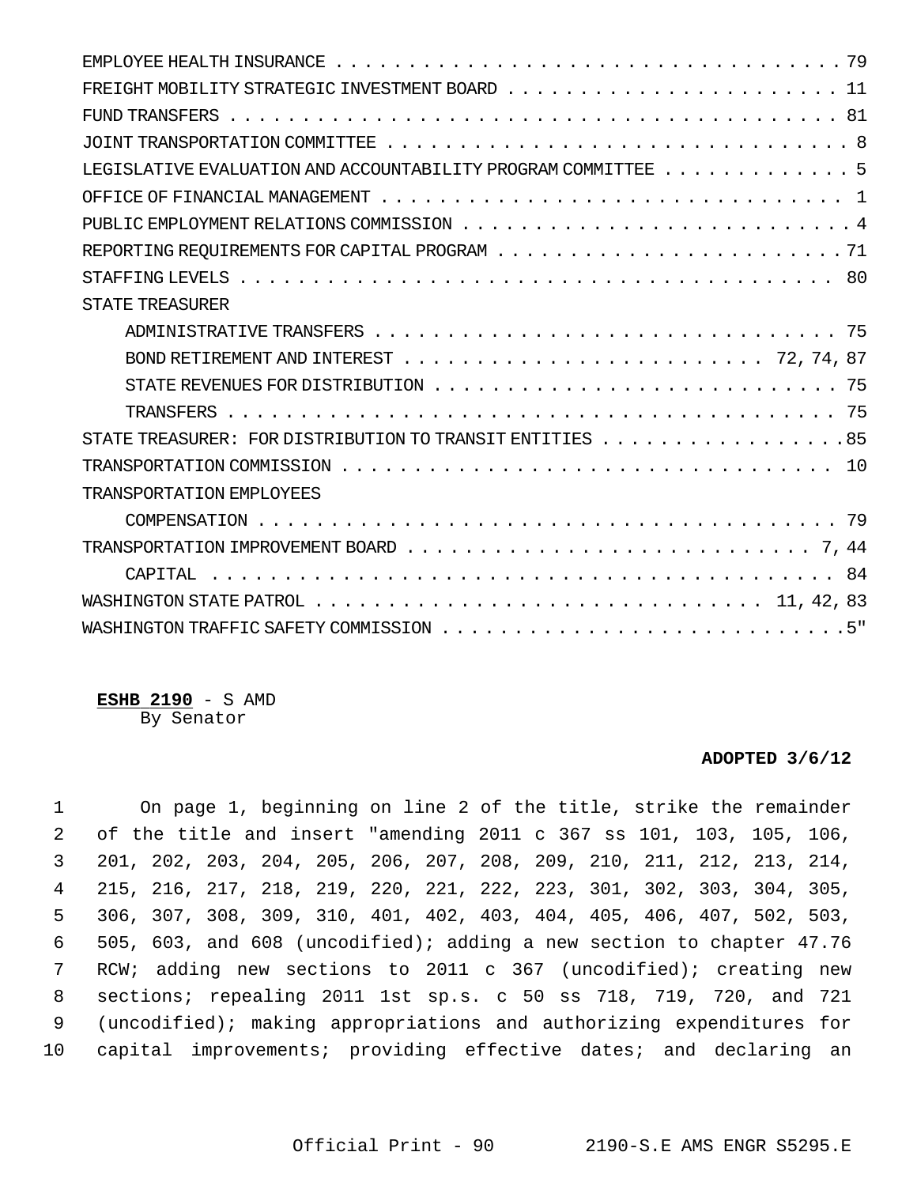EMPLOYEE HEALTH INSURANCE . . . . . . . . . . . . . . . . . . . . . . . . . . . . . . . . . . . . 79
FREIGHT MOBILITY STRATEGIC INVESTMENT BOARD . . . . . . . . . . . . . . . . . . . . . . . 11
FUND TRANSFERS . . . . . . . . . . . . . . . . . . . . . . . . . . . . . . . . . . . . . . . . . 81
JOINT TRANSPORTATION COMMITTEE . . . . . . . . . . . . . . . . . . . . . . . . . . . . . . . . 8
LEGISLATIVE EVALUATION AND ACCOUNTABILITY PROGRAM COMMITTEE . . . . . . . . . . . . . 5
OFFICE OF FINANCIAL MANAGEMENT . . . . . . . . . . . . . . . . . . . . . . . . . . . . . . . 1
PUBLIC EMPLOYMENT RELATIONS COMMISSION . . . . . . . . . . . . . . . . . . . . . . . . . . . 4
REPORTING REQUIREMENTS FOR CAPITAL PROGRAM . . . . . . . . . . . . . . . . . . . . . . . . 71
STAFFING LEVELS . . . . . . . . . . . . . . . . . . . . . . . . . . . . . . . . . . . . . . . 80
STATE TREASURER
    ADMINISTRATIVE TRANSFERS . . . . . . . . . . . . . . . . . . . . . . . . . . . . . . . 75
    BOND RETIREMENT AND INTEREST . . . . . . . . . . . . . . . . . . . . . . . . . 72, 74, 87
    STATE REVENUES FOR DISTRIBUTION . . . . . . . . . . . . . . . . . . . . . . . . . . . . 75
    TRANSFERS . . . . . . . . . . . . . . . . . . . . . . . . . . . . . . . . . . . . . . . . 75
STATE TREASURER: FOR DISTRIBUTION TO TRANSIT ENTITIES . . . . . . . . . . . . . . . . . .85
TRANSPORTATION COMMISSION . . . . . . . . . . . . . . . . . . . . . . . . . . . . . . . . . . 10
TRANSPORTATION EMPLOYEES
    COMPENSATION . . . . . . . . . . . . . . . . . . . . . . . . . . . . . . . . . . . . . . . 79
TRANSPORTATION IMPROVEMENT BOARD . . . . . . . . . . . . . . . . . . . . . . . . . . . . 7, 44
    CAPITAL . . . . . . . . . . . . . . . . . . . . . . . . . . . . . . . . . . . . . . . . . 84
WASHINGTON STATE PATROL . . . . . . . . . . . . . . . . . . . . . . . . . . . . . . 11, 42, 83
WASHINGTON TRAFFIC SAFETY COMMISSION . . . . . . . . . . . . . . . . . . . . . . . . . . . .5"

**ESHB 2190** - S AMD
By Senator

**ADOPTED 3/6/12**

On page 1, beginning on line 2 of the title, strike the remainder of the title and insert "amending 2011 c 367 ss 101, 103, 105, 106, 201, 202, 203, 204, 205, 206, 207, 208, 209, 210, 211, 212, 213, 214, 215, 216, 217, 218, 219, 220, 221, 222, 223, 301, 302, 303, 304, 305, 306, 307, 308, 309, 310, 401, 402, 403, 404, 405, 406, 407, 502, 503, 505, 603, and 608 (uncodified); adding a new section to chapter 47.76 RCW; adding new sections to 2011 c 367 (uncodified); creating new sections; repealing 2011 1st sp.s. c 50 ss 718, 719, 720, and 721 (uncodified); making appropriations and authorizing expenditures for capital improvements; providing effective dates; and declaring an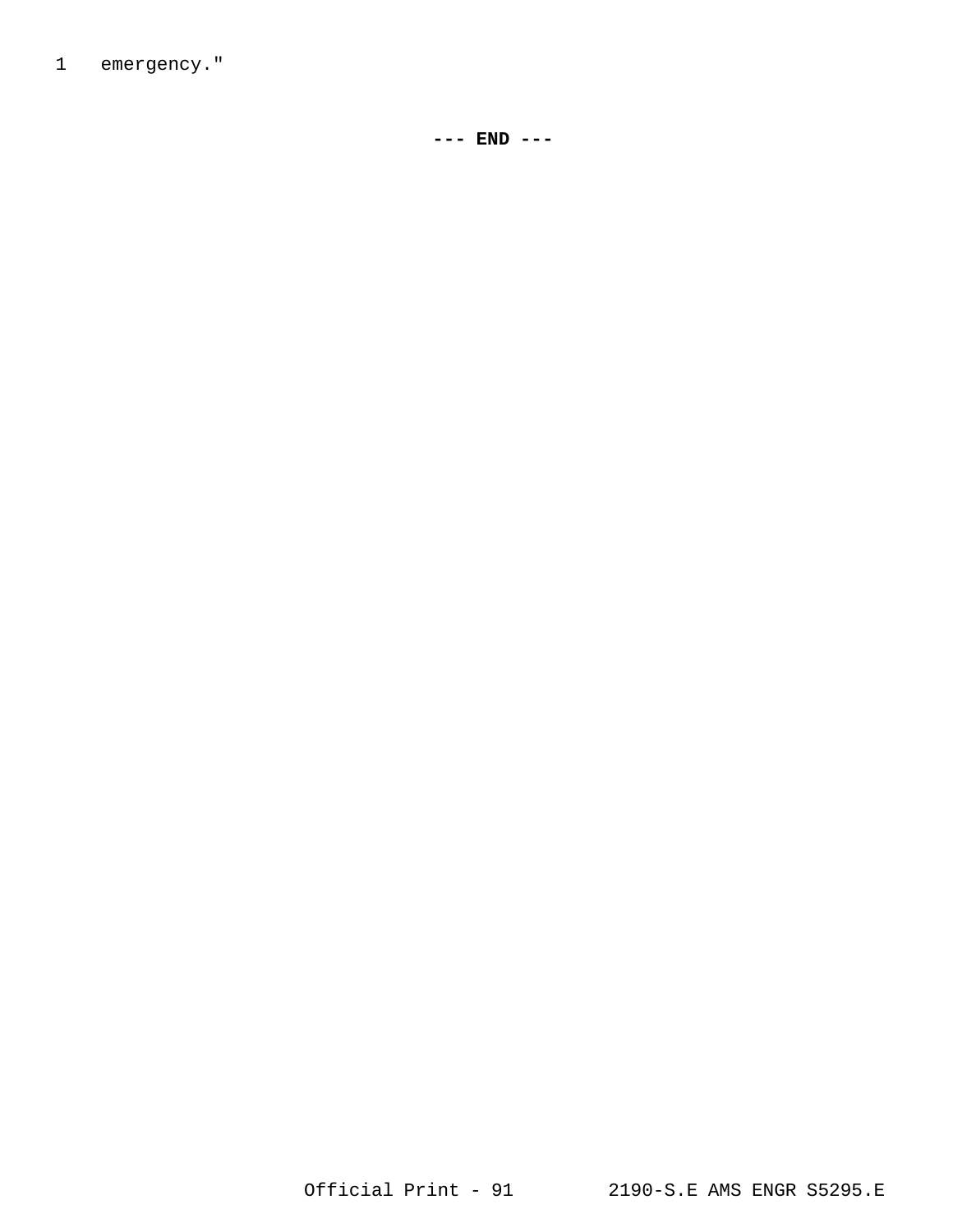emergency."

**--- END ---**